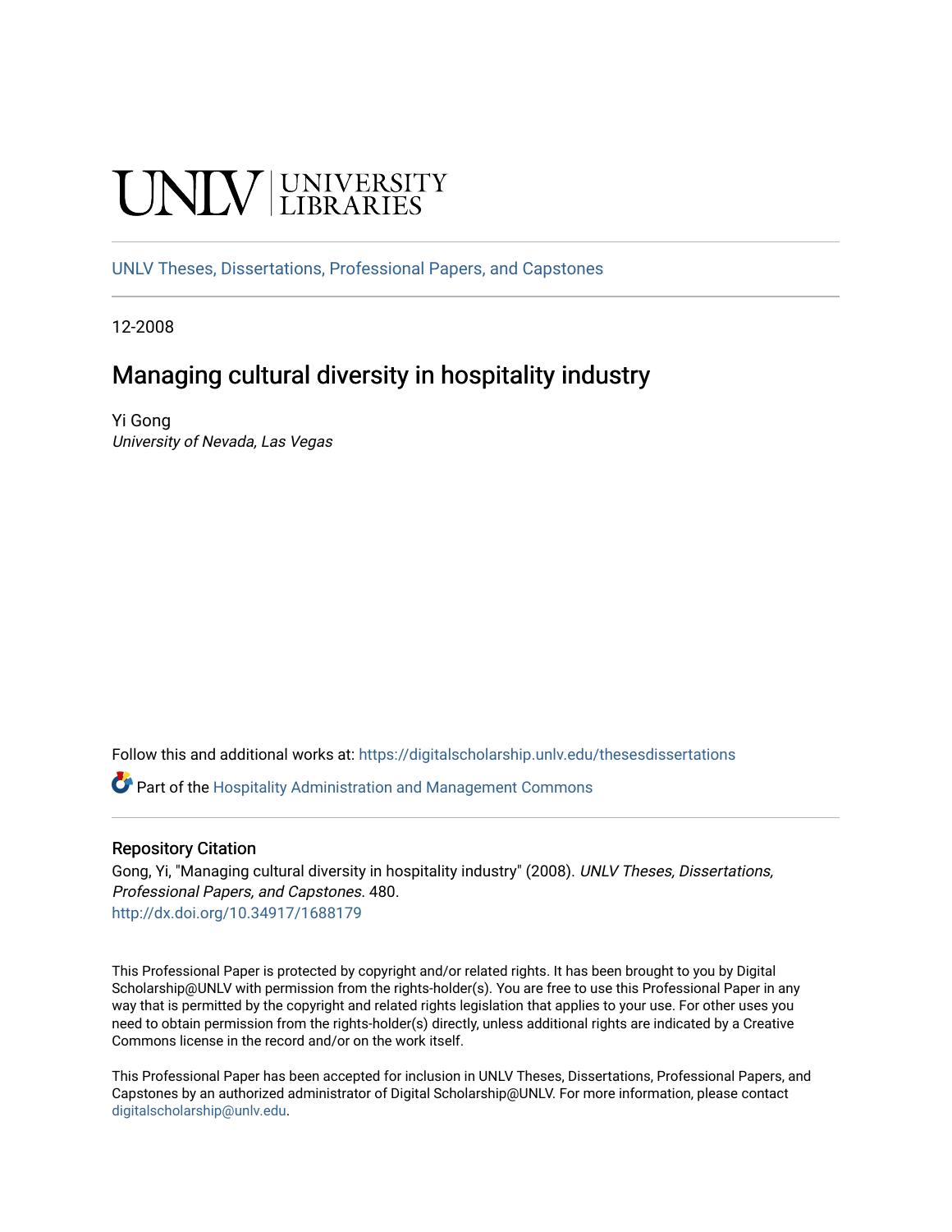UNLV | UNIVERSITY LIBRARIES

UNLV Theses, Dissertations, Professional Papers, and Capstones

12-2008

# Managing cultural diversity in hospitality industry

Yi Gong
*University of Nevada, Las Vegas*

Follow this and additional works at: https://digitalscholarship.unlv.edu/thesesdissertations

Part of the Hospitality Administration and Management Commons

## Repository Citation

Gong, Yi, "Managing cultural diversity in hospitality industry" (2008). *UNLV Theses, Dissertations, Professional Papers, and Capstones*. 480.
http://dx.doi.org/10.34917/1688179

This Professional Paper is protected by copyright and/or related rights. It has been brought to you by Digital Scholarship@UNLV with permission from the rights-holder(s). You are free to use this Professional Paper in any way that is permitted by the copyright and related rights legislation that applies to your use. For other uses you need to obtain permission from the rights-holder(s) directly, unless additional rights are indicated by a Creative Commons license in the record and/or on the work itself.

This Professional Paper has been accepted for inclusion in UNLV Theses, Dissertations, Professional Papers, and Capstones by an authorized administrator of Digital Scholarship@UNLV. For more information, please contact digitalscholarship@unlv.edu.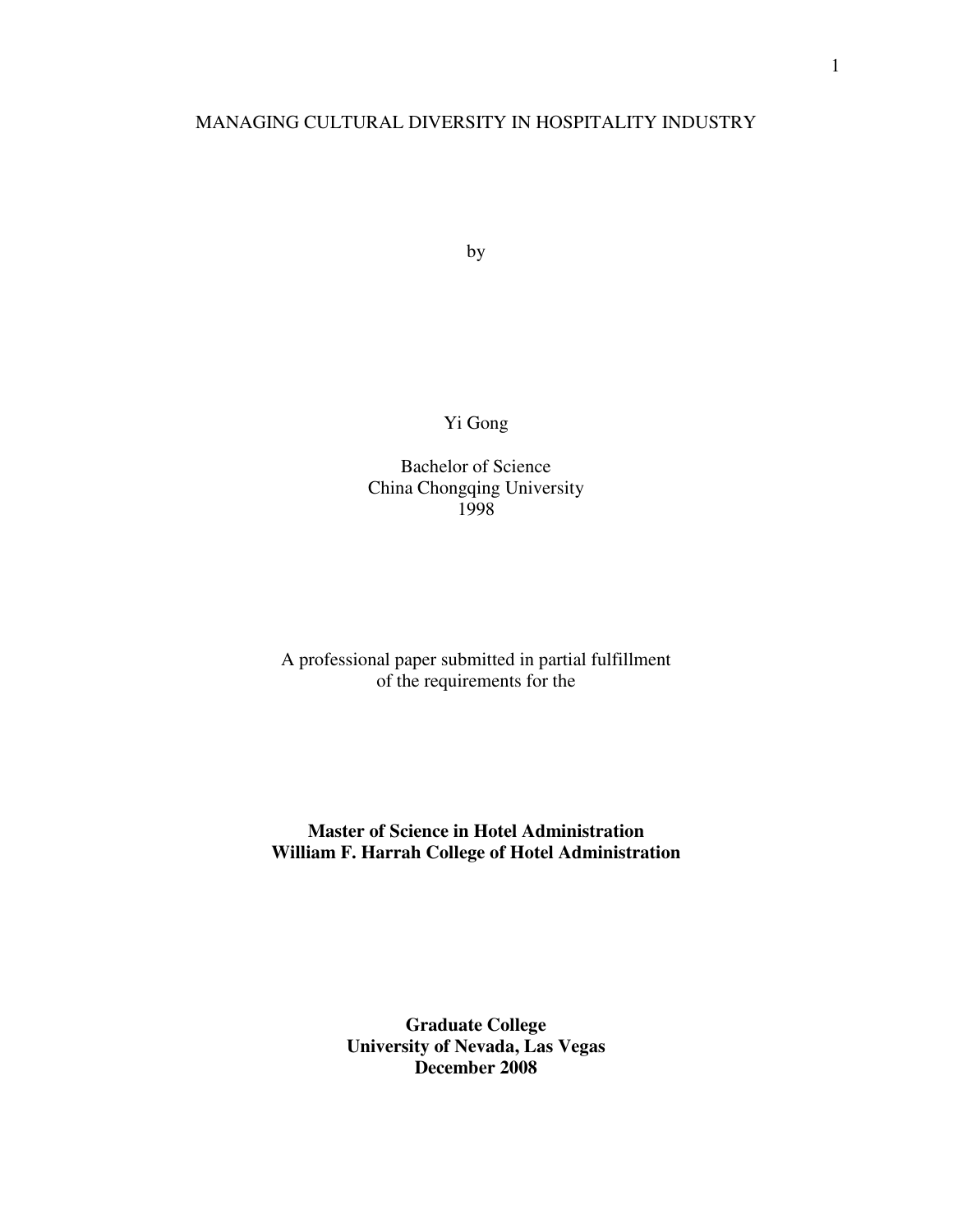# MANAGING CULTURAL DIVERSITY IN HOSPITALITY INDUSTRY

by

Yi Gong

Bachelor of Science
China Chongqing University
1998

A professional paper submitted in partial fulfillment
of the requirements for the

**Master of Science in Hotel Administration**
**William F. Harrah College of Hotel Administration**

**Graduate College**
**University of Nevada, Las Vegas**
**December 2008**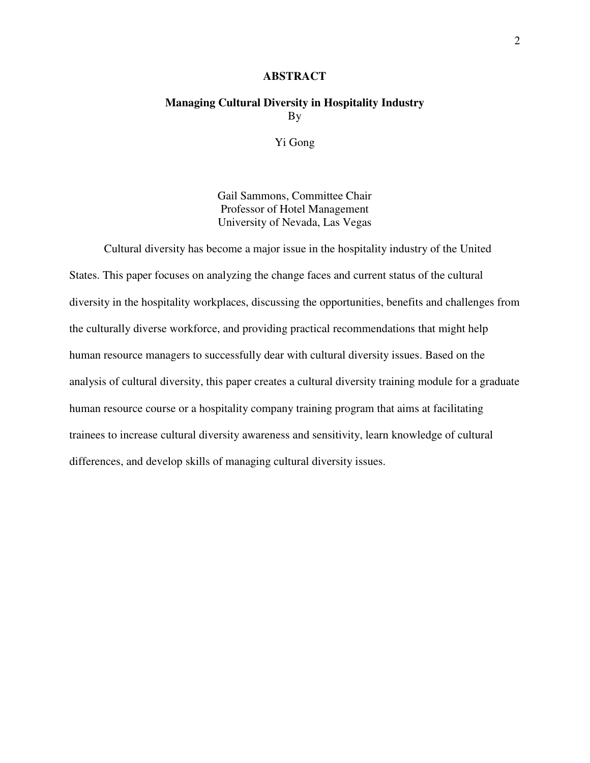# ABSTRACT

**Managing Cultural Diversity in Hospitality Industry**

By

Yi Gong

Gail Sammons, Committee Chair
Professor of Hotel Management
University of Nevada, Las Vegas

Cultural diversity has become a major issue in the hospitality industry of the United States. This paper focuses on analyzing the change faces and current status of the cultural diversity in the hospitality workplaces, discussing the opportunities, benefits and challenges from the culturally diverse workforce, and providing practical recommendations that might help human resource managers to successfully dear with cultural diversity issues. Based on the analysis of cultural diversity, this paper creates a cultural diversity training module for a graduate human resource course or a hospitality company training program that aims at facilitating trainees to increase cultural diversity awareness and sensitivity, learn knowledge of cultural differences, and develop skills of managing cultural diversity issues.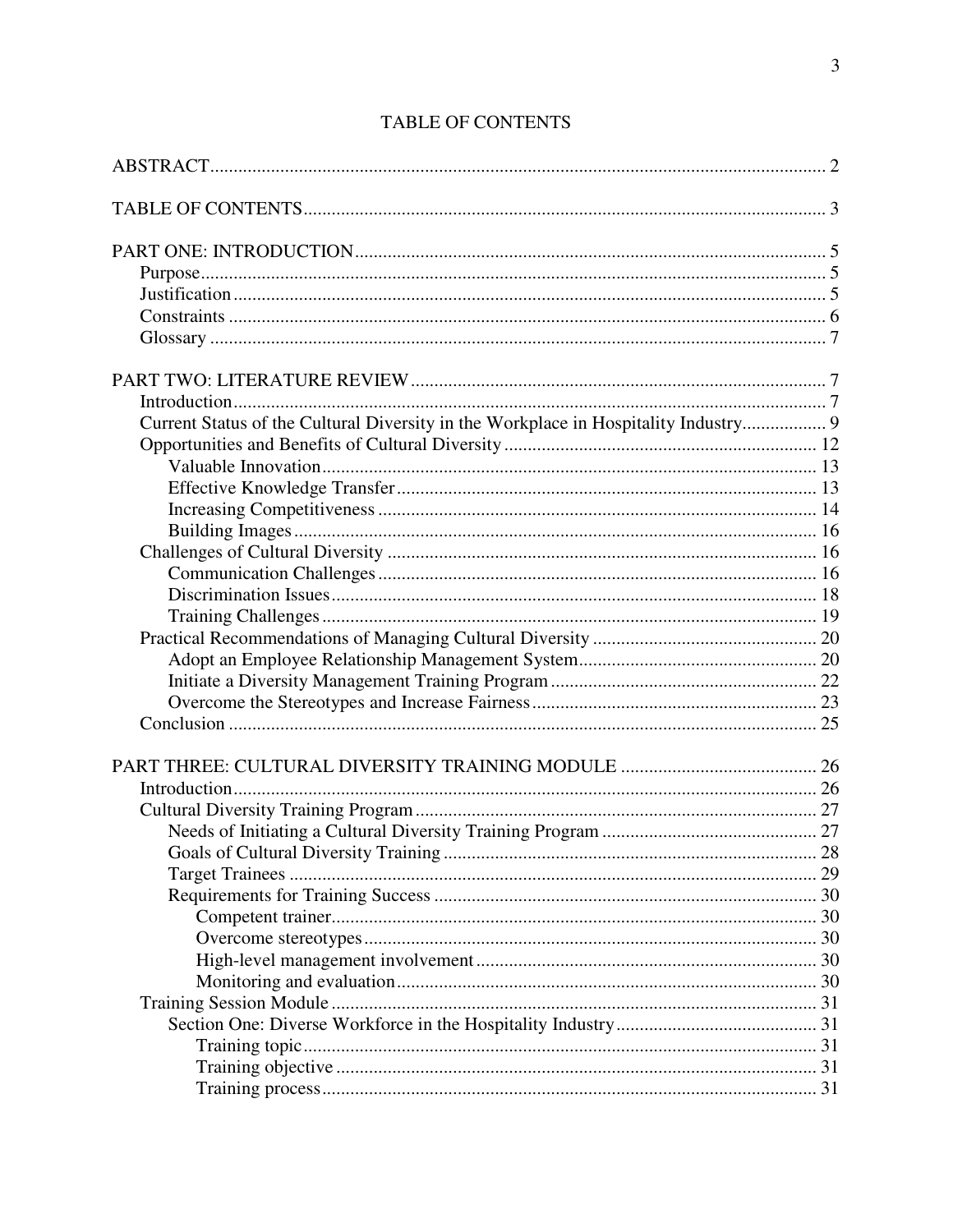# TABLE OF CONTENTS

ABSTRACT .......... 2

TABLE OF CONTENTS .......... 3

PART ONE: INTRODUCTION .......... 5
- Purpose .......... 5
- Justification .......... 5
- Constraints .......... 6
- Glossary .......... 7

PART TWO: LITERATURE REVIEW .......... 7
- Introduction .......... 7
- Current Status of the Cultural Diversity in the Workplace in Hospitality Industry .......... 9
- Opportunities and Benefits of Cultural Diversity .......... 12
  - Valuable Innovation .......... 13
  - Effective Knowledge Transfer .......... 13
  - Increasing Competitiveness .......... 14
  - Building Images .......... 16
- Challenges of Cultural Diversity .......... 16
  - Communication Challenges .......... 16
  - Discrimination Issues .......... 18
  - Training Challenges .......... 19
- Practical Recommendations of Managing Cultural Diversity .......... 20
  - Adopt an Employee Relationship Management System .......... 20
  - Initiate a Diversity Management Training Program .......... 22
  - Overcome the Stereotypes and Increase Fairness .......... 23
- Conclusion .......... 25

PART THREE: CULTURAL DIVERSITY TRAINING MODULE .......... 26
- Introduction .......... 26
- Cultural Diversity Training Program .......... 27
  - Needs of Initiating a Cultural Diversity Training Program .......... 27
  - Goals of Cultural Diversity Training .......... 28
  - Target Trainees .......... 29
  - Requirements for Training Success .......... 30
    - Competent trainer .......... 30
    - Overcome stereotypes .......... 30
    - High-level management involvement .......... 30
    - Monitoring and evaluation .......... 30
- Training Session Module .......... 31
  - Section One: Diverse Workforce in the Hospitality Industry .......... 31
    - Training topic .......... 31
    - Training objective .......... 31
    - Training process .......... 31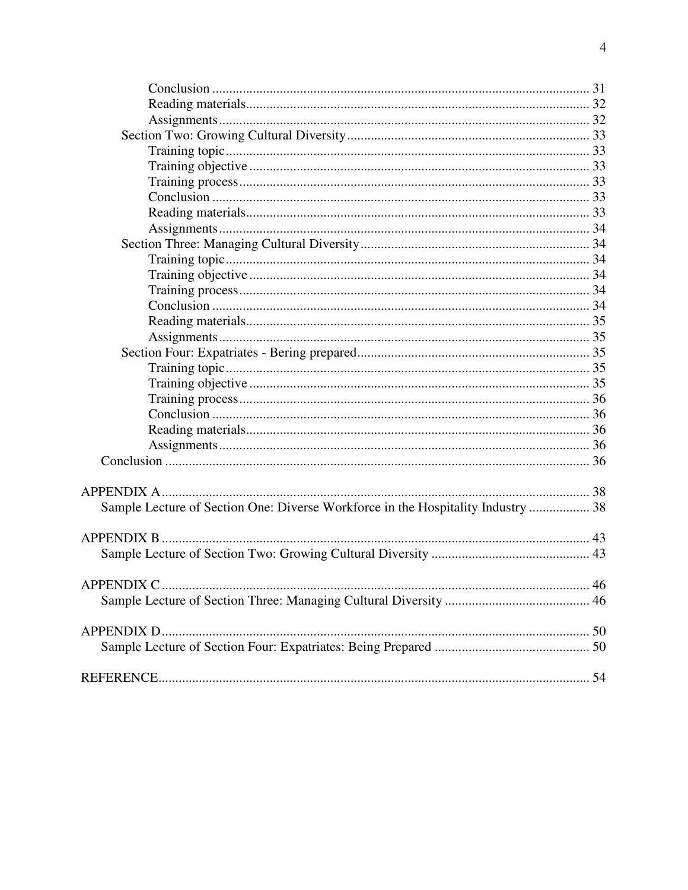Conclusion ..... 31
Reading materials ..... 32
Assignments ..... 32
Section Two: Growing Cultural Diversity ..... 33
Training topic ..... 33
Training objective ..... 33
Training process ..... 33
Conclusion ..... 33
Reading materials ..... 33
Assignments ..... 34
Section Three: Managing Cultural Diversity ..... 34
Training topic ..... 34
Training objective ..... 34
Training process ..... 34
Conclusion ..... 34
Reading materials ..... 35
Assignments ..... 35
Section Four: Expatriates - Bering prepared ..... 35
Training topic ..... 35
Training objective ..... 35
Training process ..... 36
Conclusion ..... 36
Reading materials ..... 36
Assignments ..... 36
Conclusion ..... 36

APPENDIX A ..... 38
Sample Lecture of Section One: Diverse Workforce in the Hospitality Industry ..... 38

APPENDIX B ..... 43
Sample Lecture of Section Two: Growing Cultural Diversity ..... 43

APPENDIX C ..... 46
Sample Lecture of Section Three: Managing Cultural Diversity ..... 46

APPENDIX D ..... 50
Sample Lecture of Section Four: Expatriates: Being Prepared ..... 50

REFERENCE ..... 54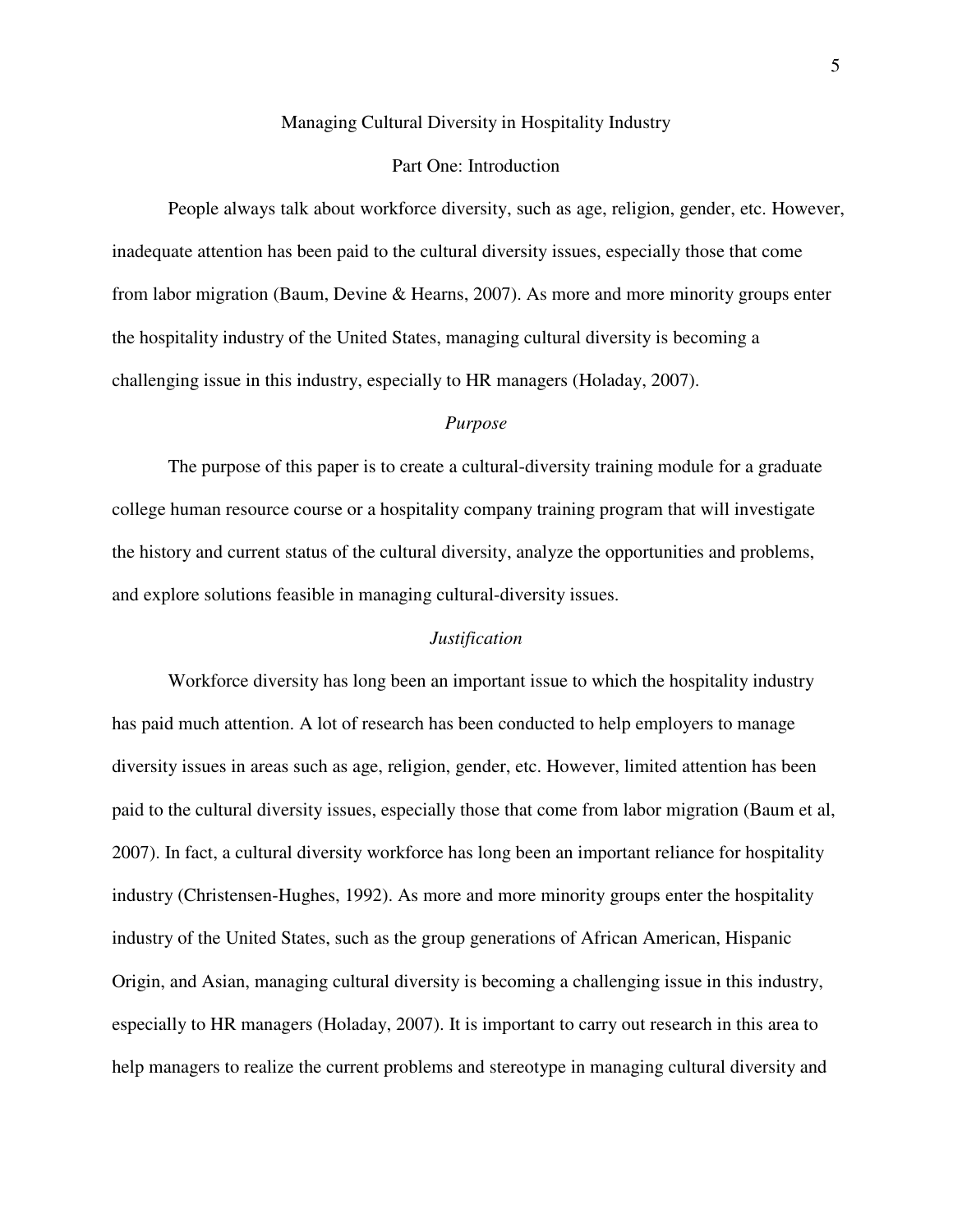# Managing Cultural Diversity in Hospitality Industry

## Part One: Introduction

People always talk about workforce diversity, such as age, religion, gender, etc. However, inadequate attention has been paid to the cultural diversity issues, especially those that come from labor migration (Baum, Devine & Hearns, 2007). As more and more minority groups enter the hospitality industry of the United States, managing cultural diversity is becoming a challenging issue in this industry, especially to HR managers (Holaday, 2007).

### *Purpose*

The purpose of this paper is to create a cultural-diversity training module for a graduate college human resource course or a hospitality company training program that will investigate the history and current status of the cultural diversity, analyze the opportunities and problems, and explore solutions feasible in managing cultural-diversity issues.

### *Justification*

Workforce diversity has long been an important issue to which the hospitality industry has paid much attention. A lot of research has been conducted to help employers to manage diversity issues in areas such as age, religion, gender, etc. However, limited attention has been paid to the cultural diversity issues, especially those that come from labor migration (Baum et al, 2007). In fact, a cultural diversity workforce has long been an important reliance for hospitality industry (Christensen-Hughes, 1992). As more and more minority groups enter the hospitality industry of the United States, such as the group generations of African American, Hispanic Origin, and Asian, managing cultural diversity is becoming a challenging issue in this industry, especially to HR managers (Holaday, 2007). It is important to carry out research in this area to help managers to realize the current problems and stereotype in managing cultural diversity and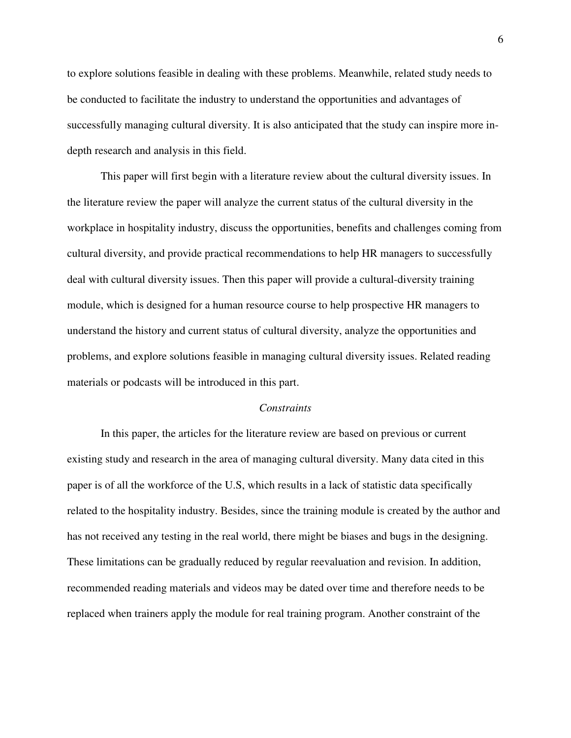to explore solutions feasible in dealing with these problems. Meanwhile, related study needs to be conducted to facilitate the industry to understand the opportunities and advantages of successfully managing cultural diversity. It is also anticipated that the study can inspire more in-depth research and analysis in this field.

This paper will first begin with a literature review about the cultural diversity issues. In the literature review the paper will analyze the current status of the cultural diversity in the workplace in hospitality industry, discuss the opportunities, benefits and challenges coming from cultural diversity, and provide practical recommendations to help HR managers to successfully deal with cultural diversity issues. Then this paper will provide a cultural-diversity training module, which is designed for a human resource course to help prospective HR managers to understand the history and current status of cultural diversity, analyze the opportunities and problems, and explore solutions feasible in managing cultural diversity issues. Related reading materials or podcasts will be introduced in this part.

### *Constraints*

In this paper, the articles for the literature review are based on previous or current existing study and research in the area of managing cultural diversity. Many data cited in this paper is of all the workforce of the U.S, which results in a lack of statistic data specifically related to the hospitality industry. Besides, since the training module is created by the author and has not received any testing in the real world, there might be biases and bugs in the designing. These limitations can be gradually reduced by regular reevaluation and revision. In addition, recommended reading materials and videos may be dated over time and therefore needs to be replaced when trainers apply the module for real training program. Another constraint of the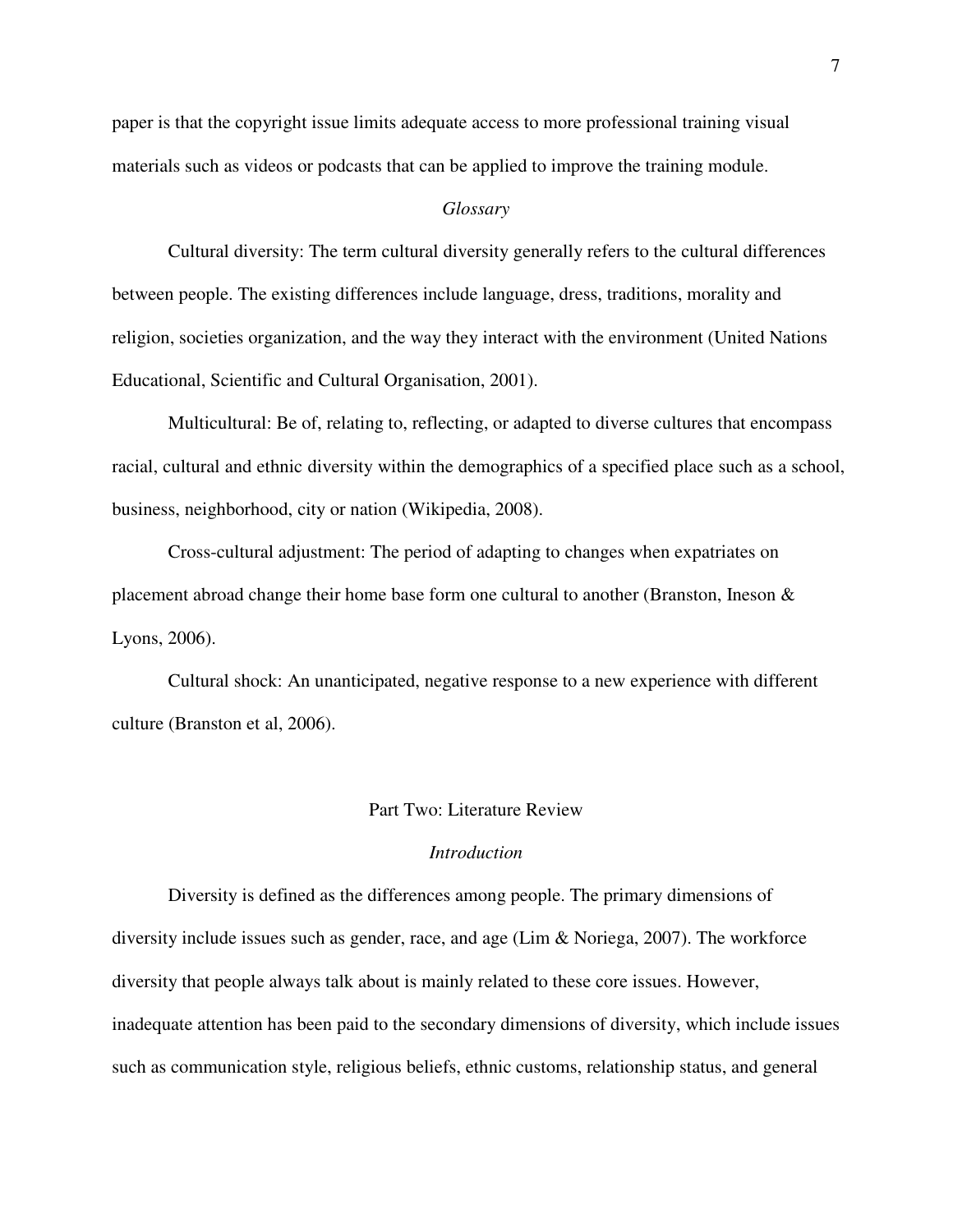paper is that the copyright issue limits adequate access to more professional training visual materials such as videos or podcasts that can be applied to improve the training module.

### *Glossary*

Cultural diversity: The term cultural diversity generally refers to the cultural differences between people. The existing differences include language, dress, traditions, morality and religion, societies organization, and the way they interact with the environment (United Nations Educational, Scientific and Cultural Organisation, 2001).

Multicultural: Be of, relating to, reflecting, or adapted to diverse cultures that encompass racial, cultural and ethnic diversity within the demographics of a specified place such as a school, business, neighborhood, city or nation (Wikipedia, 2008).

Cross-cultural adjustment: The period of adapting to changes when expatriates on placement abroad change their home base form one cultural to another (Branston, Ineson & Lyons, 2006).

Cultural shock: An unanticipated, negative response to a new experience with different culture (Branston et al, 2006).

## Part Two: Literature Review

### *Introduction*

Diversity is defined as the differences among people. The primary dimensions of diversity include issues such as gender, race, and age (Lim & Noriega, 2007). The workforce diversity that people always talk about is mainly related to these core issues. However, inadequate attention has been paid to the secondary dimensions of diversity, which include issues such as communication style, religious beliefs, ethnic customs, relationship status, and general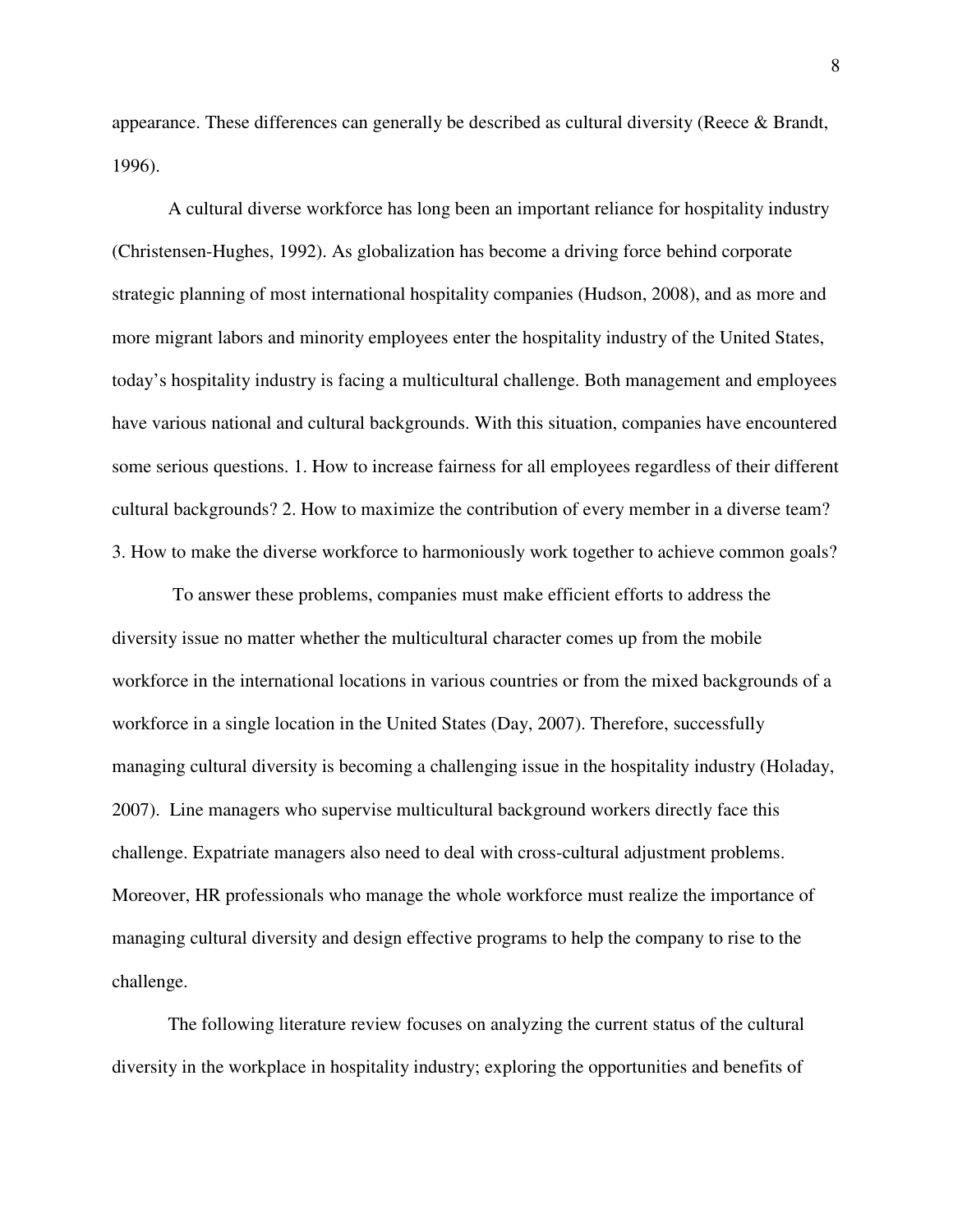appearance. These differences can generally be described as cultural diversity (Reece & Brandt, 1996).

A cultural diverse workforce has long been an important reliance for hospitality industry (Christensen-Hughes, 1992). As globalization has become a driving force behind corporate strategic planning of most international hospitality companies (Hudson, 2008), and as more and more migrant labors and minority employees enter the hospitality industry of the United States, today's hospitality industry is facing a multicultural challenge. Both management and employees have various national and cultural backgrounds. With this situation, companies have encountered some serious questions. 1. How to increase fairness for all employees regardless of their different cultural backgrounds? 2. How to maximize the contribution of every member in a diverse team? 3. How to make the diverse workforce to harmoniously work together to achieve common goals?

To answer these problems, companies must make efficient efforts to address the diversity issue no matter whether the multicultural character comes up from the mobile workforce in the international locations in various countries or from the mixed backgrounds of a workforce in a single location in the United States (Day, 2007). Therefore, successfully managing cultural diversity is becoming a challenging issue in the hospitality industry (Holaday, 2007). Line managers who supervise multicultural background workers directly face this challenge. Expatriate managers also need to deal with cross-cultural adjustment problems. Moreover, HR professionals who manage the whole workforce must realize the importance of managing cultural diversity and design effective programs to help the company to rise to the challenge.

The following literature review focuses on analyzing the current status of the cultural diversity in the workplace in hospitality industry; exploring the opportunities and benefits of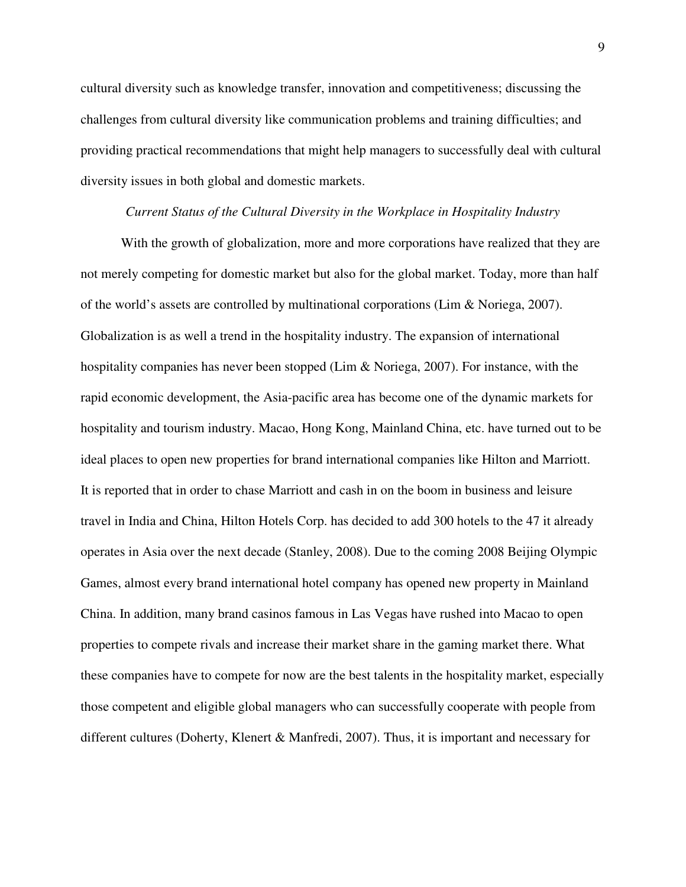cultural diversity such as knowledge transfer, innovation and competitiveness; discussing the challenges from cultural diversity like communication problems and training difficulties; and providing practical recommendations that might help managers to successfully deal with cultural diversity issues in both global and domestic markets.

*Current Status of the Cultural Diversity in the Workplace in Hospitality Industry*

With the growth of globalization, more and more corporations have realized that they are not merely competing for domestic market but also for the global market. Today, more than half of the world's assets are controlled by multinational corporations (Lim & Noriega, 2007). Globalization is as well a trend in the hospitality industry. The expansion of international hospitality companies has never been stopped (Lim & Noriega, 2007). For instance, with the rapid economic development, the Asia-pacific area has become one of the dynamic markets for hospitality and tourism industry. Macao, Hong Kong, Mainland China, etc. have turned out to be ideal places to open new properties for brand international companies like Hilton and Marriott. It is reported that in order to chase Marriott and cash in on the boom in business and leisure travel in India and China, Hilton Hotels Corp. has decided to add 300 hotels to the 47 it already operates in Asia over the next decade (Stanley, 2008). Due to the coming 2008 Beijing Olympic Games, almost every brand international hotel company has opened new property in Mainland China. In addition, many brand casinos famous in Las Vegas have rushed into Macao to open properties to compete rivals and increase their market share in the gaming market there. What these companies have to compete for now are the best talents in the hospitality market, especially those competent and eligible global managers who can successfully cooperate with people from different cultures (Doherty, Klenert & Manfredi, 2007). Thus, it is important and necessary for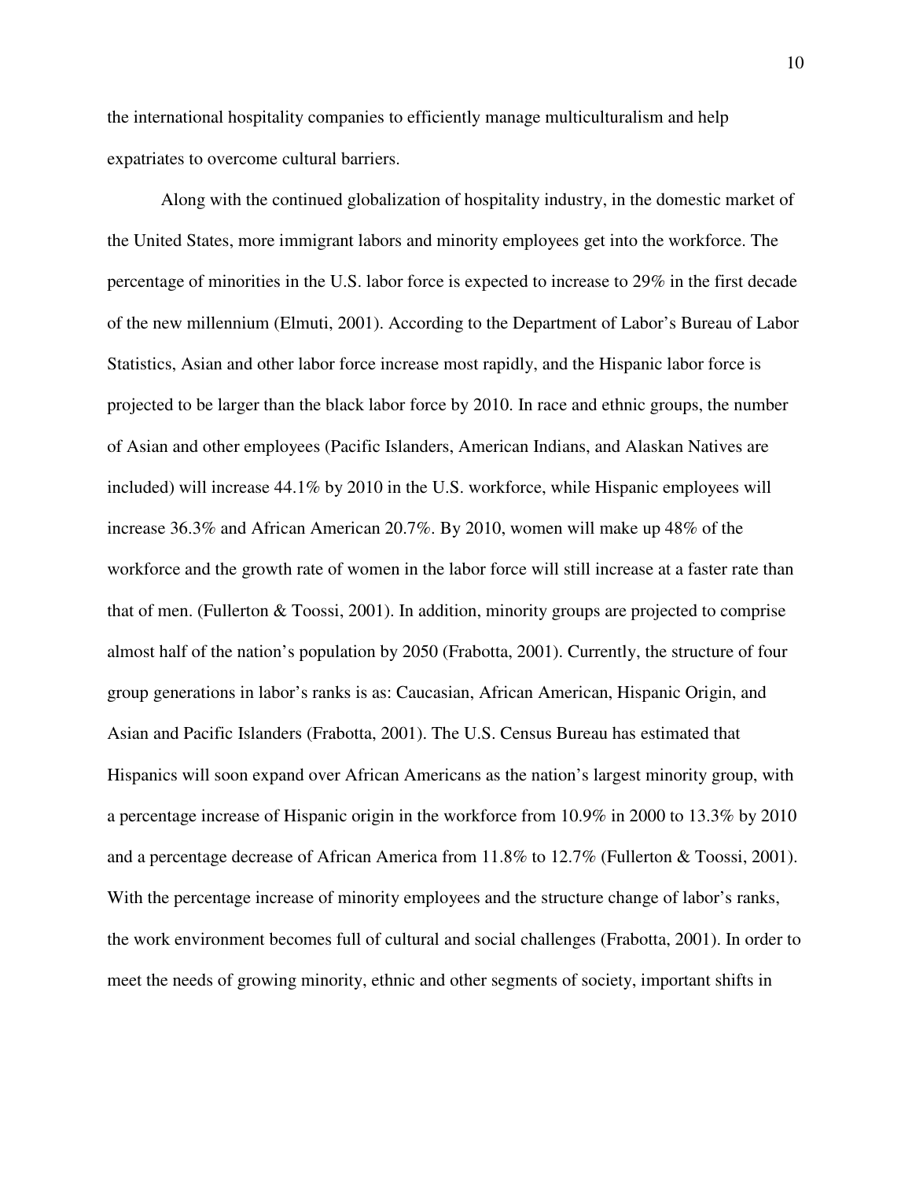the international hospitality companies to efficiently manage multiculturalism and help expatriates to overcome cultural barriers.

Along with the continued globalization of hospitality industry, in the domestic market of the United States, more immigrant labors and minority employees get into the workforce. The percentage of minorities in the U.S. labor force is expected to increase to 29% in the first decade of the new millennium (Elmuti, 2001). According to the Department of Labor's Bureau of Labor Statistics, Asian and other labor force increase most rapidly, and the Hispanic labor force is projected to be larger than the black labor force by 2010. In race and ethnic groups, the number of Asian and other employees (Pacific Islanders, American Indians, and Alaskan Natives are included) will increase 44.1% by 2010 in the U.S. workforce, while Hispanic employees will increase 36.3% and African American 20.7%. By 2010, women will make up 48% of the workforce and the growth rate of women in the labor force will still increase at a faster rate than that of men. (Fullerton & Toossi, 2001). In addition, minority groups are projected to comprise almost half of the nation's population by 2050 (Frabotta, 2001). Currently, the structure of four group generations in labor's ranks is as: Caucasian, African American, Hispanic Origin, and Asian and Pacific Islanders (Frabotta, 2001). The U.S. Census Bureau has estimated that Hispanics will soon expand over African Americans as the nation's largest minority group, with a percentage increase of Hispanic origin in the workforce from 10.9% in 2000 to 13.3% by 2010 and a percentage decrease of African America from 11.8% to 12.7% (Fullerton & Toossi, 2001). With the percentage increase of minority employees and the structure change of labor's ranks, the work environment becomes full of cultural and social challenges (Frabotta, 2001). In order to meet the needs of growing minority, ethnic and other segments of society, important shifts in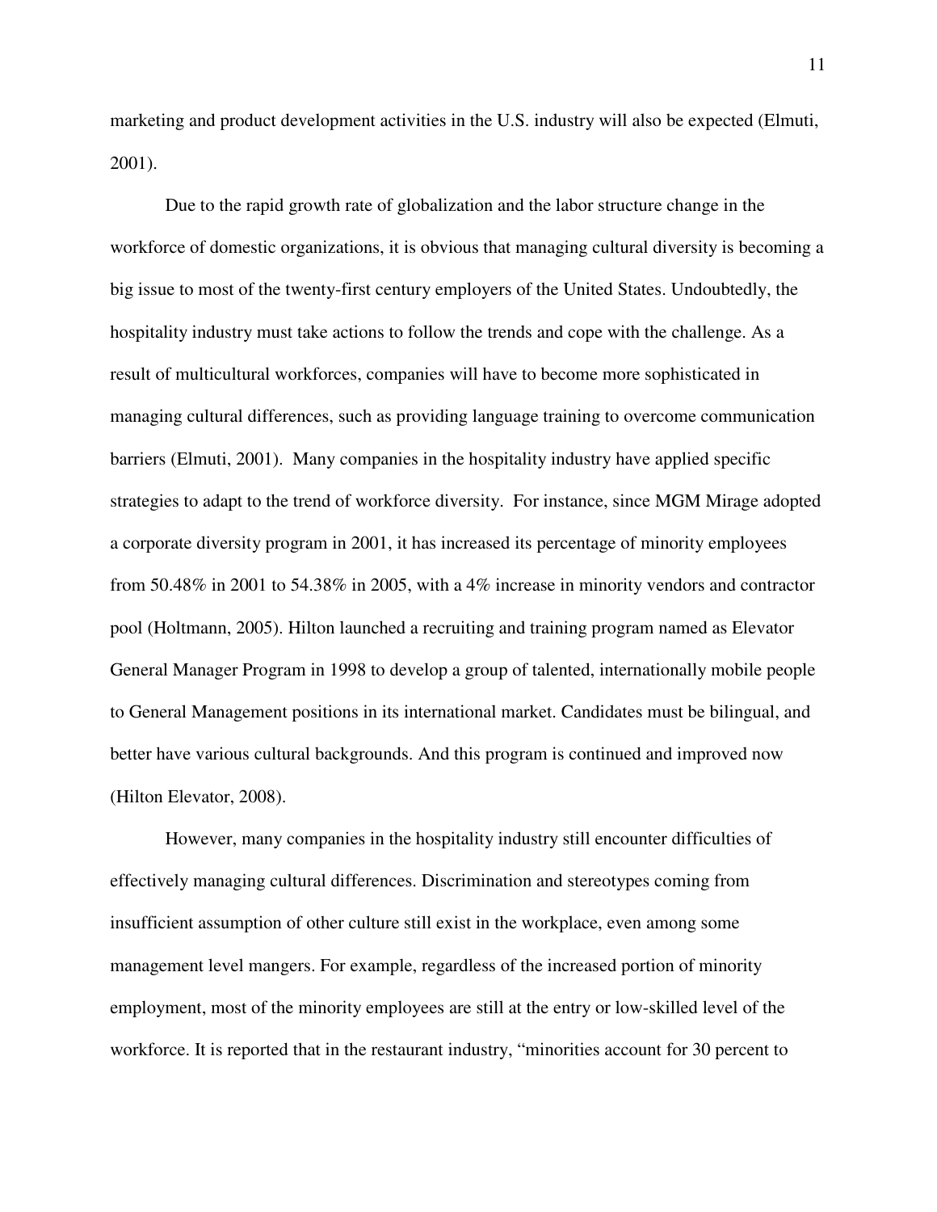marketing and product development activities in the U.S. industry will also be expected (Elmuti, 2001).

Due to the rapid growth rate of globalization and the labor structure change in the workforce of domestic organizations, it is obvious that managing cultural diversity is becoming a big issue to most of the twenty-first century employers of the United States. Undoubtedly, the hospitality industry must take actions to follow the trends and cope with the challenge. As a result of multicultural workforces, companies will have to become more sophisticated in managing cultural differences, such as providing language training to overcome communication barriers (Elmuti, 2001). Many companies in the hospitality industry have applied specific strategies to adapt to the trend of workforce diversity. For instance, since MGM Mirage adopted a corporate diversity program in 2001, it has increased its percentage of minority employees from 50.48% in 2001 to 54.38% in 2005, with a 4% increase in minority vendors and contractor pool (Holtmann, 2005). Hilton launched a recruiting and training program named as Elevator General Manager Program in 1998 to develop a group of talented, internationally mobile people to General Management positions in its international market. Candidates must be bilingual, and better have various cultural backgrounds. And this program is continued and improved now (Hilton Elevator, 2008).

However, many companies in the hospitality industry still encounter difficulties of effectively managing cultural differences. Discrimination and stereotypes coming from insufficient assumption of other culture still exist in the workplace, even among some management level mangers. For example, regardless of the increased portion of minority employment, most of the minority employees are still at the entry or low-skilled level of the workforce. It is reported that in the restaurant industry, "minorities account for 30 percent to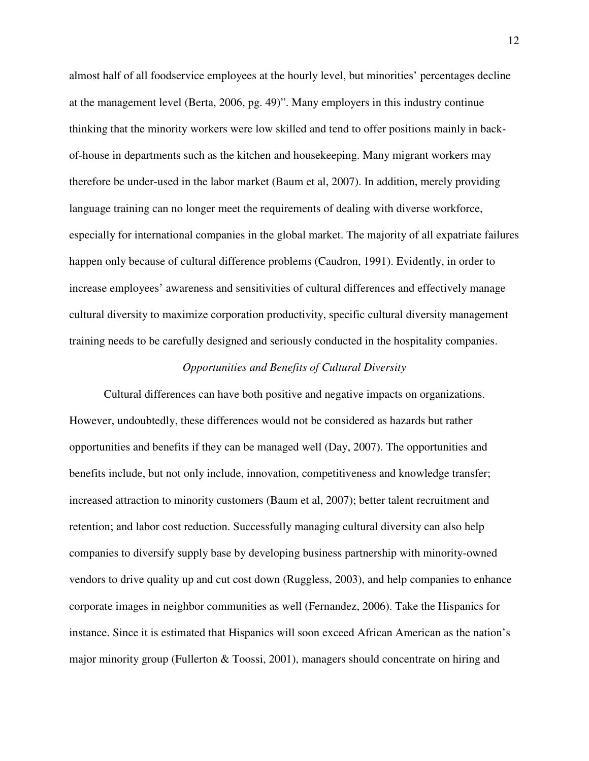almost half of all foodservice employees at the hourly level, but minorities' percentages decline at the management level (Berta, 2006, pg. 49)". Many employers in this industry continue thinking that the minority workers were low skilled and tend to offer positions mainly in back-of-house in departments such as the kitchen and housekeeping. Many migrant workers may therefore be under-used in the labor market (Baum et al, 2007). In addition, merely providing language training can no longer meet the requirements of dealing with diverse workforce, especially for international companies in the global market. The majority of all expatriate failures happen only because of cultural difference problems (Caudron, 1991). Evidently, in order to increase employees' awareness and sensitivities of cultural differences and effectively manage cultural diversity to maximize corporation productivity, specific cultural diversity management training needs to be carefully designed and seriously conducted in the hospitality companies.

*Opportunities and Benefits of Cultural Diversity*

Cultural differences can have both positive and negative impacts on organizations. However, undoubtedly, these differences would not be considered as hazards but rather opportunities and benefits if they can be managed well (Day, 2007). The opportunities and benefits include, but not only include, innovation, competitiveness and knowledge transfer; increased attraction to minority customers (Baum et al, 2007); better talent recruitment and retention; and labor cost reduction. Successfully managing cultural diversity can also help companies to diversify supply base by developing business partnership with minority-owned vendors to drive quality up and cut cost down (Ruggless, 2003), and help companies to enhance corporate images in neighbor communities as well (Fernandez, 2006). Take the Hispanics for instance. Since it is estimated that Hispanics will soon exceed African American as the nation's major minority group (Fullerton & Toossi, 2001), managers should concentrate on hiring and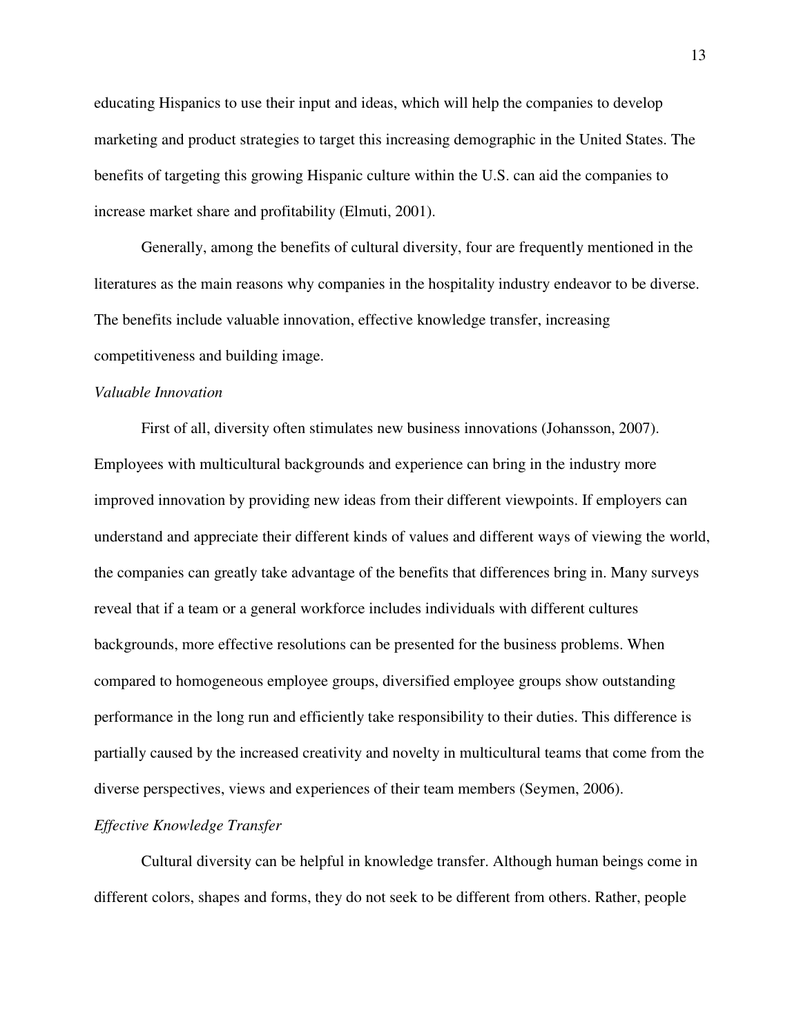educating Hispanics to use their input and ideas, which will help the companies to develop marketing and product strategies to target this increasing demographic in the United States. The benefits of targeting this growing Hispanic culture within the U.S. can aid the companies to increase market share and profitability (Elmuti, 2001).

Generally, among the benefits of cultural diversity, four are frequently mentioned in the literatures as the main reasons why companies in the hospitality industry endeavor to be diverse. The benefits include valuable innovation, effective knowledge transfer, increasing competitiveness and building image.

*Valuable Innovation*

First of all, diversity often stimulates new business innovations (Johansson, 2007). Employees with multicultural backgrounds and experience can bring in the industry more improved innovation by providing new ideas from their different viewpoints. If employers can understand and appreciate their different kinds of values and different ways of viewing the world, the companies can greatly take advantage of the benefits that differences bring in. Many surveys reveal that if a team or a general workforce includes individuals with different cultures backgrounds, more effective resolutions can be presented for the business problems. When compared to homogeneous employee groups, diversified employee groups show outstanding performance in the long run and efficiently take responsibility to their duties. This difference is partially caused by the increased creativity and novelty in multicultural teams that come from the diverse perspectives, views and experiences of their team members (Seymen, 2006).

*Effective Knowledge Transfer*

Cultural diversity can be helpful in knowledge transfer. Although human beings come in different colors, shapes and forms, they do not seek to be different from others. Rather, people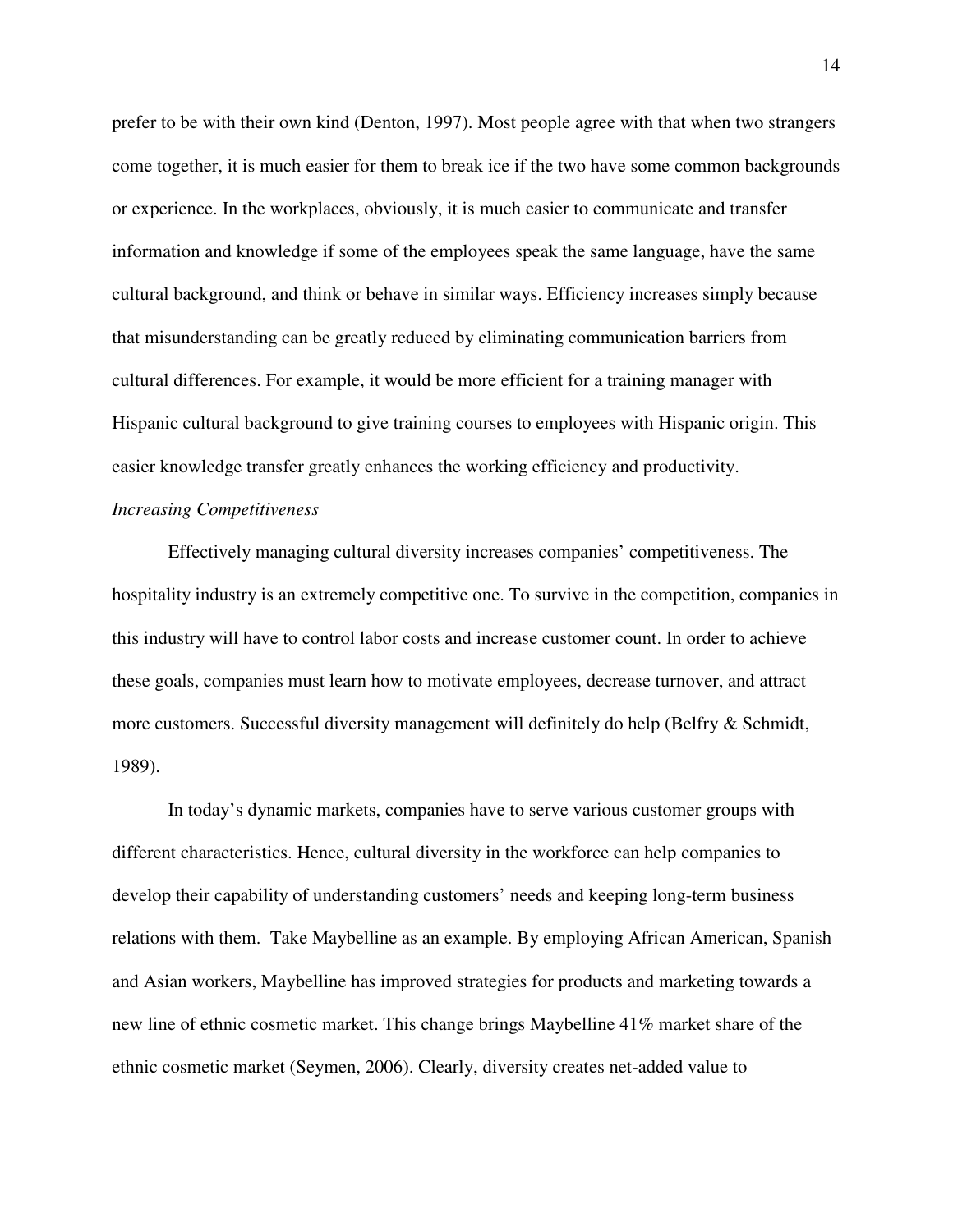prefer to be with their own kind (Denton, 1997). Most people agree with that when two strangers come together, it is much easier for them to break ice if the two have some common backgrounds or experience. In the workplaces, obviously, it is much easier to communicate and transfer information and knowledge if some of the employees speak the same language, have the same cultural background, and think or behave in similar ways. Efficiency increases simply because that misunderstanding can be greatly reduced by eliminating communication barriers from cultural differences. For example, it would be more efficient for a training manager with Hispanic cultural background to give training courses to employees with Hispanic origin. This easier knowledge transfer greatly enhances the working efficiency and productivity.

*Increasing Competitiveness*

Effectively managing cultural diversity increases companies' competitiveness. The hospitality industry is an extremely competitive one. To survive in the competition, companies in this industry will have to control labor costs and increase customer count. In order to achieve these goals, companies must learn how to motivate employees, decrease turnover, and attract more customers. Successful diversity management will definitely do help (Belfry & Schmidt, 1989).

In today's dynamic markets, companies have to serve various customer groups with different characteristics. Hence, cultural diversity in the workforce can help companies to develop their capability of understanding customers' needs and keeping long-term business relations with them. Take Maybelline as an example. By employing African American, Spanish and Asian workers, Maybelline has improved strategies for products and marketing towards a new line of ethnic cosmetic market. This change brings Maybelline 41% market share of the ethnic cosmetic market (Seymen, 2006). Clearly, diversity creates net-added value to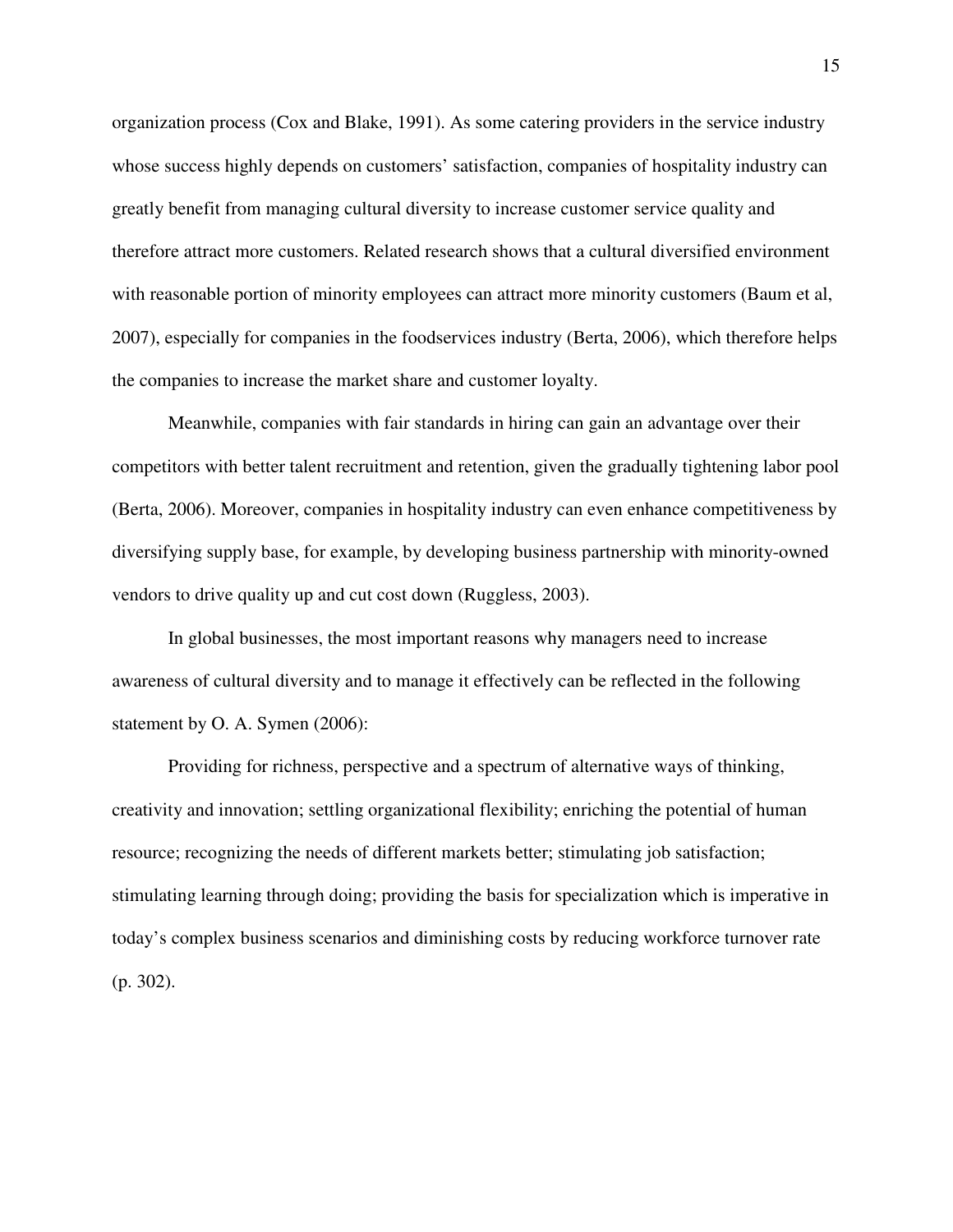organization process (Cox and Blake, 1991). As some catering providers in the service industry whose success highly depends on customers' satisfaction, companies of hospitality industry can greatly benefit from managing cultural diversity to increase customer service quality and therefore attract more customers. Related research shows that a cultural diversified environment with reasonable portion of minority employees can attract more minority customers (Baum et al, 2007), especially for companies in the foodservices industry (Berta, 2006), which therefore helps the companies to increase the market share and customer loyalty.

Meanwhile, companies with fair standards in hiring can gain an advantage over their competitors with better talent recruitment and retention, given the gradually tightening labor pool (Berta, 2006). Moreover, companies in hospitality industry can even enhance competitiveness by diversifying supply base, for example, by developing business partnership with minority-owned vendors to drive quality up and cut cost down (Ruggless, 2003).

In global businesses, the most important reasons why managers need to increase awareness of cultural diversity and to manage it effectively can be reflected in the following statement by O. A. Symen (2006):

> Providing for richness, perspective and a spectrum of alternative ways of thinking, creativity and innovation; settling organizational flexibility; enriching the potential of human resource; recognizing the needs of different markets better; stimulating job satisfaction; stimulating learning through doing; providing the basis for specialization which is imperative in today's complex business scenarios and diminishing costs by reducing workforce turnover rate (p. 302).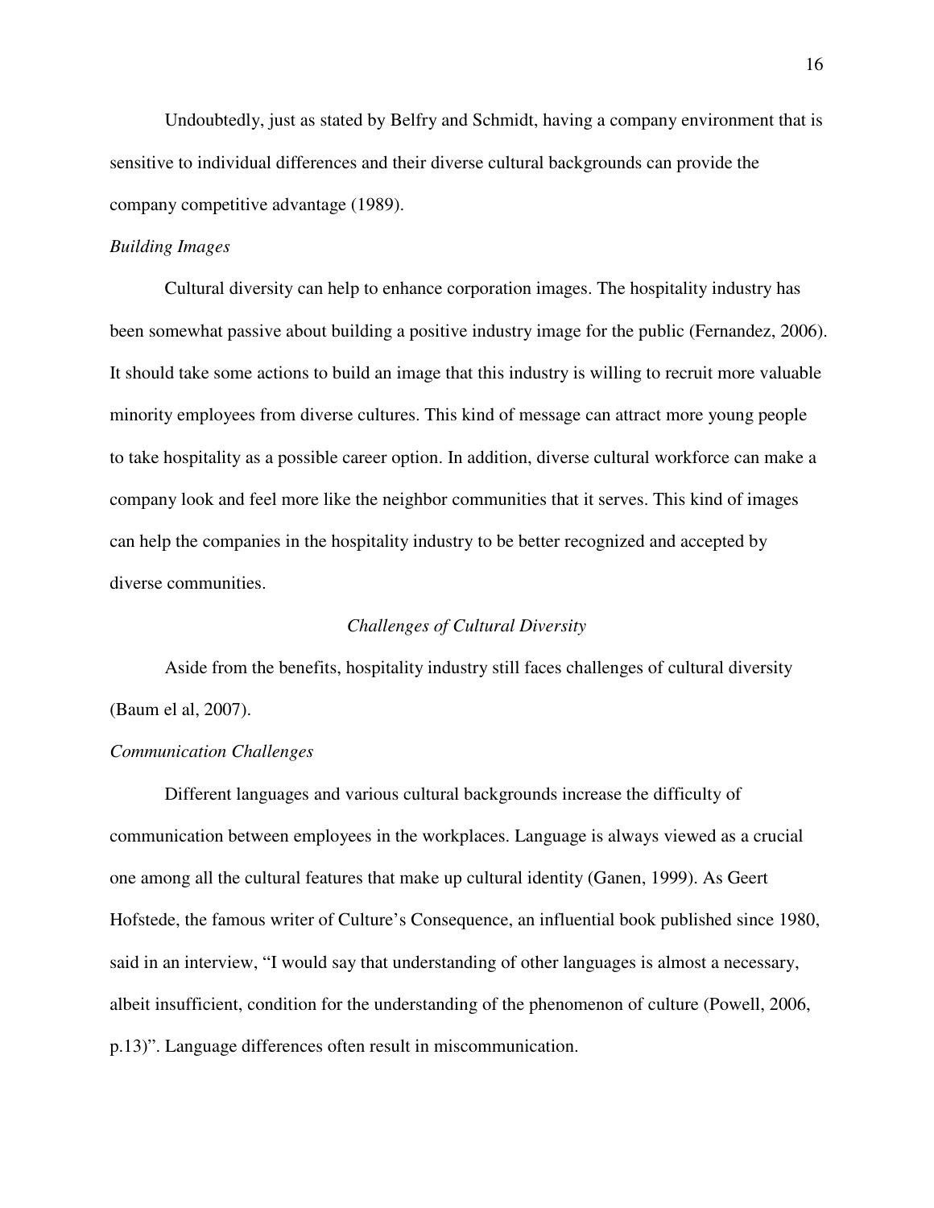Undoubtedly, just as stated by Belfry and Schmidt, having a company environment that is sensitive to individual differences and their diverse cultural backgrounds can provide the company competitive advantage (1989).

*Building Images*

Cultural diversity can help to enhance corporation images. The hospitality industry has been somewhat passive about building a positive industry image for the public (Fernandez, 2006). It should take some actions to build an image that this industry is willing to recruit more valuable minority employees from diverse cultures. This kind of message can attract more young people to take hospitality as a possible career option. In addition, diverse cultural workforce can make a company look and feel more like the neighbor communities that it serves. This kind of images can help the companies in the hospitality industry to be better recognized and accepted by diverse communities.

### *Challenges of Cultural Diversity*

Aside from the benefits, hospitality industry still faces challenges of cultural diversity (Baum el al, 2007).

*Communication Challenges*

Different languages and various cultural backgrounds increase the difficulty of communication between employees in the workplaces. Language is always viewed as a crucial one among all the cultural features that make up cultural identity (Ganen, 1999). As Geert Hofstede, the famous writer of Culture's Consequence, an influential book published since 1980, said in an interview, "I would say that understanding of other languages is almost a necessary, albeit insufficient, condition for the understanding of the phenomenon of culture (Powell, 2006, p.13)". Language differences often result in miscommunication.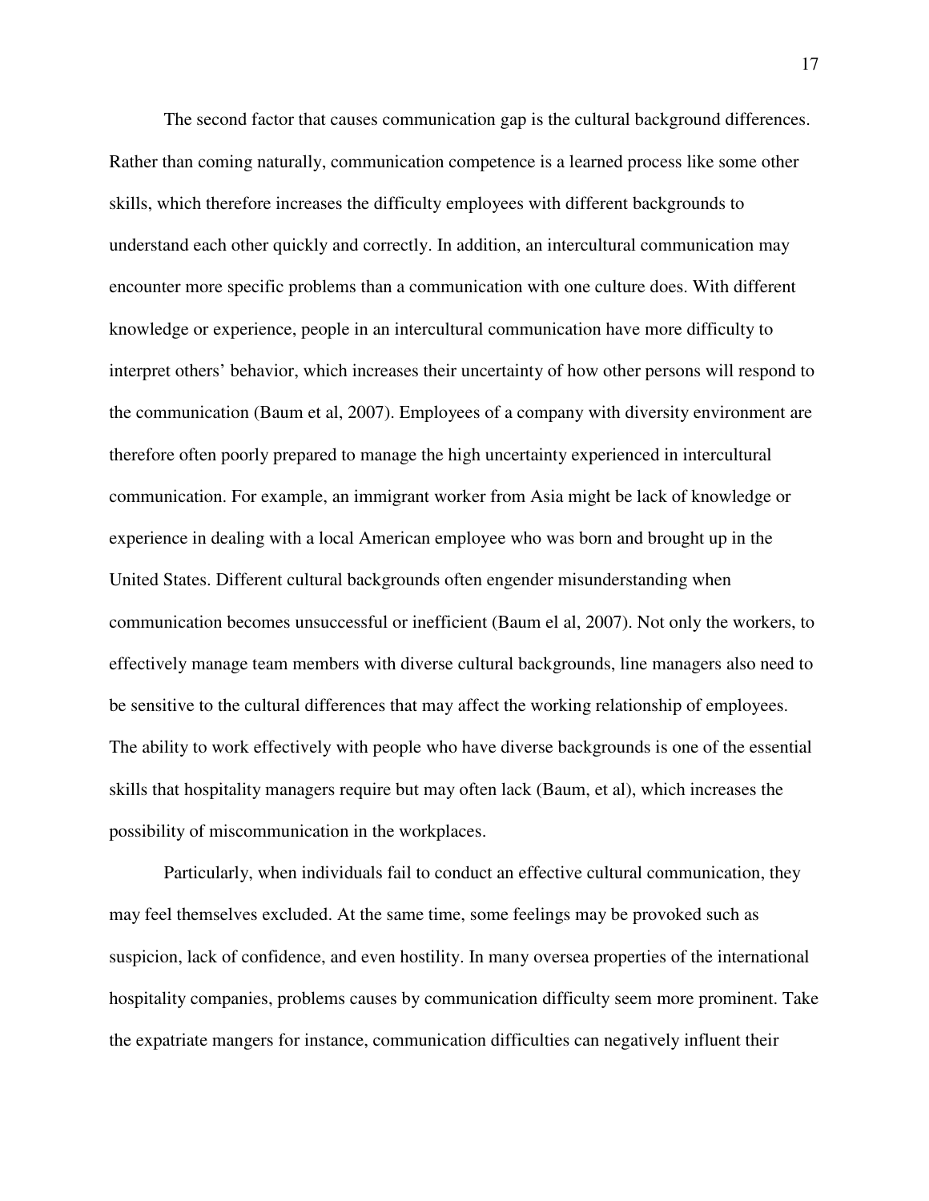The second factor that causes communication gap is the cultural background differences. Rather than coming naturally, communication competence is a learned process like some other skills, which therefore increases the difficulty employees with different backgrounds to understand each other quickly and correctly. In addition, an intercultural communication may encounter more specific problems than a communication with one culture does. With different knowledge or experience, people in an intercultural communication have more difficulty to interpret others' behavior, which increases their uncertainty of how other persons will respond to the communication (Baum et al, 2007). Employees of a company with diversity environment are therefore often poorly prepared to manage the high uncertainty experienced in intercultural communication. For example, an immigrant worker from Asia might be lack of knowledge or experience in dealing with a local American employee who was born and brought up in the United States. Different cultural backgrounds often engender misunderstanding when communication becomes unsuccessful or inefficient (Baum el al, 2007). Not only the workers, to effectively manage team members with diverse cultural backgrounds, line managers also need to be sensitive to the cultural differences that may affect the working relationship of employees. The ability to work effectively with people who have diverse backgrounds is one of the essential skills that hospitality managers require but may often lack (Baum, et al), which increases the possibility of miscommunication in the workplaces.

Particularly, when individuals fail to conduct an effective cultural communication, they may feel themselves excluded. At the same time, some feelings may be provoked such as suspicion, lack of confidence, and even hostility. In many oversea properties of the international hospitality companies, problems causes by communication difficulty seem more prominent. Take the expatriate mangers for instance, communication difficulties can negatively influent their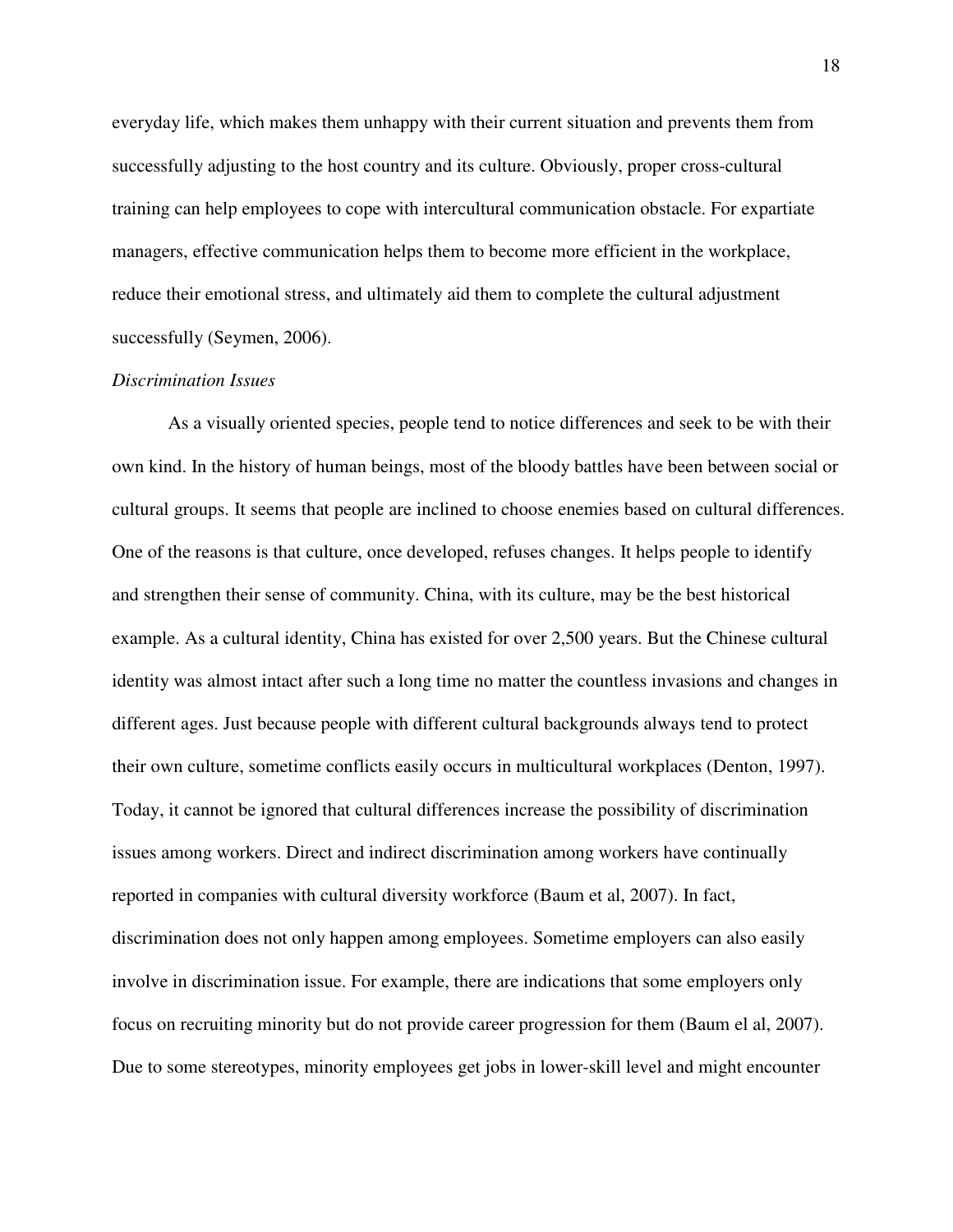everyday life, which makes them unhappy with their current situation and prevents them from successfully adjusting to the host country and its culture. Obviously, proper cross-cultural training can help employees to cope with intercultural communication obstacle. For expartiate managers, effective communication helps them to become more efficient in the workplace, reduce their emotional stress, and ultimately aid them to complete the cultural adjustment successfully (Seymen, 2006).

*Discrimination Issues*

As a visually oriented species, people tend to notice differences and seek to be with their own kind. In the history of human beings, most of the bloody battles have been between social or cultural groups. It seems that people are inclined to choose enemies based on cultural differences. One of the reasons is that culture, once developed, refuses changes. It helps people to identify and strengthen their sense of community. China, with its culture, may be the best historical example. As a cultural identity, China has existed for over 2,500 years. But the Chinese cultural identity was almost intact after such a long time no matter the countless invasions and changes in different ages. Just because people with different cultural backgrounds always tend to protect their own culture, sometime conflicts easily occurs in multicultural workplaces (Denton, 1997). Today, it cannot be ignored that cultural differences increase the possibility of discrimination issues among workers. Direct and indirect discrimination among workers have continually reported in companies with cultural diversity workforce (Baum et al, 2007). In fact, discrimination does not only happen among employees. Sometime employers can also easily involve in discrimination issue. For example, there are indications that some employers only focus on recruiting minority but do not provide career progression for them (Baum el al, 2007). Due to some stereotypes, minority employees get jobs in lower-skill level and might encounter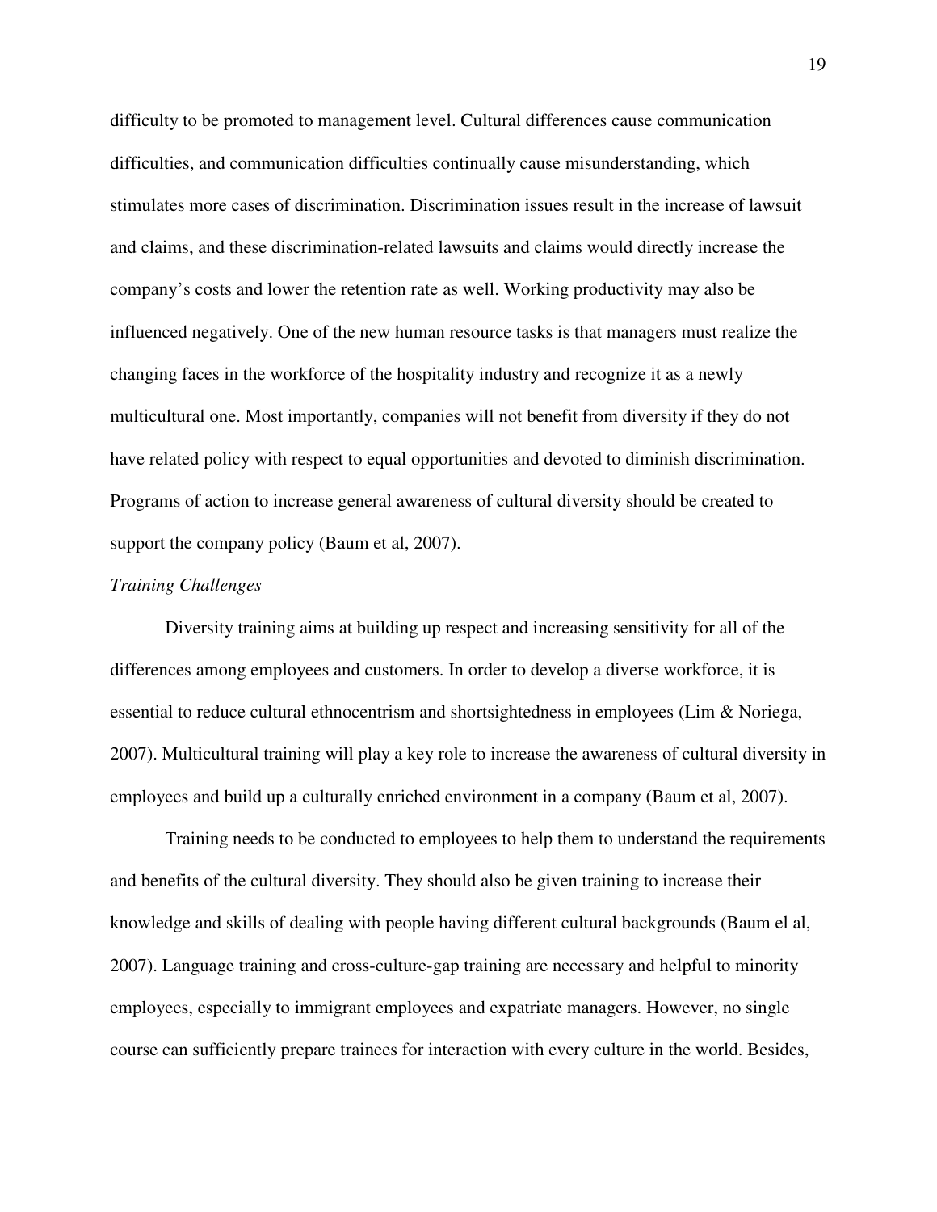difficulty to be promoted to management level. Cultural differences cause communication difficulties, and communication difficulties continually cause misunderstanding, which stimulates more cases of discrimination. Discrimination issues result in the increase of lawsuit and claims, and these discrimination-related lawsuits and claims would directly increase the company's costs and lower the retention rate as well. Working productivity may also be influenced negatively. One of the new human resource tasks is that managers must realize the changing faces in the workforce of the hospitality industry and recognize it as a newly multicultural one. Most importantly, companies will not benefit from diversity if they do not have related policy with respect to equal opportunities and devoted to diminish discrimination. Programs of action to increase general awareness of cultural diversity should be created to support the company policy (Baum et al, 2007).

*Training Challenges*

Diversity training aims at building up respect and increasing sensitivity for all of the differences among employees and customers. In order to develop a diverse workforce, it is essential to reduce cultural ethnocentrism and shortsightedness in employees (Lim & Noriega, 2007). Multicultural training will play a key role to increase the awareness of cultural diversity in employees and build up a culturally enriched environment in a company (Baum et al, 2007).

Training needs to be conducted to employees to help them to understand the requirements and benefits of the cultural diversity. They should also be given training to increase their knowledge and skills of dealing with people having different cultural backgrounds (Baum el al, 2007). Language training and cross-culture-gap training are necessary and helpful to minority employees, especially to immigrant employees and expatriate managers. However, no single course can sufficiently prepare trainees for interaction with every culture in the world. Besides,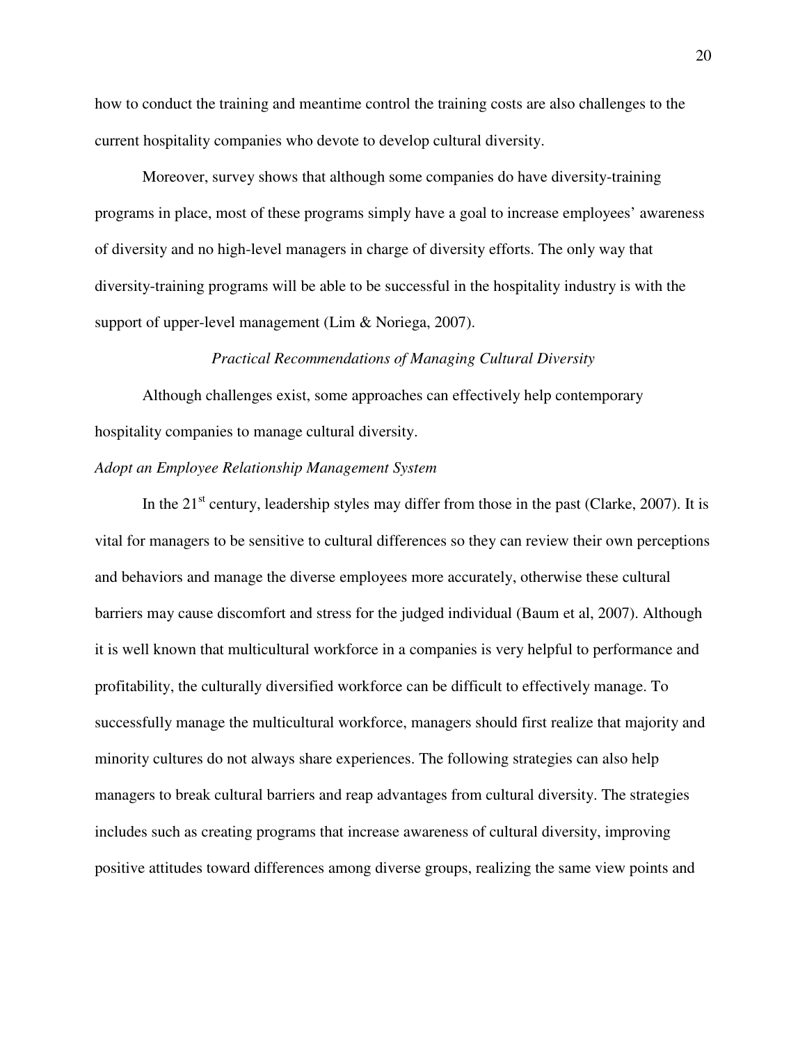how to conduct the training and meantime control the training costs are also challenges to the current hospitality companies who devote to develop cultural diversity.

Moreover, survey shows that although some companies do have diversity-training programs in place, most of these programs simply have a goal to increase employees' awareness of diversity and no high-level managers in charge of diversity efforts. The only way that diversity-training programs will be able to be successful in the hospitality industry is with the support of upper-level management (Lim & Noriega, 2007).

### *Practical Recommendations of Managing Cultural Diversity*

Although challenges exist, some approaches can effectively help contemporary hospitality companies to manage cultural diversity.

#### *Adopt an Employee Relationship Management System*

In the 21st century, leadership styles may differ from those in the past (Clarke, 2007). It is vital for managers to be sensitive to cultural differences so they can review their own perceptions and behaviors and manage the diverse employees more accurately, otherwise these cultural barriers may cause discomfort and stress for the judged individual (Baum et al, 2007). Although it is well known that multicultural workforce in a companies is very helpful to performance and profitability, the culturally diversified workforce can be difficult to effectively manage. To successfully manage the multicultural workforce, managers should first realize that majority and minority cultures do not always share experiences. The following strategies can also help managers to break cultural barriers and reap advantages from cultural diversity. The strategies includes such as creating programs that increase awareness of cultural diversity, improving positive attitudes toward differences among diverse groups, realizing the same view points and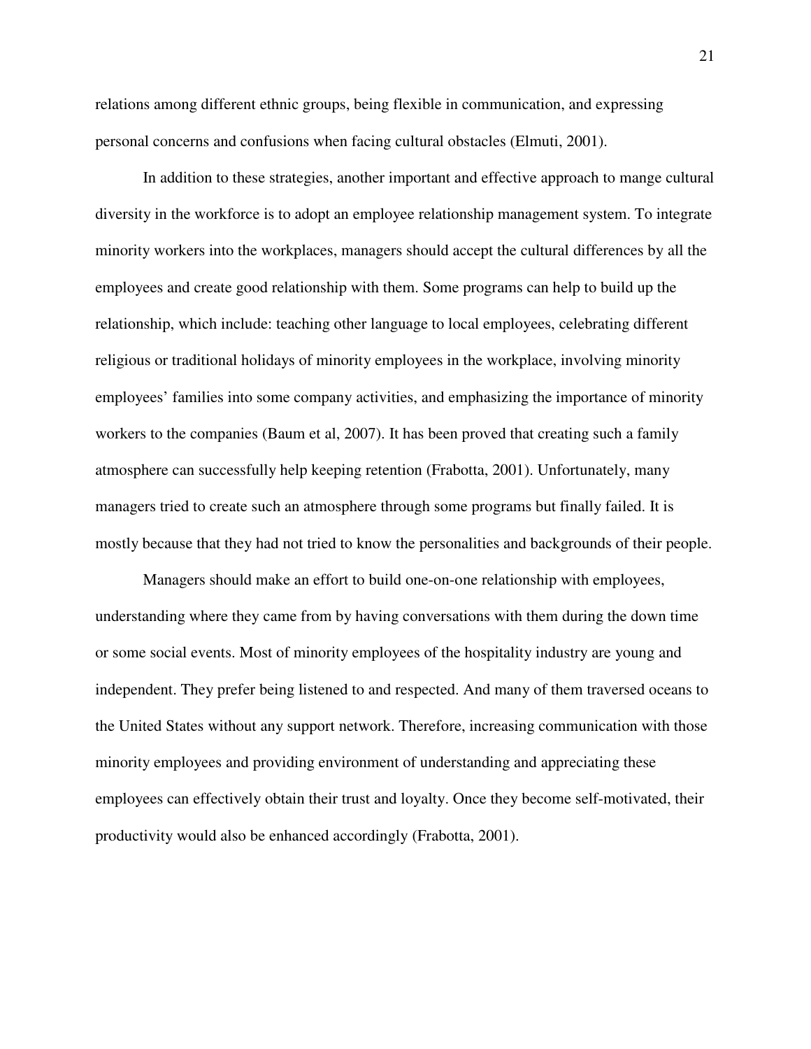relations among different ethnic groups, being flexible in communication, and expressing personal concerns and confusions when facing cultural obstacles (Elmuti, 2001).

In addition to these strategies, another important and effective approach to mange cultural diversity in the workforce is to adopt an employee relationship management system. To integrate minority workers into the workplaces, managers should accept the cultural differences by all the employees and create good relationship with them. Some programs can help to build up the relationship, which include: teaching other language to local employees, celebrating different religious or traditional holidays of minority employees in the workplace, involving minority employees' families into some company activities, and emphasizing the importance of minority workers to the companies (Baum et al, 2007). It has been proved that creating such a family atmosphere can successfully help keeping retention (Frabotta, 2001). Unfortunately, many managers tried to create such an atmosphere through some programs but finally failed. It is mostly because that they had not tried to know the personalities and backgrounds of their people.

Managers should make an effort to build one-on-one relationship with employees, understanding where they came from by having conversations with them during the down time or some social events. Most of minority employees of the hospitality industry are young and independent. They prefer being listened to and respected. And many of them traversed oceans to the United States without any support network. Therefore, increasing communication with those minority employees and providing environment of understanding and appreciating these employees can effectively obtain their trust and loyalty. Once they become self-motivated, their productivity would also be enhanced accordingly (Frabotta, 2001).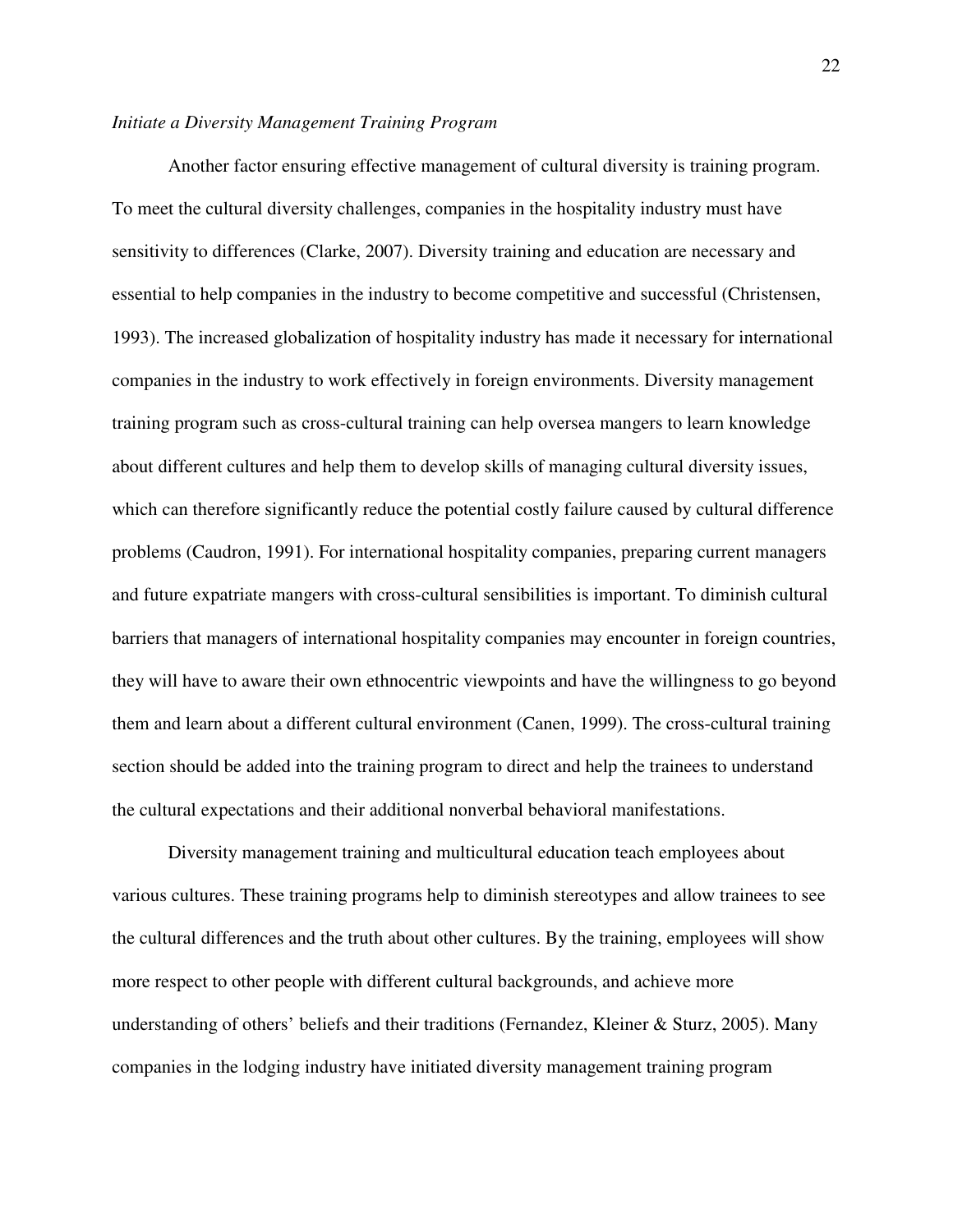*Initiate a Diversity Management Training Program*

Another factor ensuring effective management of cultural diversity is training program. To meet the cultural diversity challenges, companies in the hospitality industry must have sensitivity to differences (Clarke, 2007). Diversity training and education are necessary and essential to help companies in the industry to become competitive and successful (Christensen, 1993). The increased globalization of hospitality industry has made it necessary for international companies in the industry to work effectively in foreign environments. Diversity management training program such as cross-cultural training can help oversea mangers to learn knowledge about different cultures and help them to develop skills of managing cultural diversity issues, which can therefore significantly reduce the potential costly failure caused by cultural difference problems (Caudron, 1991). For international hospitality companies, preparing current managers and future expatriate mangers with cross-cultural sensibilities is important. To diminish cultural barriers that managers of international hospitality companies may encounter in foreign countries, they will have to aware their own ethnocentric viewpoints and have the willingness to go beyond them and learn about a different cultural environment (Canen, 1999). The cross-cultural training section should be added into the training program to direct and help the trainees to understand the cultural expectations and their additional nonverbal behavioral manifestations.

Diversity management training and multicultural education teach employees about various cultures. These training programs help to diminish stereotypes and allow trainees to see the cultural differences and the truth about other cultures. By the training, employees will show more respect to other people with different cultural backgrounds, and achieve more understanding of others' beliefs and their traditions (Fernandez, Kleiner & Sturz, 2005). Many companies in the lodging industry have initiated diversity management training program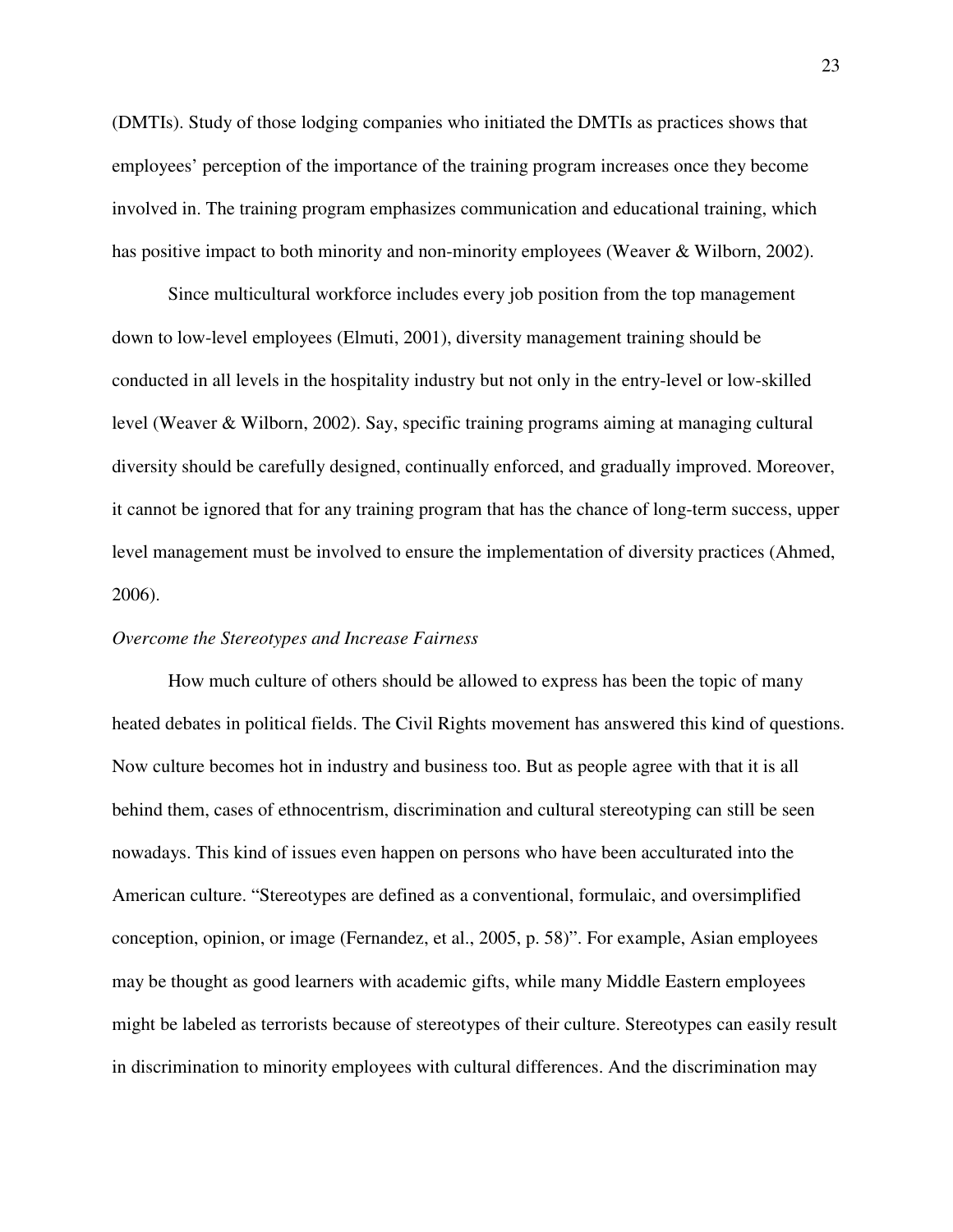(DMTIs). Study of those lodging companies who initiated the DMTIs as practices shows that employees' perception of the importance of the training program increases once they become involved in. The training program emphasizes communication and educational training, which has positive impact to both minority and non-minority employees (Weaver & Wilborn, 2002).

Since multicultural workforce includes every job position from the top management down to low-level employees (Elmuti, 2001), diversity management training should be conducted in all levels in the hospitality industry but not only in the entry-level or low-skilled level (Weaver & Wilborn, 2002). Say, specific training programs aiming at managing cultural diversity should be carefully designed, continually enforced, and gradually improved. Moreover, it cannot be ignored that for any training program that has the chance of long-term success, upper level management must be involved to ensure the implementation of diversity practices (Ahmed, 2006).

*Overcome the Stereotypes and Increase Fairness*

How much culture of others should be allowed to express has been the topic of many heated debates in political fields. The Civil Rights movement has answered this kind of questions. Now culture becomes hot in industry and business too. But as people agree with that it is all behind them, cases of ethnocentrism, discrimination and cultural stereotyping can still be seen nowadays. This kind of issues even happen on persons who have been acculturated into the American culture. "Stereotypes are defined as a conventional, formulaic, and oversimplified conception, opinion, or image (Fernandez, et al., 2005, p. 58)". For example, Asian employees may be thought as good learners with academic gifts, while many Middle Eastern employees might be labeled as terrorists because of stereotypes of their culture. Stereotypes can easily result in discrimination to minority employees with cultural differences. And the discrimination may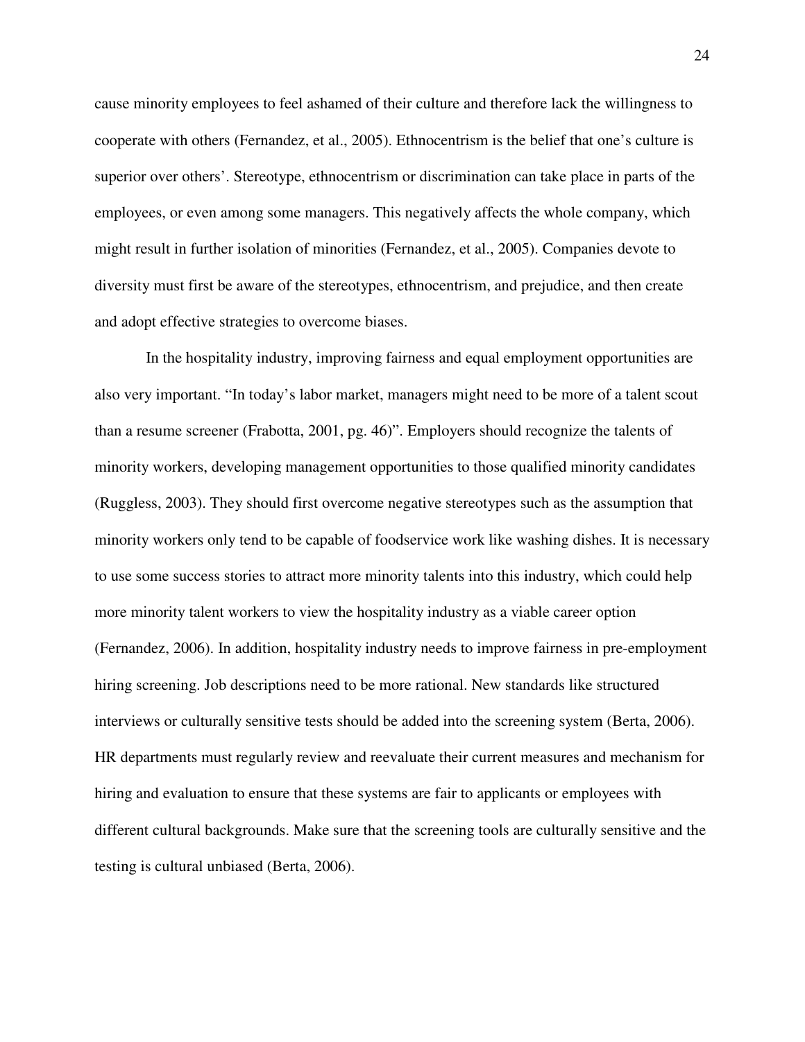cause minority employees to feel ashamed of their culture and therefore lack the willingness to cooperate with others (Fernandez, et al., 2005). Ethnocentrism is the belief that one's culture is superior over others'. Stereotype, ethnocentrism or discrimination can take place in parts of the employees, or even among some managers. This negatively affects the whole company, which might result in further isolation of minorities (Fernandez, et al., 2005). Companies devote to diversity must first be aware of the stereotypes, ethnocentrism, and prejudice, and then create and adopt effective strategies to overcome biases.

In the hospitality industry, improving fairness and equal employment opportunities are also very important. "In today's labor market, managers might need to be more of a talent scout than a resume screener (Frabotta, 2001, pg. 46)". Employers should recognize the talents of minority workers, developing management opportunities to those qualified minority candidates (Ruggless, 2003). They should first overcome negative stereotypes such as the assumption that minority workers only tend to be capable of foodservice work like washing dishes. It is necessary to use some success stories to attract more minority talents into this industry, which could help more minority talent workers to view the hospitality industry as a viable career option (Fernandez, 2006). In addition, hospitality industry needs to improve fairness in pre-employment hiring screening. Job descriptions need to be more rational. New standards like structured interviews or culturally sensitive tests should be added into the screening system (Berta, 2006). HR departments must regularly review and reevaluate their current measures and mechanism for hiring and evaluation to ensure that these systems are fair to applicants or employees with different cultural backgrounds. Make sure that the screening tools are culturally sensitive and the testing is cultural unbiased (Berta, 2006).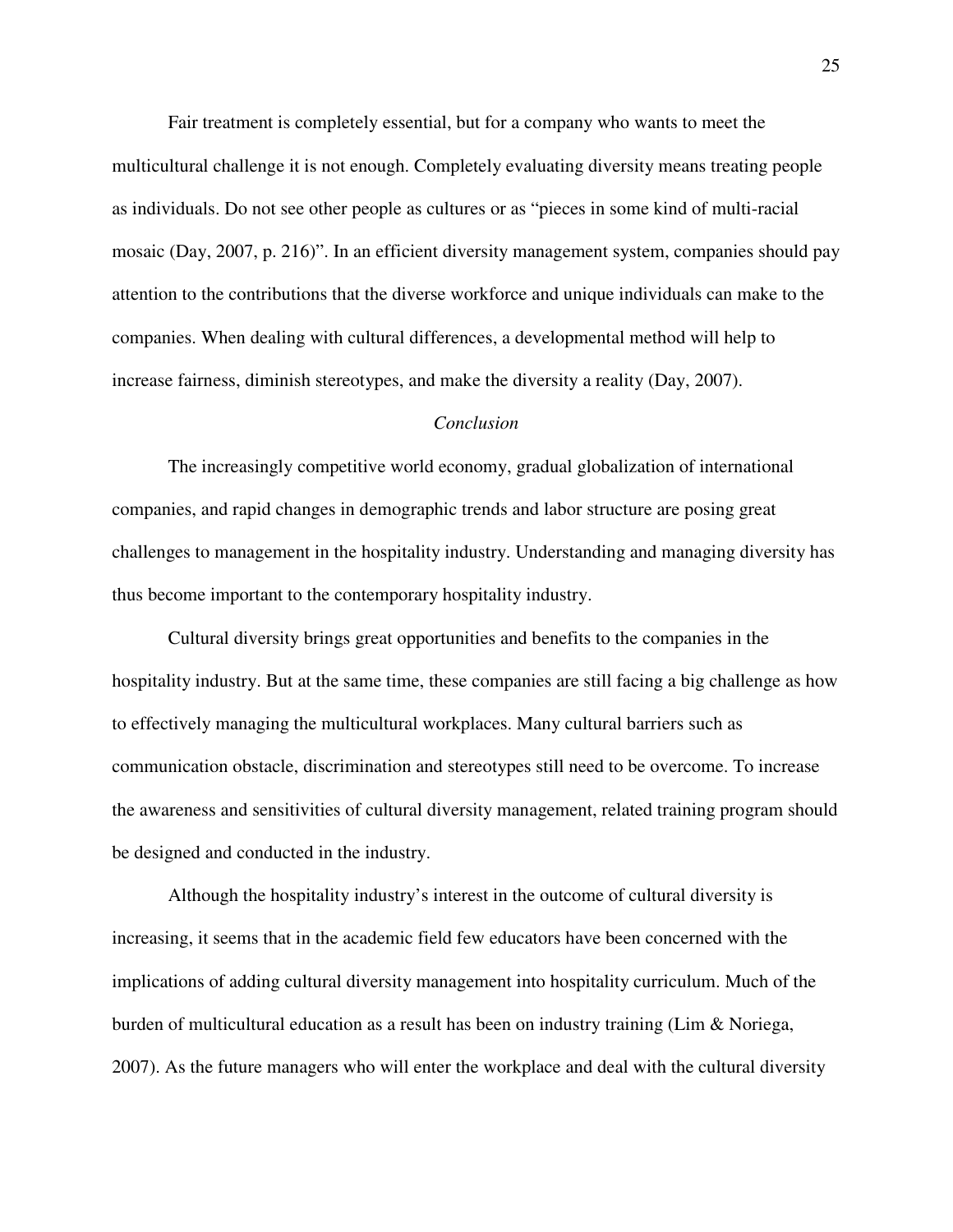Fair treatment is completely essential, but for a company who wants to meet the multicultural challenge it is not enough. Completely evaluating diversity means treating people as individuals. Do not see other people as cultures or as "pieces in some kind of multi-racial mosaic (Day, 2007, p. 216)". In an efficient diversity management system, companies should pay attention to the contributions that the diverse workforce and unique individuals can make to the companies. When dealing with cultural differences, a developmental method will help to increase fairness, diminish stereotypes, and make the diversity a reality (Day, 2007).

## *Conclusion*

The increasingly competitive world economy, gradual globalization of international companies, and rapid changes in demographic trends and labor structure are posing great challenges to management in the hospitality industry. Understanding and managing diversity has thus become important to the contemporary hospitality industry.

Cultural diversity brings great opportunities and benefits to the companies in the hospitality industry. But at the same time, these companies are still facing a big challenge as how to effectively managing the multicultural workplaces. Many cultural barriers such as communication obstacle, discrimination and stereotypes still need to be overcome. To increase the awareness and sensitivities of cultural diversity management, related training program should be designed and conducted in the industry.

Although the hospitality industry's interest in the outcome of cultural diversity is increasing, it seems that in the academic field few educators have been concerned with the implications of adding cultural diversity management into hospitality curriculum. Much of the burden of multicultural education as a result has been on industry training (Lim & Noriega, 2007). As the future managers who will enter the workplace and deal with the cultural diversity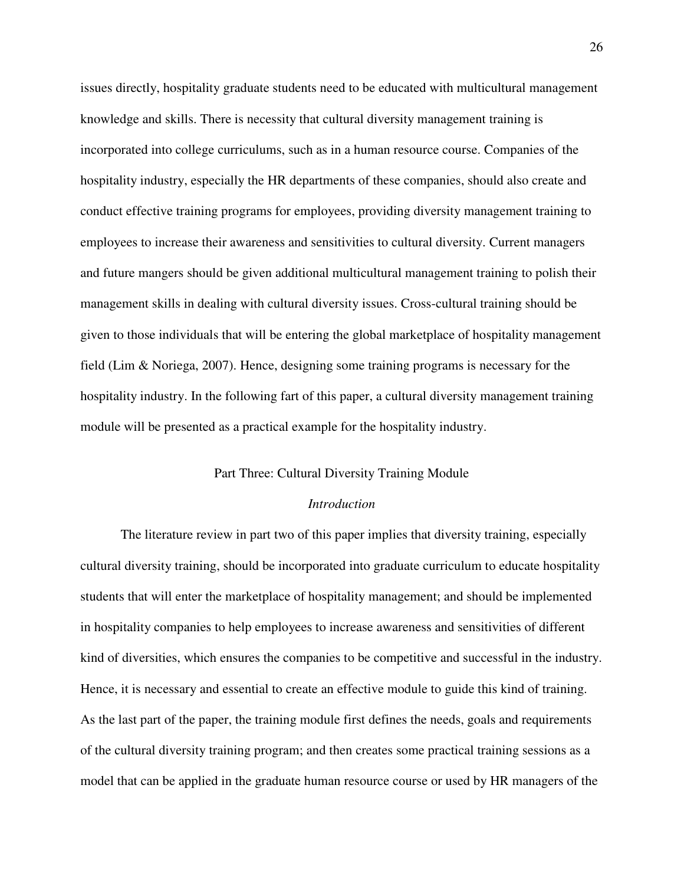issues directly, hospitality graduate students need to be educated with multicultural management knowledge and skills. There is necessity that cultural diversity management training is incorporated into college curriculums, such as in a human resource course. Companies of the hospitality industry, especially the HR departments of these companies, should also create and conduct effective training programs for employees, providing diversity management training to employees to increase their awareness and sensitivities to cultural diversity. Current managers and future mangers should be given additional multicultural management training to polish their management skills in dealing with cultural diversity issues. Cross-cultural training should be given to those individuals that will be entering the global marketplace of hospitality management field (Lim & Noriega, 2007). Hence, designing some training programs is necessary for the hospitality industry. In the following fart of this paper, a cultural diversity management training module will be presented as a practical example for the hospitality industry.

## Part Three: Cultural Diversity Training Module

### *Introduction*

The literature review in part two of this paper implies that diversity training, especially cultural diversity training, should be incorporated into graduate curriculum to educate hospitality students that will enter the marketplace of hospitality management; and should be implemented in hospitality companies to help employees to increase awareness and sensitivities of different kind of diversities, which ensures the companies to be competitive and successful in the industry. Hence, it is necessary and essential to create an effective module to guide this kind of training. As the last part of the paper, the training module first defines the needs, goals and requirements of the cultural diversity training program; and then creates some practical training sessions as a model that can be applied in the graduate human resource course or used by HR managers of the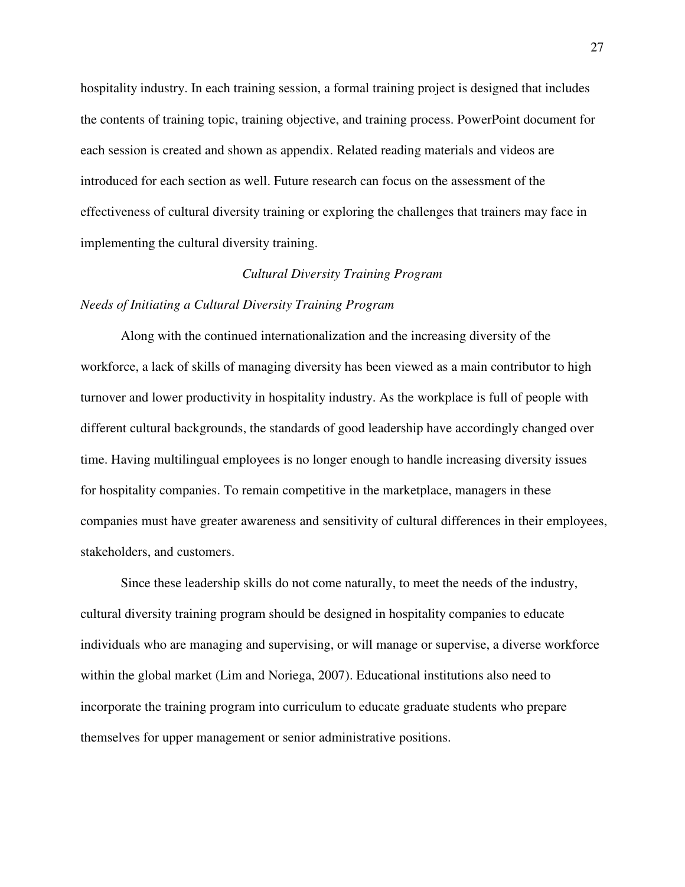hospitality industry. In each training session, a formal training project is designed that includes the contents of training topic, training objective, and training process. PowerPoint document for each session is created and shown as appendix. Related reading materials and videos are introduced for each section as well. Future research can focus on the assessment of the effectiveness of cultural diversity training or exploring the challenges that trainers may face in implementing the cultural diversity training.

## *Cultural Diversity Training Program*

### *Needs of Initiating a Cultural Diversity Training Program*

Along with the continued internationalization and the increasing diversity of the workforce, a lack of skills of managing diversity has been viewed as a main contributor to high turnover and lower productivity in hospitality industry. As the workplace is full of people with different cultural backgrounds, the standards of good leadership have accordingly changed over time. Having multilingual employees is no longer enough to handle increasing diversity issues for hospitality companies. To remain competitive in the marketplace, managers in these companies must have greater awareness and sensitivity of cultural differences in their employees, stakeholders, and customers.

Since these leadership skills do not come naturally, to meet the needs of the industry, cultural diversity training program should be designed in hospitality companies to educate individuals who are managing and supervising, or will manage or supervise, a diverse workforce within the global market (Lim and Noriega, 2007). Educational institutions also need to incorporate the training program into curriculum to educate graduate students who prepare themselves for upper management or senior administrative positions.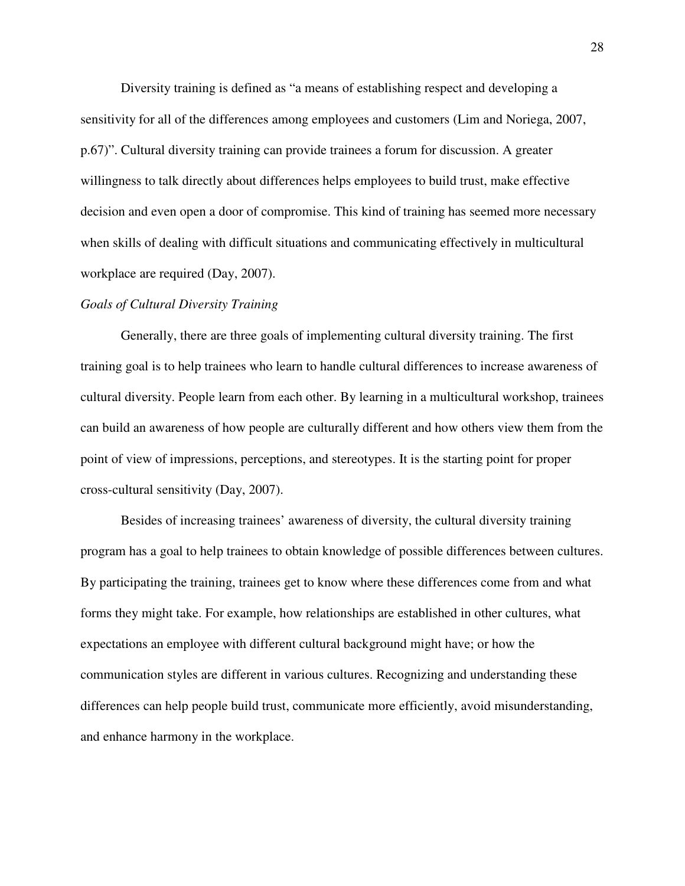Diversity training is defined as "a means of establishing respect and developing a sensitivity for all of the differences among employees and customers (Lim and Noriega, 2007, p.67)". Cultural diversity training can provide trainees a forum for discussion. A greater willingness to talk directly about differences helps employees to build trust, make effective decision and even open a door of compromise. This kind of training has seemed more necessary when skills of dealing with difficult situations and communicating effectively in multicultural workplace are required (Day, 2007).

*Goals of Cultural Diversity Training*

Generally, there are three goals of implementing cultural diversity training. The first training goal is to help trainees who learn to handle cultural differences to increase awareness of cultural diversity. People learn from each other. By learning in a multicultural workshop, trainees can build an awareness of how people are culturally different and how others view them from the point of view of impressions, perceptions, and stereotypes. It is the starting point for proper cross-cultural sensitivity (Day, 2007).

Besides of increasing trainees' awareness of diversity, the cultural diversity training program has a goal to help trainees to obtain knowledge of possible differences between cultures. By participating the training, trainees get to know where these differences come from and what forms they might take. For example, how relationships are established in other cultures, what expectations an employee with different cultural background might have; or how the communication styles are different in various cultures. Recognizing and understanding these differences can help people build trust, communicate more efficiently, avoid misunderstanding, and enhance harmony in the workplace.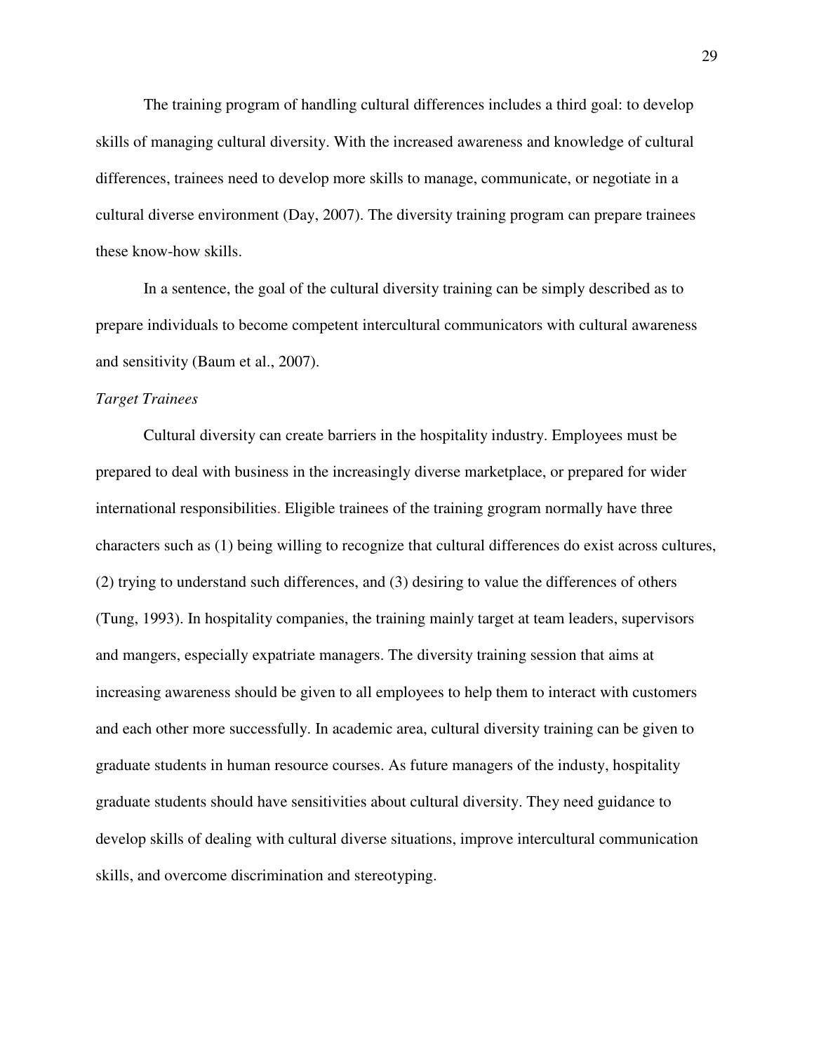The training program of handling cultural differences includes a third goal: to develop skills of managing cultural diversity. With the increased awareness and knowledge of cultural differences, trainees need to develop more skills to manage, communicate, or negotiate in a cultural diverse environment (Day, 2007). The diversity training program can prepare trainees these know-how skills.

In a sentence, the goal of the cultural diversity training can be simply described as to prepare individuals to become competent intercultural communicators with cultural awareness and sensitivity (Baum et al., 2007).

*Target Trainees*

Cultural diversity can create barriers in the hospitality industry. Employees must be prepared to deal with business in the increasingly diverse marketplace, or prepared for wider international responsibilities. Eligible trainees of the training grogram normally have three characters such as (1) being willing to recognize that cultural differences do exist across cultures, (2) trying to understand such differences, and (3) desiring to value the differences of others (Tung, 1993). In hospitality companies, the training mainly target at team leaders, supervisors and mangers, especially expatriate managers. The diversity training session that aims at increasing awareness should be given to all employees to help them to interact with customers and each other more successfully. In academic area, cultural diversity training can be given to graduate students in human resource courses. As future managers of the industy, hospitality graduate students should have sensitivities about cultural diversity. They need guidance to develop skills of dealing with cultural diverse situations, improve intercultural communication skills, and overcome discrimination and stereotyping.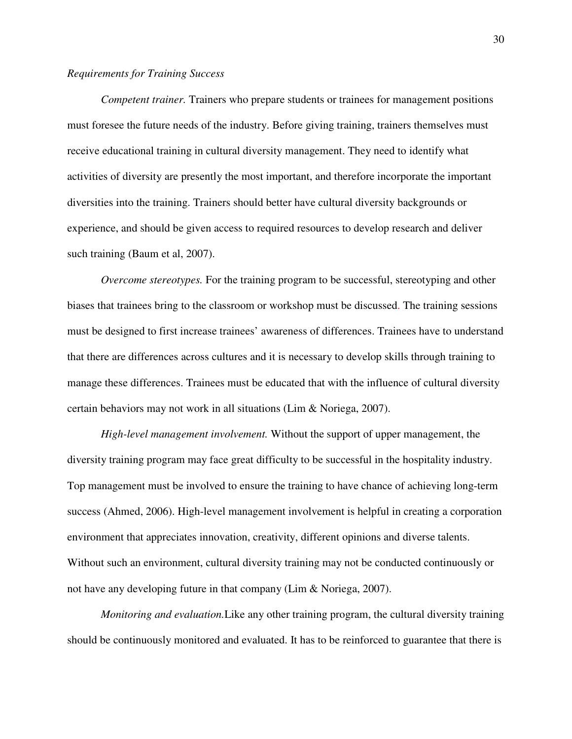*Requirements for Training Success*

*Competent trainer.* Trainers who prepare students or trainees for management positions must foresee the future needs of the industry. Before giving training, trainers themselves must receive educational training in cultural diversity management. They need to identify what activities of diversity are presently the most important, and therefore incorporate the important diversities into the training. Trainers should better have cultural diversity backgrounds or experience, and should be given access to required resources to develop research and deliver such training (Baum et al, 2007).

*Overcome stereotypes.* For the training program to be successful, stereotyping and other biases that trainees bring to the classroom or workshop must be discussed. The training sessions must be designed to first increase trainees' awareness of differences. Trainees have to understand that there are differences across cultures and it is necessary to develop skills through training to manage these differences. Trainees must be educated that with the influence of cultural diversity certain behaviors may not work in all situations (Lim & Noriega, 2007).

*High-level management involvement.* Without the support of upper management, the diversity training program may face great difficulty to be successful in the hospitality industry. Top management must be involved to ensure the training to have chance of achieving long-term success (Ahmed, 2006). High-level management involvement is helpful in creating a corporation environment that appreciates innovation, creativity, different opinions and diverse talents. Without such an environment, cultural diversity training may not be conducted continuously or not have any developing future in that company (Lim & Noriega, 2007).

*Monitoring and evaluation.*Like any other training program, the cultural diversity training should be continuously monitored and evaluated. It has to be reinforced to guarantee that there is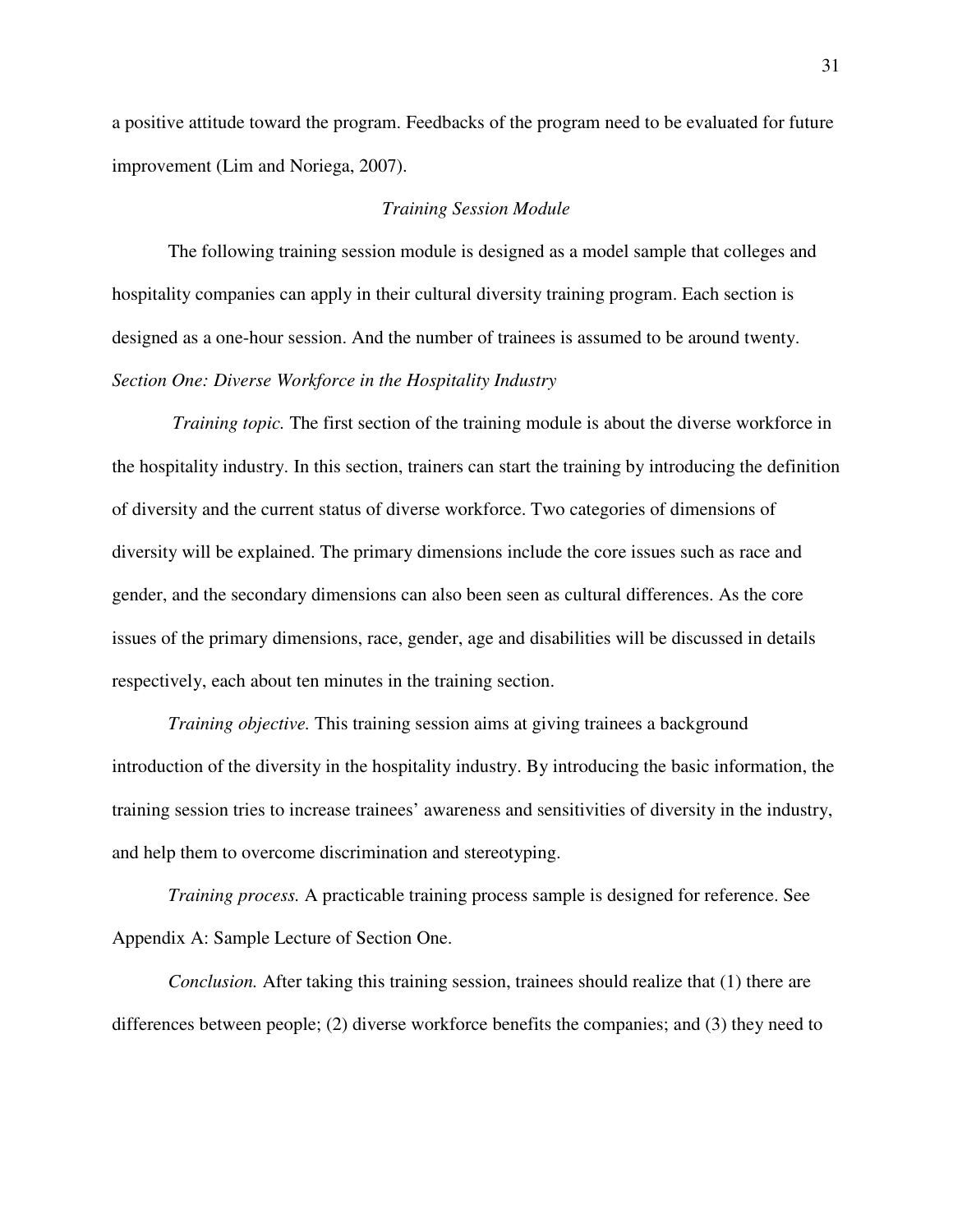a positive attitude toward the program. Feedbacks of the program need to be evaluated for future improvement (Lim and Noriega, 2007).

### *Training Session Module*

The following training session module is designed as a model sample that colleges and hospitality companies can apply in their cultural diversity training program. Each section is designed as a one-hour session. And the number of trainees is assumed to be around twenty.

#### *Section One: Diverse Workforce in the Hospitality Industry*

*Training topic.* The first section of the training module is about the diverse workforce in the hospitality industry. In this section, trainers can start the training by introducing the definition of diversity and the current status of diverse workforce. Two categories of dimensions of diversity will be explained. The primary dimensions include the core issues such as race and gender, and the secondary dimensions can also been seen as cultural differences. As the core issues of the primary dimensions, race, gender, age and disabilities will be discussed in details respectively, each about ten minutes in the training section.

*Training objective.* This training session aims at giving trainees a background introduction of the diversity in the hospitality industry. By introducing the basic information, the training session tries to increase trainees' awareness and sensitivities of diversity in the industry, and help them to overcome discrimination and stereotyping.

*Training process.* A practicable training process sample is designed for reference. See Appendix A: Sample Lecture of Section One.

*Conclusion.* After taking this training session, trainees should realize that (1) there are differences between people; (2) diverse workforce benefits the companies; and (3) they need to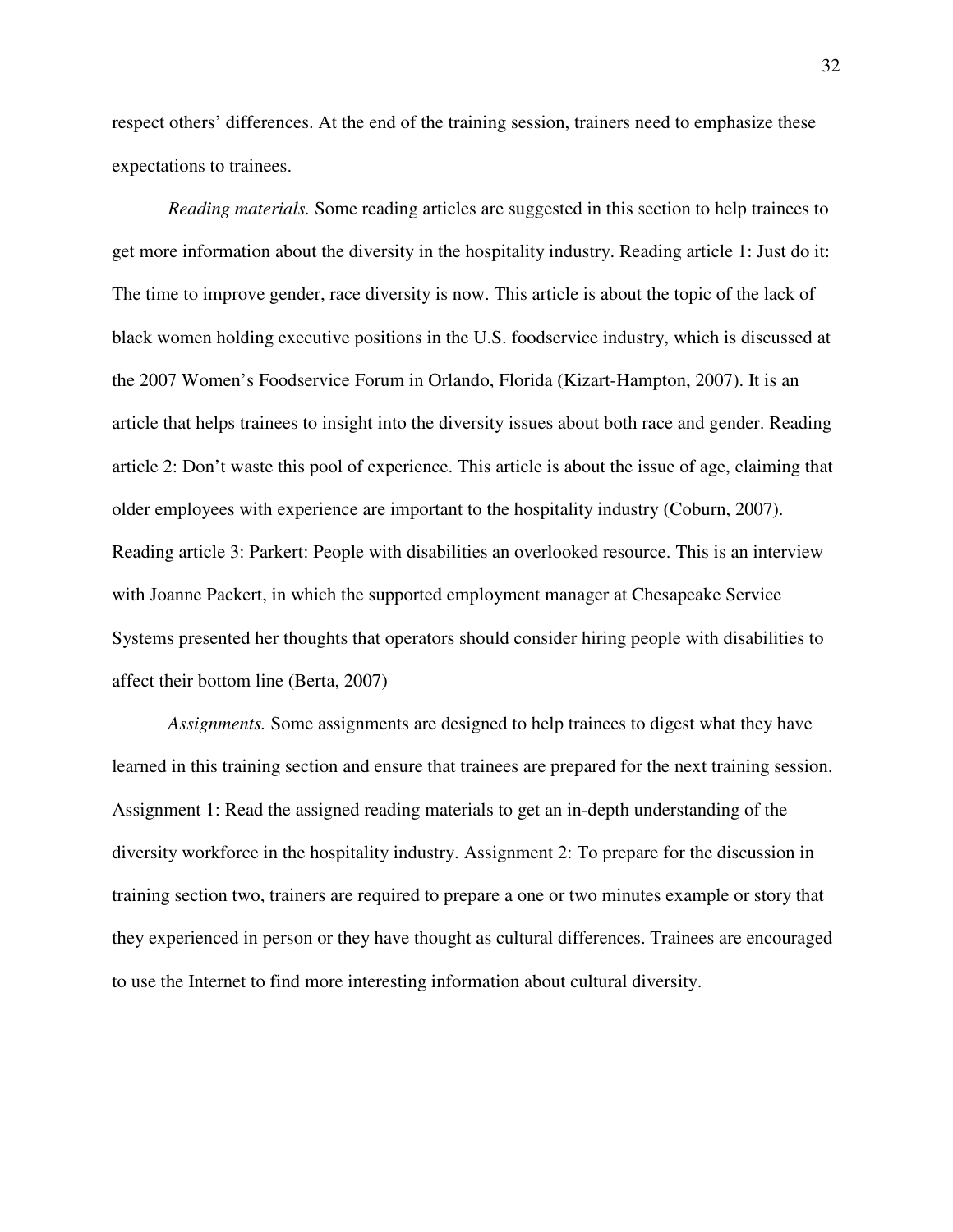respect others' differences. At the end of the training session, trainers need to emphasize these expectations to trainees.

*Reading materials.* Some reading articles are suggested in this section to help trainees to get more information about the diversity in the hospitality industry. Reading article 1: Just do it: The time to improve gender, race diversity is now. This article is about the topic of the lack of black women holding executive positions in the U.S. foodservice industry, which is discussed at the 2007 Women's Foodservice Forum in Orlando, Florida (Kizart-Hampton, 2007). It is an article that helps trainees to insight into the diversity issues about both race and gender. Reading article 2: Don't waste this pool of experience. This article is about the issue of age, claiming that older employees with experience are important to the hospitality industry (Coburn, 2007). Reading article 3: Parkert: People with disabilities an overlooked resource. This is an interview with Joanne Packert, in which the supported employment manager at Chesapeake Service Systems presented her thoughts that operators should consider hiring people with disabilities to affect their bottom line (Berta, 2007)

*Assignments.* Some assignments are designed to help trainees to digest what they have learned in this training section and ensure that trainees are prepared for the next training session. Assignment 1: Read the assigned reading materials to get an in-depth understanding of the diversity workforce in the hospitality industry. Assignment 2: To prepare for the discussion in training section two, trainers are required to prepare a one or two minutes example or story that they experienced in person or they have thought as cultural differences. Trainees are encouraged to use the Internet to find more interesting information about cultural diversity.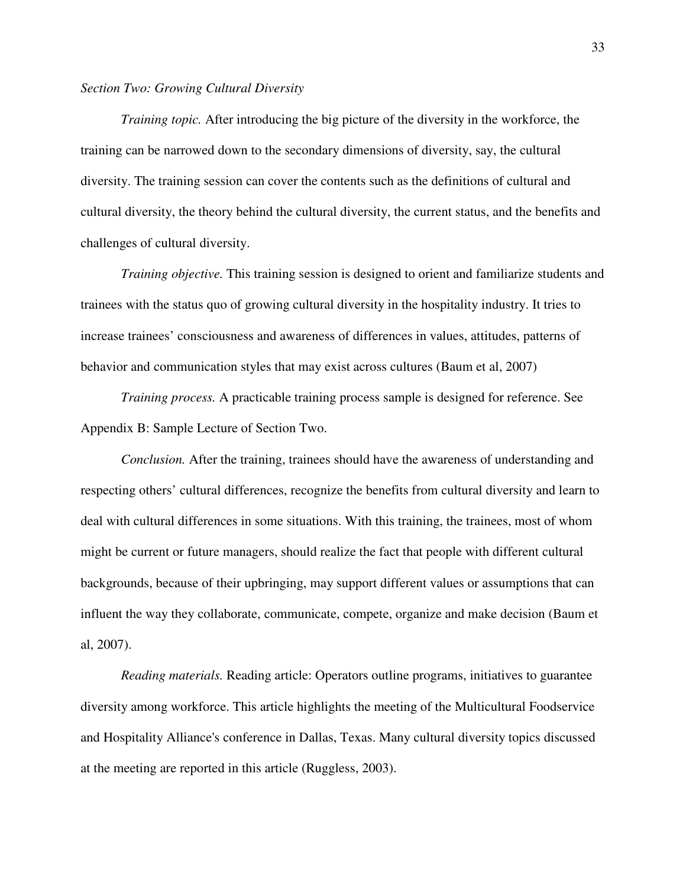*Section Two: Growing Cultural Diversity*

*Training topic.* After introducing the big picture of the diversity in the workforce, the training can be narrowed down to the secondary dimensions of diversity, say, the cultural diversity. The training session can cover the contents such as the definitions of cultural and cultural diversity, the theory behind the cultural diversity, the current status, and the benefits and challenges of cultural diversity.

*Training objective.* This training session is designed to orient and familiarize students and trainees with the status quo of growing cultural diversity in the hospitality industry. It tries to increase trainees' consciousness and awareness of differences in values, attitudes, patterns of behavior and communication styles that may exist across cultures (Baum et al, 2007)

*Training process.* A practicable training process sample is designed for reference. See Appendix B: Sample Lecture of Section Two.

*Conclusion.* After the training, trainees should have the awareness of understanding and respecting others' cultural differences, recognize the benefits from cultural diversity and learn to deal with cultural differences in some situations. With this training, the trainees, most of whom might be current or future managers, should realize the fact that people with different cultural backgrounds, because of their upbringing, may support different values or assumptions that can influent the way they collaborate, communicate, compete, organize and make decision (Baum et al, 2007).

*Reading materials.* Reading article: Operators outline programs, initiatives to guarantee diversity among workforce. This article highlights the meeting of the Multicultural Foodservice and Hospitality Alliance's conference in Dallas, Texas. Many cultural diversity topics discussed at the meeting are reported in this article (Ruggless, 2003).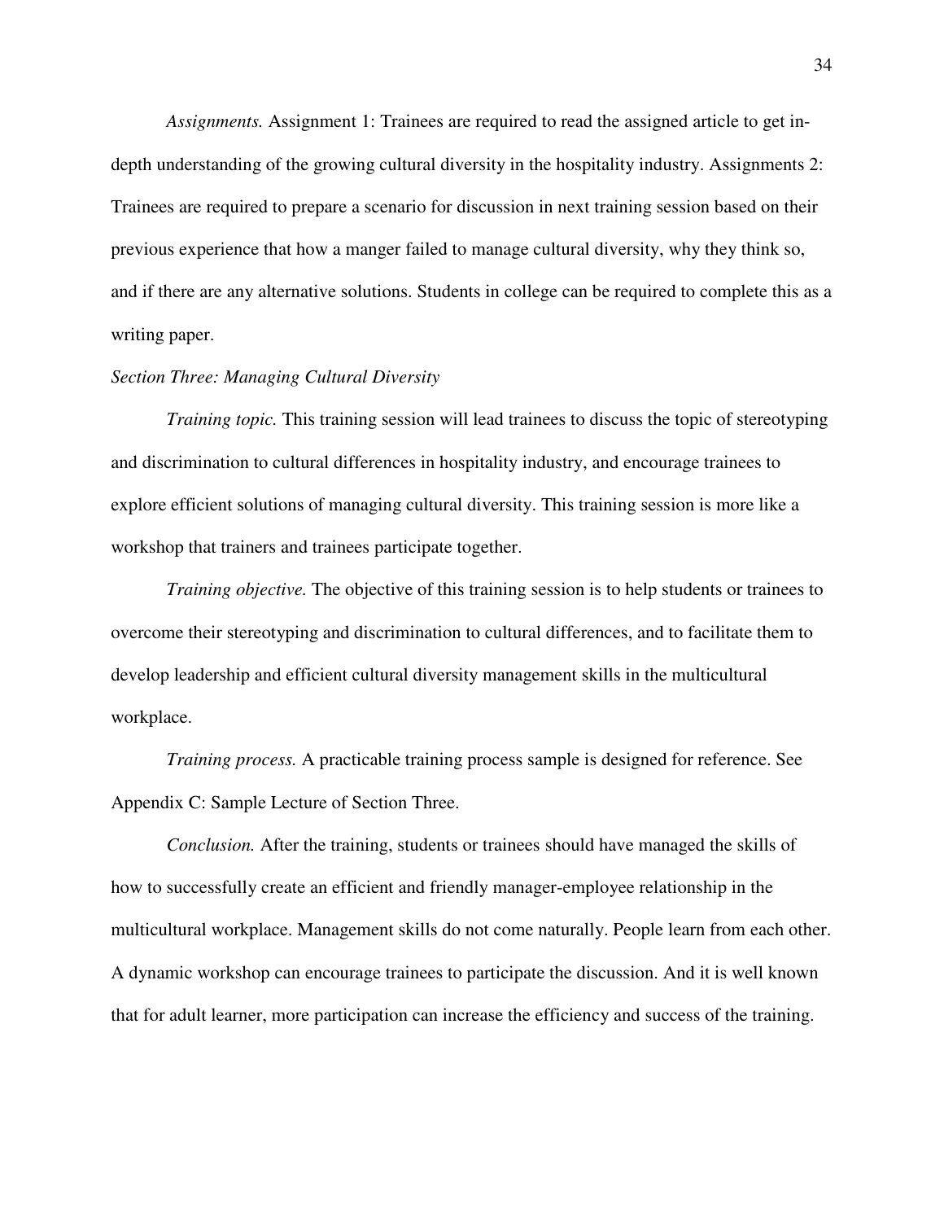*Assignments.* Assignment 1: Trainees are required to read the assigned article to get in-depth understanding of the growing cultural diversity in the hospitality industry. Assignments 2: Trainees are required to prepare a scenario for discussion in next training session based on their previous experience that how a manger failed to manage cultural diversity, why they think so, and if there are any alternative solutions. Students in college can be required to complete this as a writing paper.

*Section Three: Managing Cultural Diversity*

*Training topic.* This training session will lead trainees to discuss the topic of stereotyping and discrimination to cultural differences in hospitality industry, and encourage trainees to explore efficient solutions of managing cultural diversity. This training session is more like a workshop that trainers and trainees participate together.

*Training objective.* The objective of this training session is to help students or trainees to overcome their stereotyping and discrimination to cultural differences, and to facilitate them to develop leadership and efficient cultural diversity management skills in the multicultural workplace.

*Training process.* A practicable training process sample is designed for reference. See Appendix C: Sample Lecture of Section Three.

*Conclusion.* After the training, students or trainees should have managed the skills of how to successfully create an efficient and friendly manager-employee relationship in the multicultural workplace. Management skills do not come naturally. People learn from each other. A dynamic workshop can encourage trainees to participate the discussion. And it is well known that for adult learner, more participation can increase the efficiency and success of the training.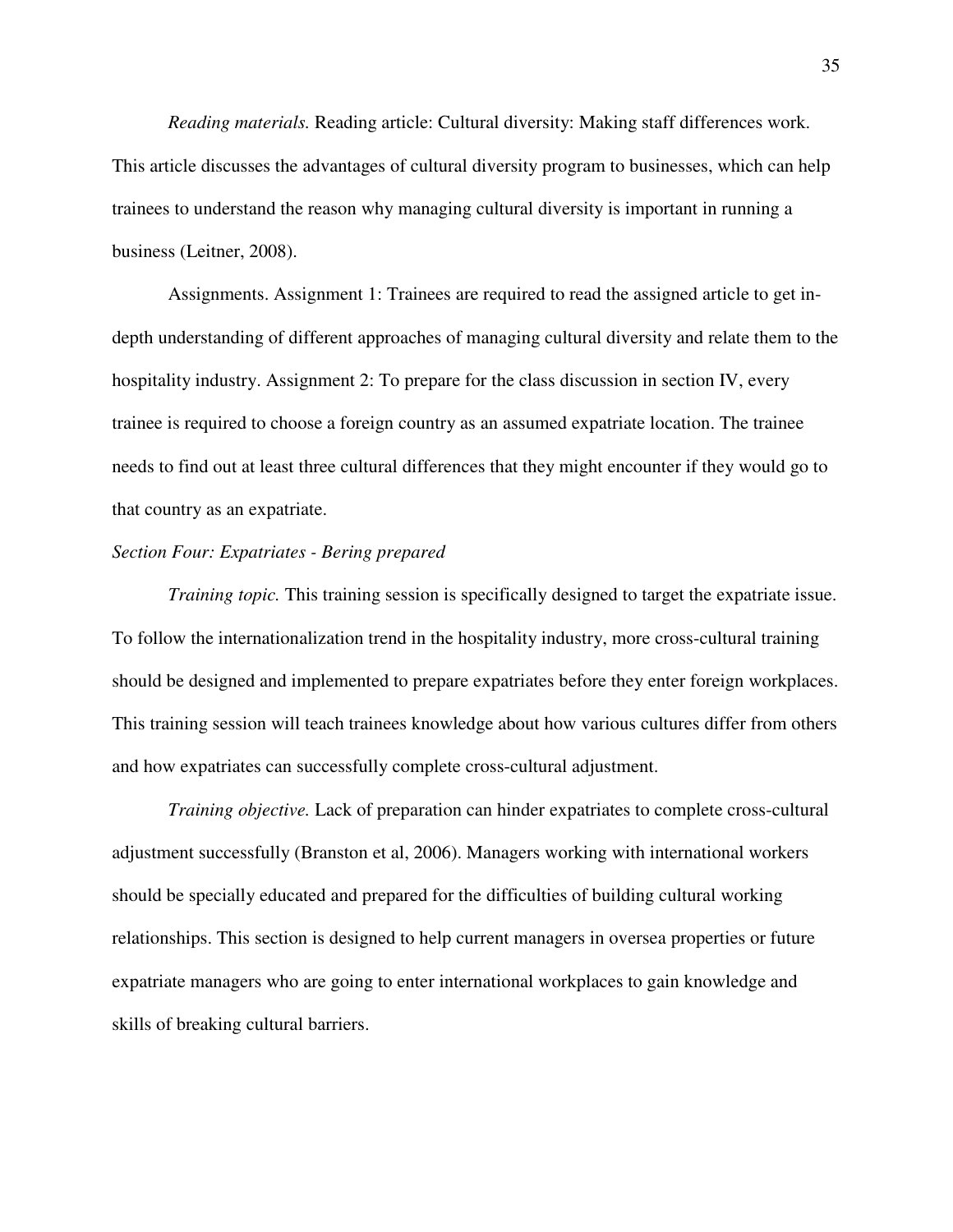*Reading materials.* Reading article: Cultural diversity: Making staff differences work. This article discusses the advantages of cultural diversity program to businesses, which can help trainees to understand the reason why managing cultural diversity is important in running a business (Leitner, 2008).

Assignments. Assignment 1: Trainees are required to read the assigned article to get in-depth understanding of different approaches of managing cultural diversity and relate them to the hospitality industry. Assignment 2: To prepare for the class discussion in section IV, every trainee is required to choose a foreign country as an assumed expatriate location. The trainee needs to find out at least three cultural differences that they might encounter if they would go to that country as an expatriate.

*Section Four: Expatriates - Bering prepared*

*Training topic.* This training session is specifically designed to target the expatriate issue. To follow the internationalization trend in the hospitality industry, more cross-cultural training should be designed and implemented to prepare expatriates before they enter foreign workplaces. This training session will teach trainees knowledge about how various cultures differ from others and how expatriates can successfully complete cross-cultural adjustment.

*Training objective.* Lack of preparation can hinder expatriates to complete cross-cultural adjustment successfully (Branston et al, 2006). Managers working with international workers should be specially educated and prepared for the difficulties of building cultural working relationships. This section is designed to help current managers in oversea properties or future expatriate managers who are going to enter international workplaces to gain knowledge and skills of breaking cultural barriers.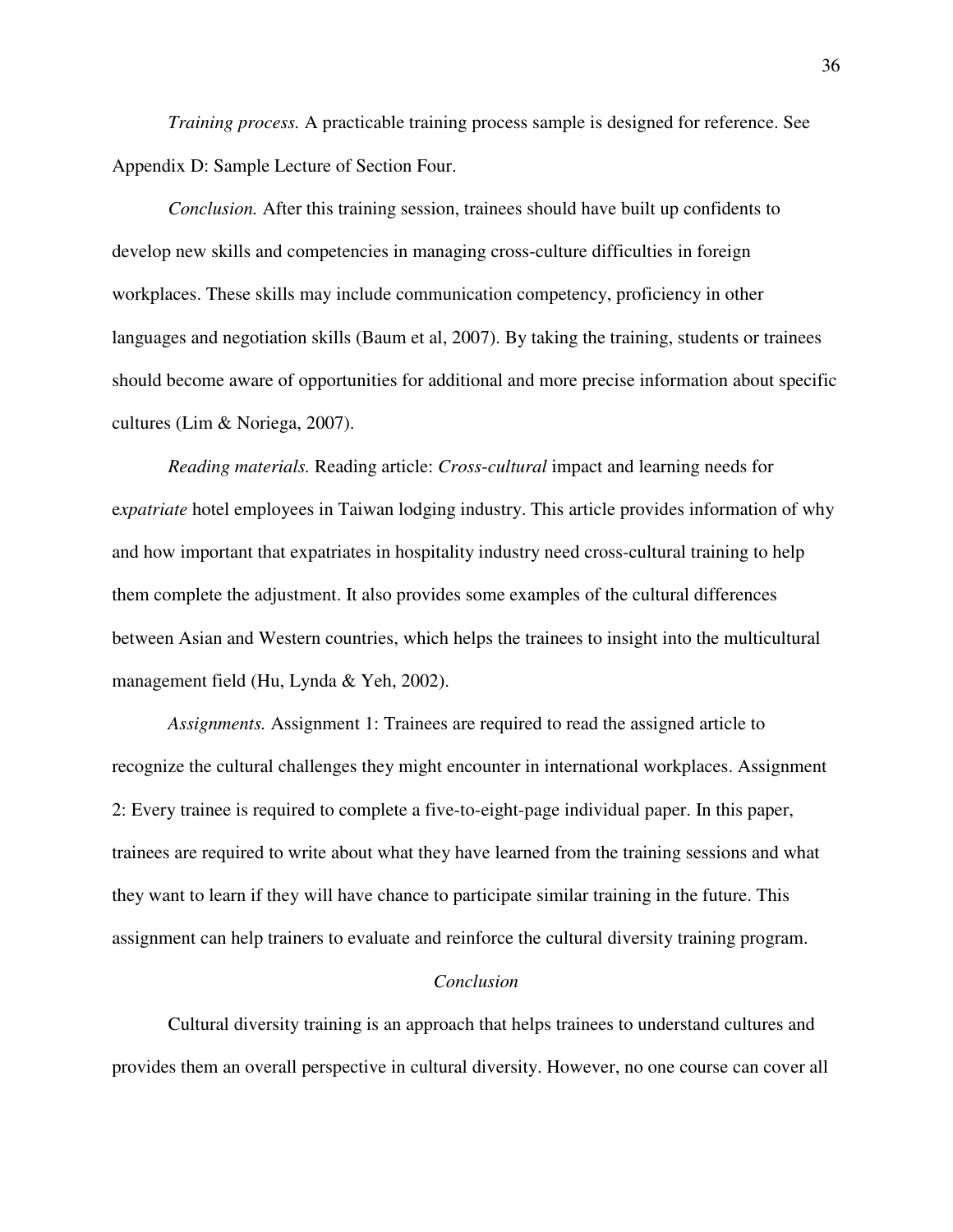*Training process.* A practicable training process sample is designed for reference. See Appendix D: Sample Lecture of Section Four.

*Conclusion.* After this training session, trainees should have built up confidents to develop new skills and competencies in managing cross-culture difficulties in foreign workplaces. These skills may include communication competency, proficiency in other languages and negotiation skills (Baum et al, 2007). By taking the training, students or trainees should become aware of opportunities for additional and more precise information about specific cultures (Lim & Noriega, 2007).

*Reading materials.* Reading article: *Cross-cultural* impact and learning needs for e*xpatriate* hotel employees in Taiwan lodging industry. This article provides information of why and how important that expatriates in hospitality industry need cross-cultural training to help them complete the adjustment. It also provides some examples of the cultural differences between Asian and Western countries, which helps the trainees to insight into the multicultural management field (Hu, Lynda & Yeh, 2002).

*Assignments.* Assignment 1: Trainees are required to read the assigned article to recognize the cultural challenges they might encounter in international workplaces. Assignment 2: Every trainee is required to complete a five-to-eight-page individual paper. In this paper, trainees are required to write about what they have learned from the training sessions and what they want to learn if they will have chance to participate similar training in the future. This assignment can help trainers to evaluate and reinforce the cultural diversity training program.

## *Conclusion*

Cultural diversity training is an approach that helps trainees to understand cultures and provides them an overall perspective in cultural diversity. However, no one course can cover all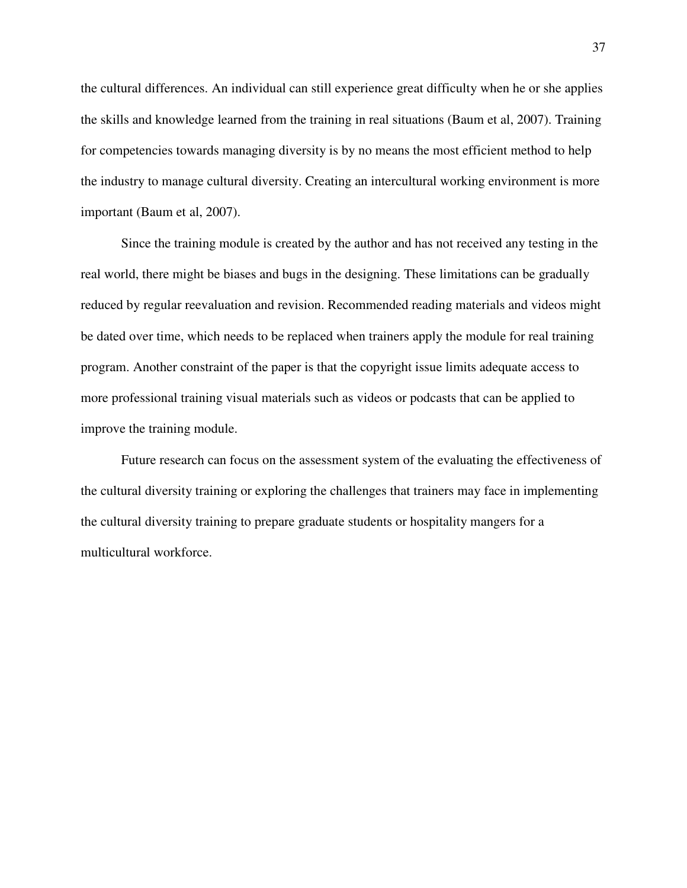the cultural differences. An individual can still experience great difficulty when he or she applies the skills and knowledge learned from the training in real situations (Baum et al, 2007). Training for competencies towards managing diversity is by no means the most efficient method to help the industry to manage cultural diversity. Creating an intercultural working environment is more important (Baum et al, 2007).

Since the training module is created by the author and has not received any testing in the real world, there might be biases and bugs in the designing. These limitations can be gradually reduced by regular reevaluation and revision. Recommended reading materials and videos might be dated over time, which needs to be replaced when trainers apply the module for real training program. Another constraint of the paper is that the copyright issue limits adequate access to more professional training visual materials such as videos or podcasts that can be applied to improve the training module.

Future research can focus on the assessment system of the evaluating the effectiveness of the cultural diversity training or exploring the challenges that trainers may face in implementing the cultural diversity training to prepare graduate students or hospitality mangers for a multicultural workforce.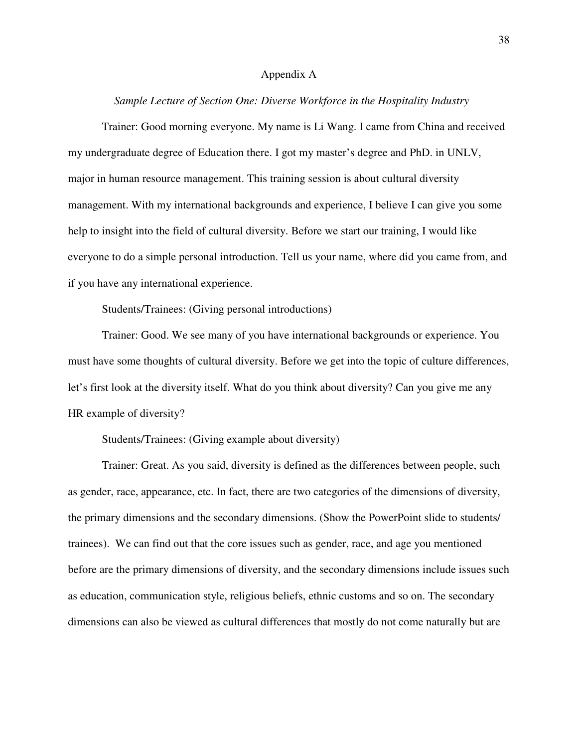# Appendix A

*Sample Lecture of Section One: Diverse Workforce in the Hospitality Industry*

Trainer: Good morning everyone. My name is Li Wang. I came from China and received my undergraduate degree of Education there. I got my master's degree and PhD. in UNLV, major in human resource management. This training session is about cultural diversity management. With my international backgrounds and experience, I believe I can give you some help to insight into the field of cultural diversity. Before we start our training, I would like everyone to do a simple personal introduction. Tell us your name, where did you came from, and if you have any international experience.

Students/Trainees: (Giving personal introductions)

Trainer: Good. We see many of you have international backgrounds or experience. You must have some thoughts of cultural diversity. Before we get into the topic of culture differences, let's first look at the diversity itself. What do you think about diversity? Can you give me any HR example of diversity?

Students/Trainees: (Giving example about diversity)

Trainer: Great. As you said, diversity is defined as the differences between people, such as gender, race, appearance, etc. In fact, there are two categories of the dimensions of diversity, the primary dimensions and the secondary dimensions. (Show the PowerPoint slide to students/ trainees). We can find out that the core issues such as gender, race, and age you mentioned before are the primary dimensions of diversity, and the secondary dimensions include issues such as education, communication style, religious beliefs, ethnic customs and so on. The secondary dimensions can also be viewed as cultural differences that mostly do not come naturally but are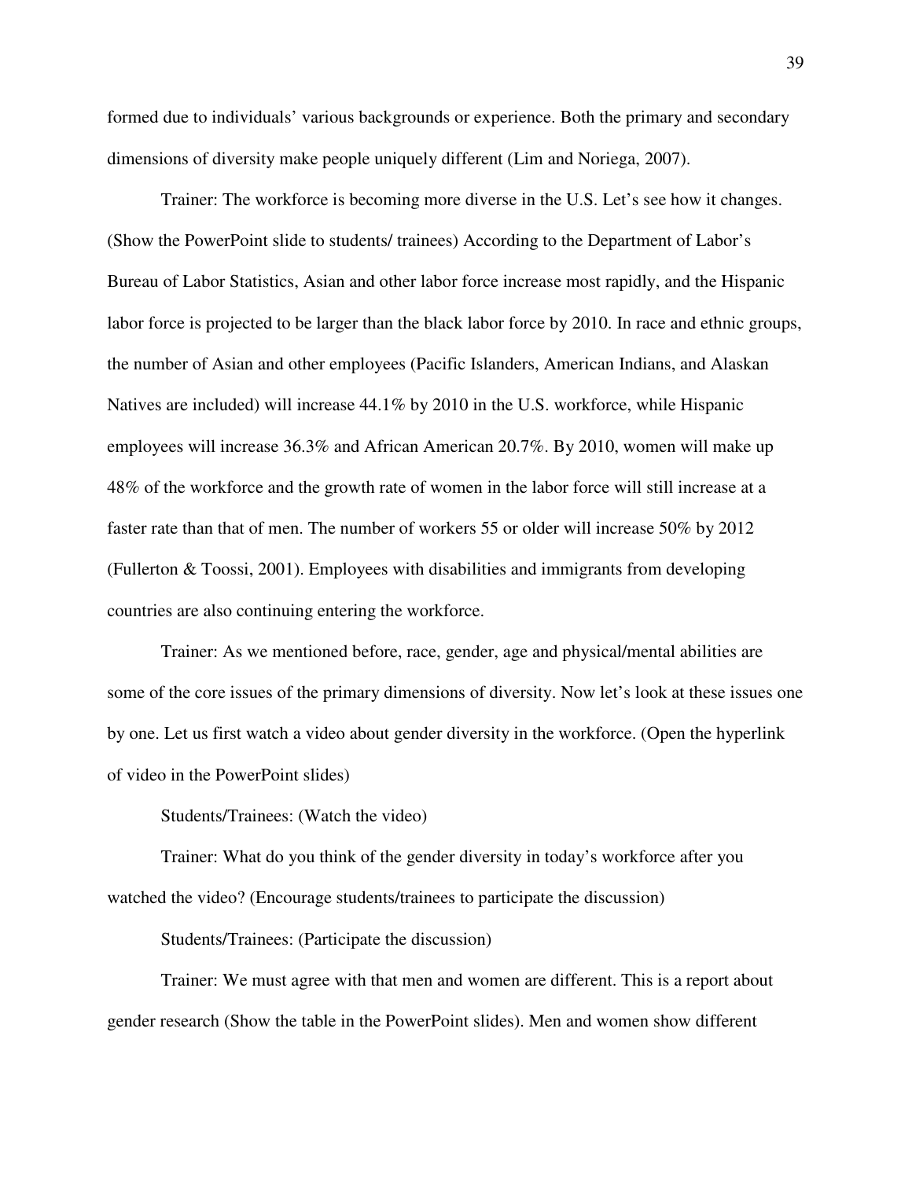formed due to individuals' various backgrounds or experience. Both the primary and secondary dimensions of diversity make people uniquely different (Lim and Noriega, 2007).

Trainer: The workforce is becoming more diverse in the U.S. Let's see how it changes. (Show the PowerPoint slide to students/ trainees) According to the Department of Labor's Bureau of Labor Statistics, Asian and other labor force increase most rapidly, and the Hispanic labor force is projected to be larger than the black labor force by 2010. In race and ethnic groups, the number of Asian and other employees (Pacific Islanders, American Indians, and Alaskan Natives are included) will increase 44.1% by 2010 in the U.S. workforce, while Hispanic employees will increase 36.3% and African American 20.7%. By 2010, women will make up 48% of the workforce and the growth rate of women in the labor force will still increase at a faster rate than that of men. The number of workers 55 or older will increase 50% by 2012 (Fullerton & Toossi, 2001). Employees with disabilities and immigrants from developing countries are also continuing entering the workforce.

Trainer: As we mentioned before, race, gender, age and physical/mental abilities are some of the core issues of the primary dimensions of diversity. Now let's look at these issues one by one. Let us first watch a video about gender diversity in the workforce. (Open the hyperlink of video in the PowerPoint slides)

Students/Trainees: (Watch the video)

Trainer: What do you think of the gender diversity in today's workforce after you watched the video? (Encourage students/trainees to participate the discussion)

Students/Trainees: (Participate the discussion)

Trainer: We must agree with that men and women are different. This is a report about gender research (Show the table in the PowerPoint slides). Men and women show different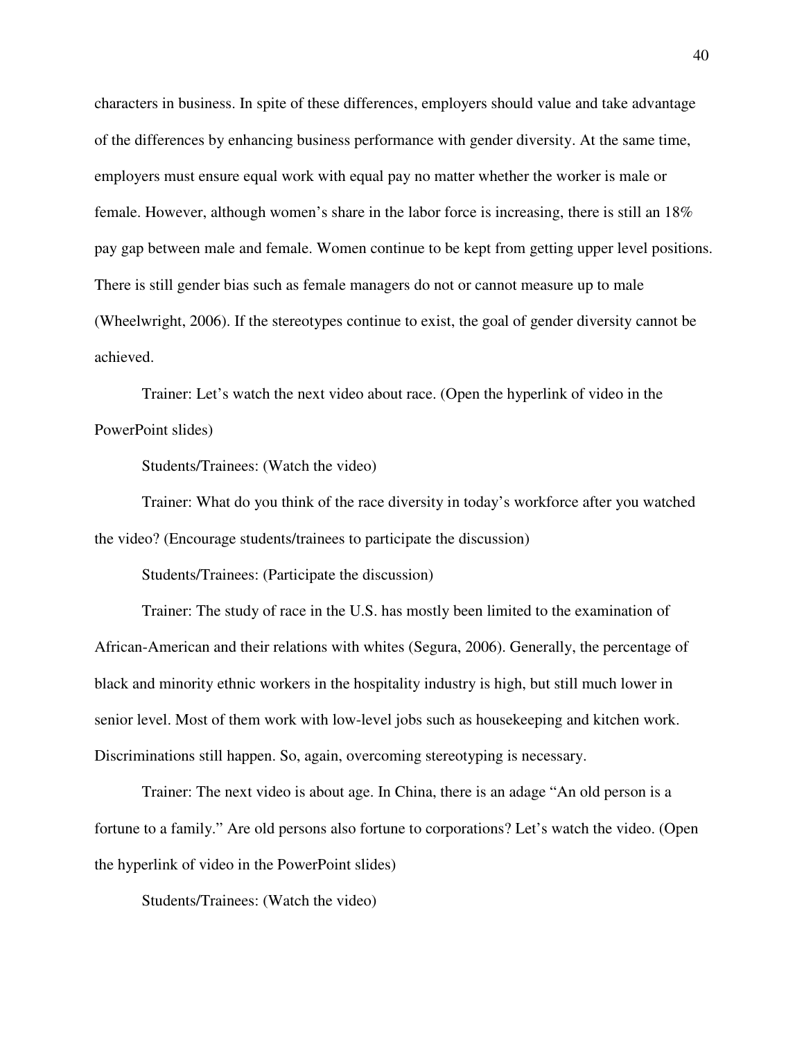characters in business. In spite of these differences, employers should value and take advantage of the differences by enhancing business performance with gender diversity. At the same time, employers must ensure equal work with equal pay no matter whether the worker is male or female. However, although women's share in the labor force is increasing, there is still an 18% pay gap between male and female. Women continue to be kept from getting upper level positions. There is still gender bias such as female managers do not or cannot measure up to male (Wheelwright, 2006). If the stereotypes continue to exist, the goal of gender diversity cannot be achieved.

Trainer: Let's watch the next video about race. (Open the hyperlink of video in the PowerPoint slides)

Students/Trainees: (Watch the video)

Trainer: What do you think of the race diversity in today's workforce after you watched the video? (Encourage students/trainees to participate the discussion)

Students/Trainees: (Participate the discussion)

Trainer: The study of race in the U.S. has mostly been limited to the examination of African-American and their relations with whites (Segura, 2006). Generally, the percentage of black and minority ethnic workers in the hospitality industry is high, but still much lower in senior level. Most of them work with low-level jobs such as housekeeping and kitchen work. Discriminations still happen. So, again, overcoming stereotyping is necessary.

Trainer: The next video is about age. In China, there is an adage "An old person is a fortune to a family." Are old persons also fortune to corporations? Let's watch the video. (Open the hyperlink of video in the PowerPoint slides)

Students/Trainees: (Watch the video)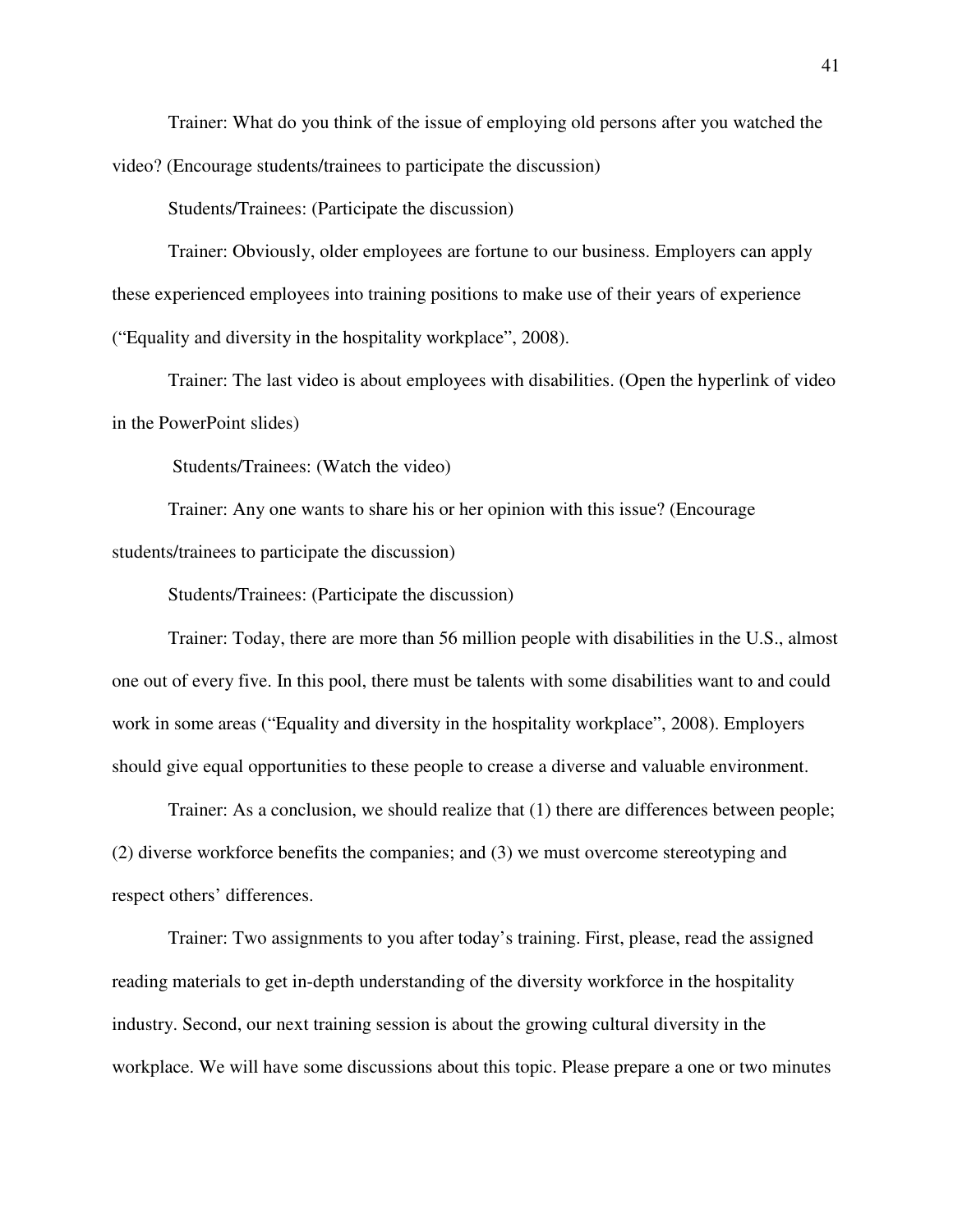Trainer: What do you think of the issue of employing old persons after you watched the video? (Encourage students/trainees to participate the discussion)

Students/Trainees: (Participate the discussion)

Trainer: Obviously, older employees are fortune to our business. Employers can apply these experienced employees into training positions to make use of their years of experience ("Equality and diversity in the hospitality workplace", 2008).

Trainer: The last video is about employees with disabilities. (Open the hyperlink of video in the PowerPoint slides)

Students/Trainees: (Watch the video)

Trainer: Any one wants to share his or her opinion with this issue? (Encourage students/trainees to participate the discussion)

Students/Trainees: (Participate the discussion)

Trainer: Today, there are more than 56 million people with disabilities in the U.S., almost one out of every five. In this pool, there must be talents with some disabilities want to and could work in some areas ("Equality and diversity in the hospitality workplace", 2008). Employers should give equal opportunities to these people to crease a diverse and valuable environment.

Trainer: As a conclusion, we should realize that (1) there are differences between people; (2) diverse workforce benefits the companies; and (3) we must overcome stereotyping and respect others' differences.

Trainer: Two assignments to you after today's training. First, please, read the assigned reading materials to get in-depth understanding of the diversity workforce in the hospitality industry. Second, our next training session is about the growing cultural diversity in the workplace. We will have some discussions about this topic. Please prepare a one or two minutes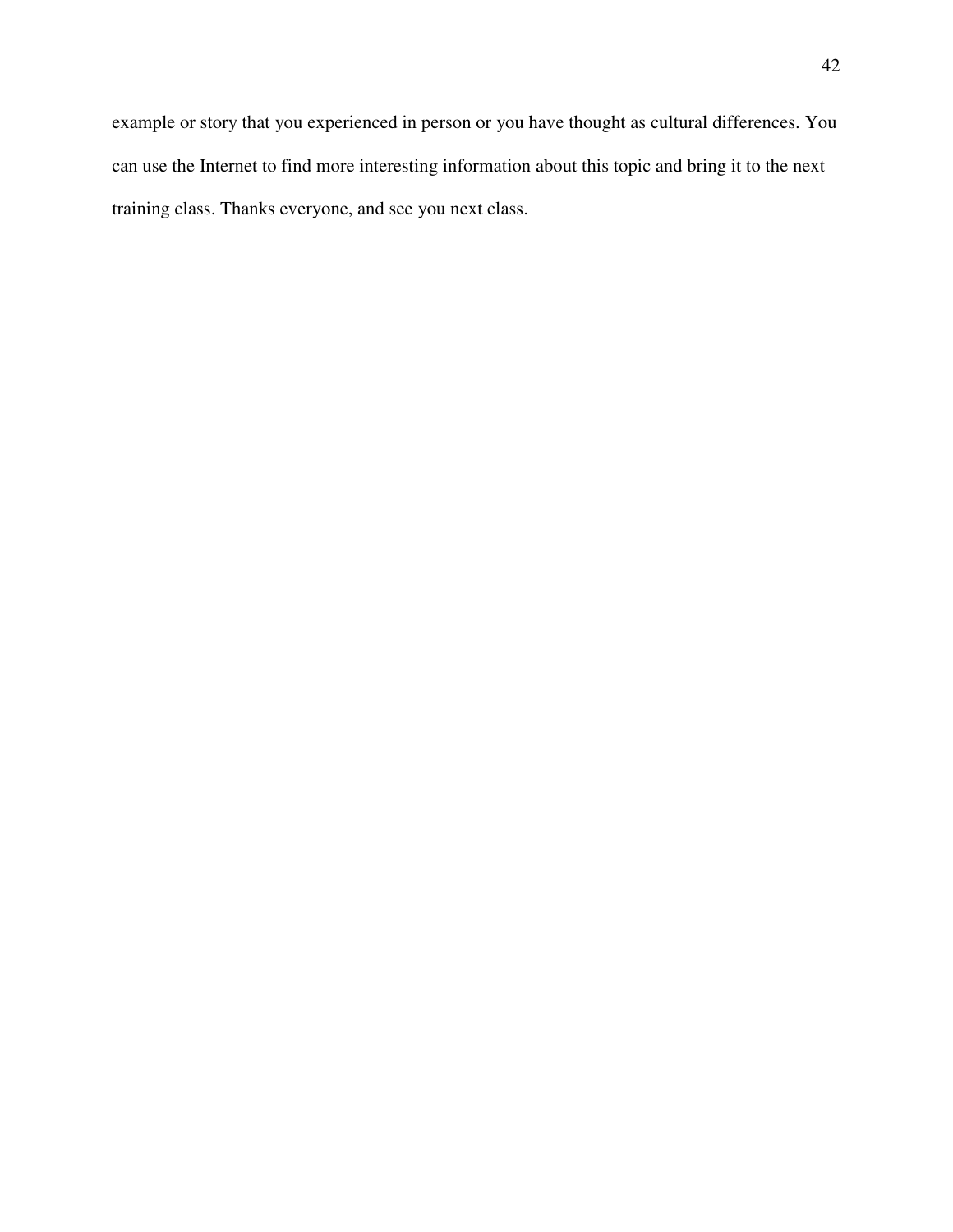example or story that you experienced in person or you have thought as cultural differences. You can use the Internet to find more interesting information about this topic and bring it to the next training class. Thanks everyone, and see you next class.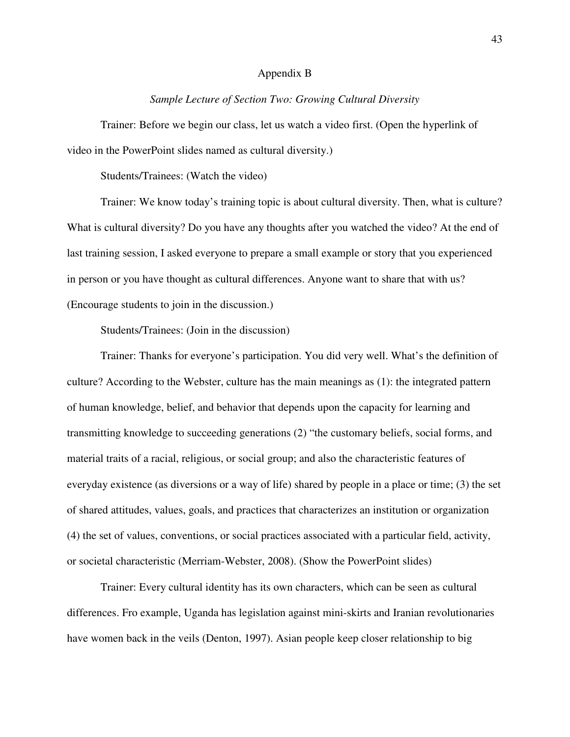# Appendix B

*Sample Lecture of Section Two: Growing Cultural Diversity*

Trainer: Before we begin our class, let us watch a video first. (Open the hyperlink of video in the PowerPoint slides named as cultural diversity.)

Students/Trainees: (Watch the video)

Trainer: We know today's training topic is about cultural diversity. Then, what is culture? What is cultural diversity? Do you have any thoughts after you watched the video? At the end of last training session, I asked everyone to prepare a small example or story that you experienced in person or you have thought as cultural differences. Anyone want to share that with us? (Encourage students to join in the discussion.)

Students/Trainees: (Join in the discussion)

Trainer: Thanks for everyone's participation. You did very well. What's the definition of culture? According to the Webster, culture has the main meanings as (1): the integrated pattern of human knowledge, belief, and behavior that depends upon the capacity for learning and transmitting knowledge to succeeding generations (2) "the customary beliefs, social forms, and material traits of a racial, religious, or social group; and also the characteristic features of everyday existence (as diversions or a way of life) shared by people in a place or time; (3) the set of shared attitudes, values, goals, and practices that characterizes an institution or organization (4) the set of values, conventions, or social practices associated with a particular field, activity, or societal characteristic (Merriam-Webster, 2008). (Show the PowerPoint slides)

Trainer: Every cultural identity has its own characters, which can be seen as cultural differences. Fro example, Uganda has legislation against mini-skirts and Iranian revolutionaries have women back in the veils (Denton, 1997). Asian people keep closer relationship to big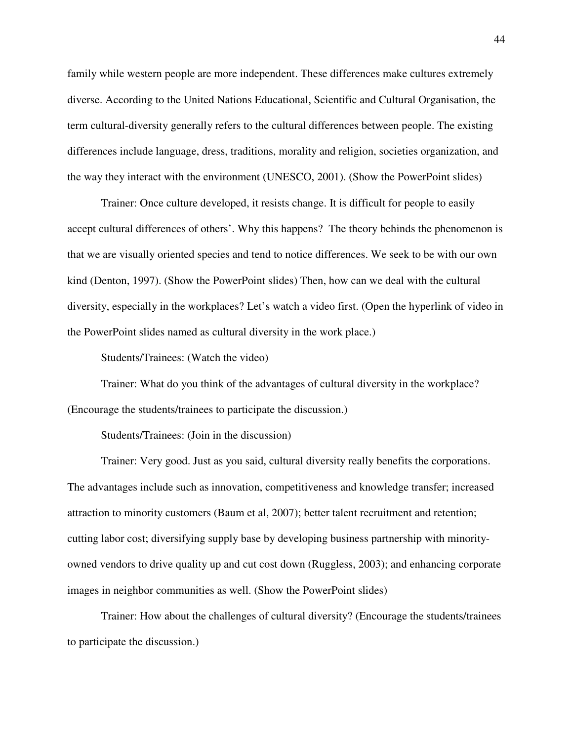family while western people are more independent. These differences make cultures extremely diverse. According to the United Nations Educational, Scientific and Cultural Organisation, the term cultural-diversity generally refers to the cultural differences between people. The existing differences include language, dress, traditions, morality and religion, societies organization, and the way they interact with the environment (UNESCO, 2001). (Show the PowerPoint slides)

Trainer: Once culture developed, it resists change. It is difficult for people to easily accept cultural differences of others'. Why this happens? The theory behinds the phenomenon is that we are visually oriented species and tend to notice differences. We seek to be with our own kind (Denton, 1997). (Show the PowerPoint slides) Then, how can we deal with the cultural diversity, especially in the workplaces? Let's watch a video first. (Open the hyperlink of video in the PowerPoint slides named as cultural diversity in the work place.)

Students/Trainees: (Watch the video)

Trainer: What do you think of the advantages of cultural diversity in the workplace? (Encourage the students/trainees to participate the discussion.)

Students/Trainees: (Join in the discussion)

Trainer: Very good. Just as you said, cultural diversity really benefits the corporations. The advantages include such as innovation, competitiveness and knowledge transfer; increased attraction to minority customers (Baum et al, 2007); better talent recruitment and retention; cutting labor cost; diversifying supply base by developing business partnership with minority-owned vendors to drive quality up and cut cost down (Ruggless, 2003); and enhancing corporate images in neighbor communities as well. (Show the PowerPoint slides)

Trainer: How about the challenges of cultural diversity? (Encourage the students/trainees to participate the discussion.)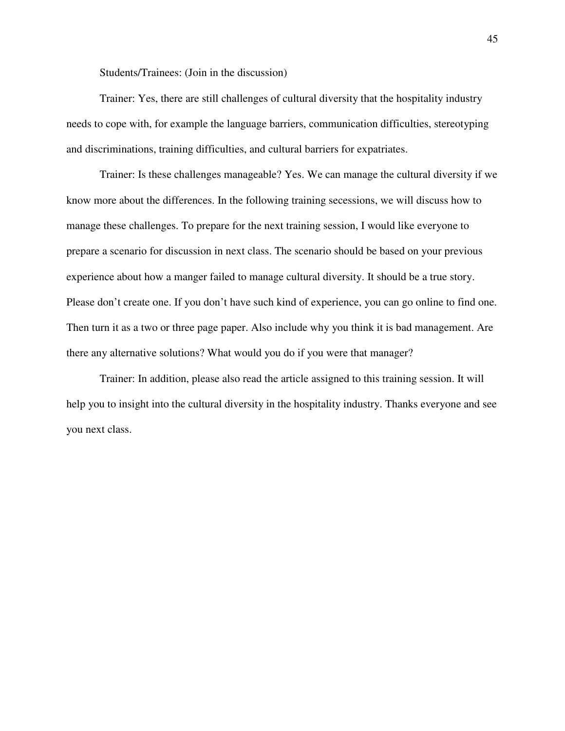Students/Trainees: (Join in the discussion)

Trainer: Yes, there are still challenges of cultural diversity that the hospitality industry needs to cope with, for example the language barriers, communication difficulties, stereotyping and discriminations, training difficulties, and cultural barriers for expatriates.

Trainer: Is these challenges manageable? Yes. We can manage the cultural diversity if we know more about the differences. In the following training secessions, we will discuss how to manage these challenges. To prepare for the next training session, I would like everyone to prepare a scenario for discussion in next class. The scenario should be based on your previous experience about how a manger failed to manage cultural diversity. It should be a true story. Please don't create one. If you don't have such kind of experience, you can go online to find one. Then turn it as a two or three page paper. Also include why you think it is bad management. Are there any alternative solutions? What would you do if you were that manager?

Trainer: In addition, please also read the article assigned to this training session. It will help you to insight into the cultural diversity in the hospitality industry. Thanks everyone and see you next class.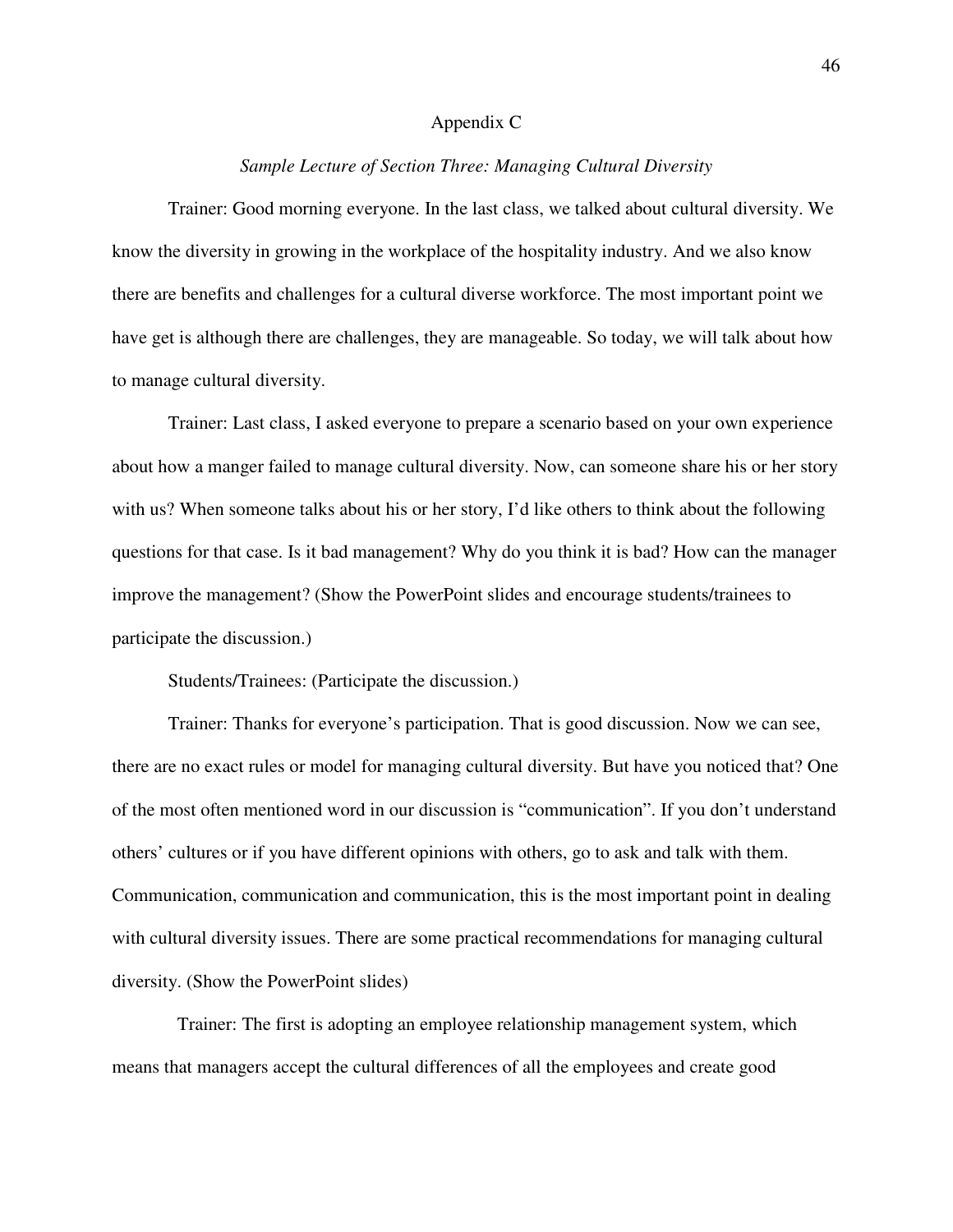# Appendix C

*Sample Lecture of Section Three: Managing Cultural Diversity*

Trainer: Good morning everyone. In the last class, we talked about cultural diversity. We know the diversity in growing in the workplace of the hospitality industry. And we also know there are benefits and challenges for a cultural diverse workforce. The most important point we have get is although there are challenges, they are manageable. So today, we will talk about how to manage cultural diversity.

Trainer: Last class, I asked everyone to prepare a scenario based on your own experience about how a manger failed to manage cultural diversity. Now, can someone share his or her story with us? When someone talks about his or her story, I'd like others to think about the following questions for that case. Is it bad management? Why do you think it is bad? How can the manager improve the management? (Show the PowerPoint slides and encourage students/trainees to participate the discussion.)

Students/Trainees: (Participate the discussion.)

Trainer: Thanks for everyone's participation. That is good discussion. Now we can see, there are no exact rules or model for managing cultural diversity. But have you noticed that? One of the most often mentioned word in our discussion is "communication". If you don't understand others' cultures or if you have different opinions with others, go to ask and talk with them. Communication, communication and communication, this is the most important point in dealing with cultural diversity issues. There are some practical recommendations for managing cultural diversity. (Show the PowerPoint slides)

Trainer: The first is adopting an employee relationship management system, which means that managers accept the cultural differences of all the employees and create good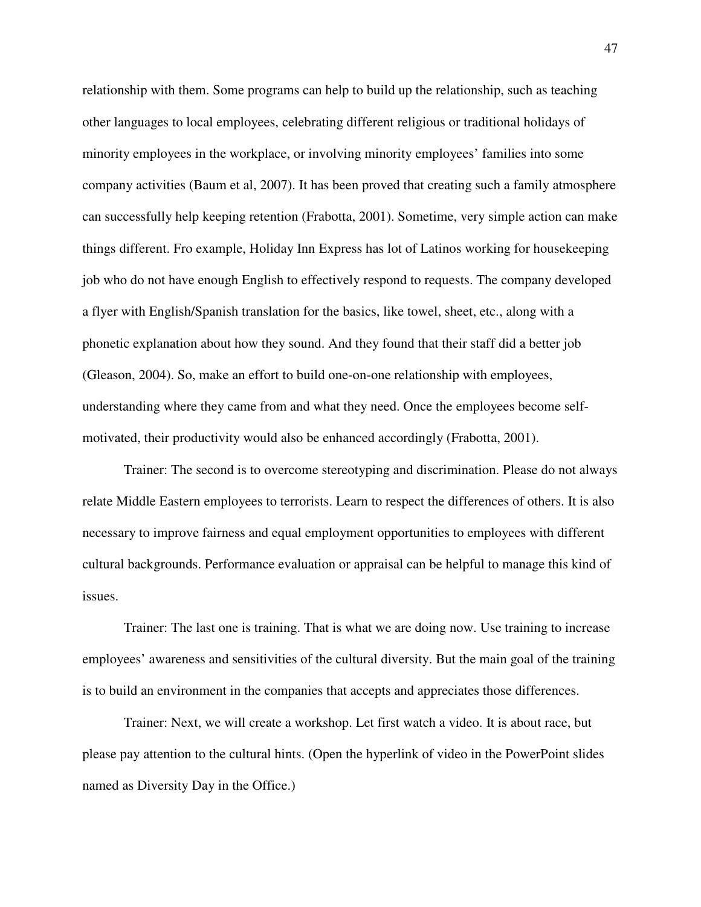relationship with them. Some programs can help to build up the relationship, such as teaching other languages to local employees, celebrating different religious or traditional holidays of minority employees in the workplace, or involving minority employees' families into some company activities (Baum et al, 2007). It has been proved that creating such a family atmosphere can successfully help keeping retention (Frabotta, 2001). Sometime, very simple action can make things different. Fro example, Holiday Inn Express has lot of Latinos working for housekeeping job who do not have enough English to effectively respond to requests. The company developed a flyer with English/Spanish translation for the basics, like towel, sheet, etc., along with a phonetic explanation about how they sound. And they found that their staff did a better job (Gleason, 2004). So, make an effort to build one-on-one relationship with employees, understanding where they came from and what they need. Once the employees become self-motivated, their productivity would also be enhanced accordingly (Frabotta, 2001).

Trainer: The second is to overcome stereotyping and discrimination. Please do not always relate Middle Eastern employees to terrorists. Learn to respect the differences of others. It is also necessary to improve fairness and equal employment opportunities to employees with different cultural backgrounds. Performance evaluation or appraisal can be helpful to manage this kind of issues.

Trainer: The last one is training. That is what we are doing now. Use training to increase employees' awareness and sensitivities of the cultural diversity. But the main goal of the training is to build an environment in the companies that accepts and appreciates those differences.

Trainer: Next, we will create a workshop. Let first watch a video. It is about race, but please pay attention to the cultural hints. (Open the hyperlink of video in the PowerPoint slides named as Diversity Day in the Office.)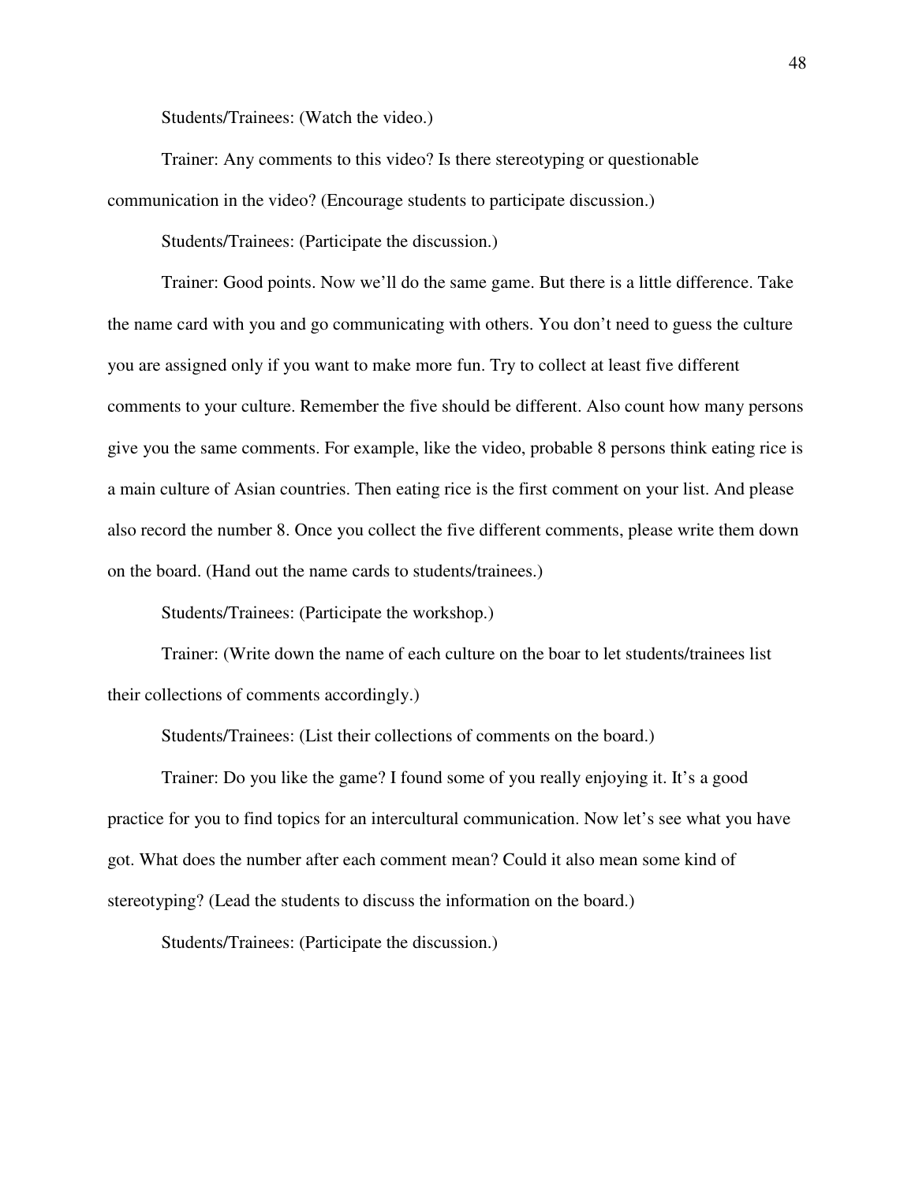Students/Trainees: (Watch the video.)

Trainer: Any comments to this video? Is there stereotyping or questionable communication in the video? (Encourage students to participate discussion.)

Students/Trainees: (Participate the discussion.)

Trainer: Good points. Now we'll do the same game. But there is a little difference. Take the name card with you and go communicating with others. You don't need to guess the culture you are assigned only if you want to make more fun. Try to collect at least five different comments to your culture. Remember the five should be different. Also count how many persons give you the same comments. For example, like the video, probable 8 persons think eating rice is a main culture of Asian countries. Then eating rice is the first comment on your list. And please also record the number 8. Once you collect the five different comments, please write them down on the board. (Hand out the name cards to students/trainees.)

Students/Trainees: (Participate the workshop.)

Trainer: (Write down the name of each culture on the boar to let students/trainees list their collections of comments accordingly.)

Students/Trainees: (List their collections of comments on the board.)

Trainer: Do you like the game? I found some of you really enjoying it. It's a good practice for you to find topics for an intercultural communication. Now let's see what you have got. What does the number after each comment mean? Could it also mean some kind of stereotyping? (Lead the students to discuss the information on the board.)

Students/Trainees: (Participate the discussion.)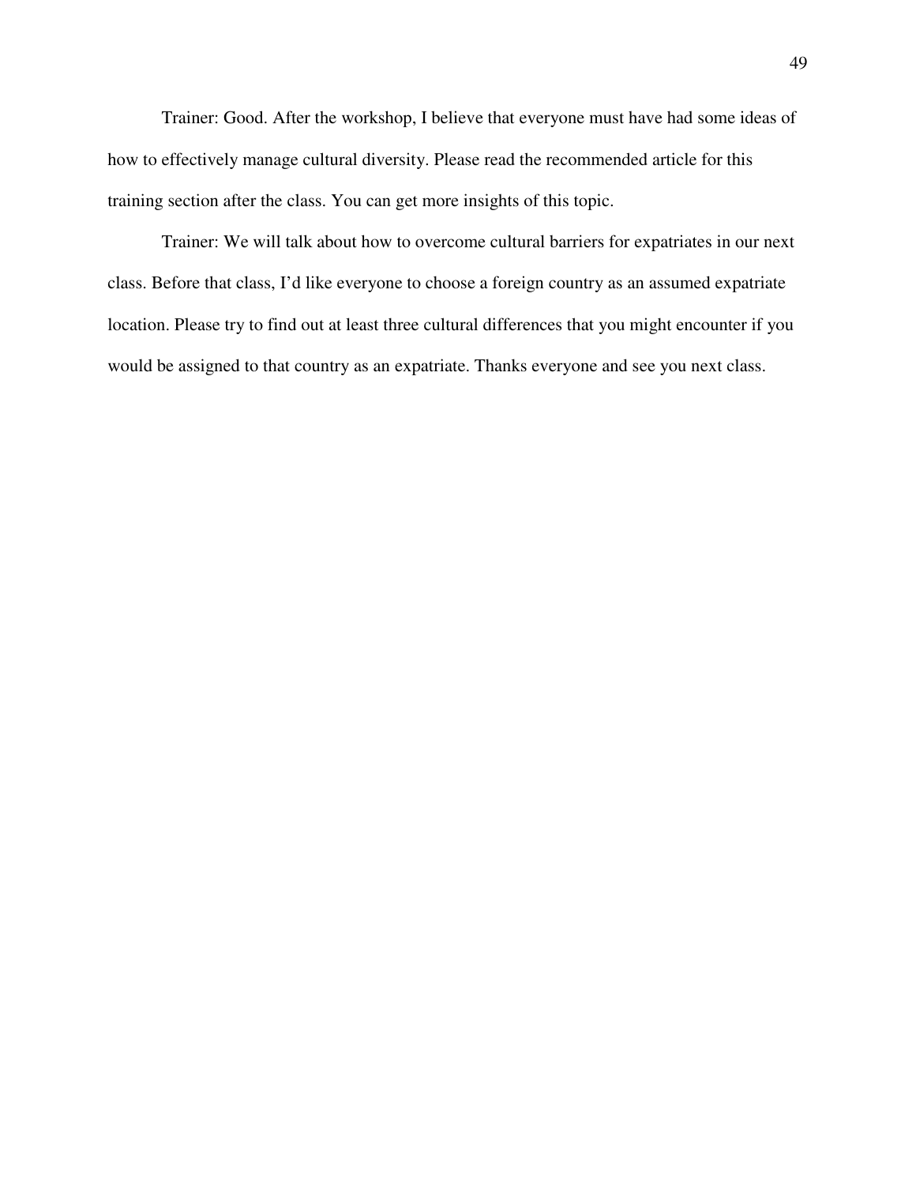Trainer: Good. After the workshop, I believe that everyone must have had some ideas of how to effectively manage cultural diversity. Please read the recommended article for this training section after the class. You can get more insights of this topic.

Trainer: We will talk about how to overcome cultural barriers for expatriates in our next class. Before that class, I'd like everyone to choose a foreign country as an assumed expatriate location. Please try to find out at least three cultural differences that you might encounter if you would be assigned to that country as an expatriate. Thanks everyone and see you next class.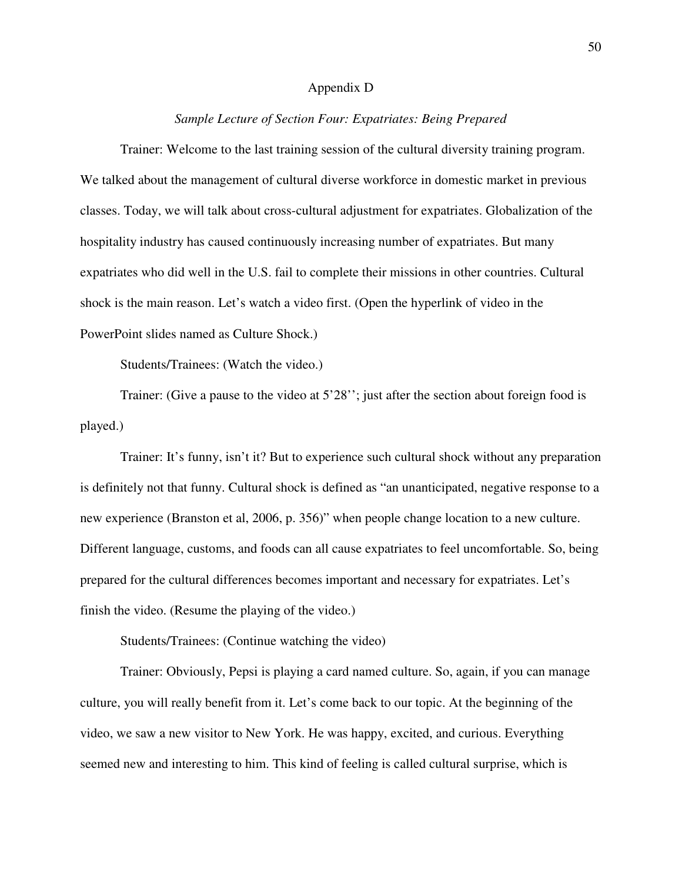# Appendix D

*Sample Lecture of Section Four: Expatriates: Being Prepared*

Trainer: Welcome to the last training session of the cultural diversity training program. We talked about the management of cultural diverse workforce in domestic market in previous classes. Today, we will talk about cross-cultural adjustment for expatriates. Globalization of the hospitality industry has caused continuously increasing number of expatriates. But many expatriates who did well in the U.S. fail to complete their missions in other countries. Cultural shock is the main reason. Let's watch a video first. (Open the hyperlink of video in the PowerPoint slides named as Culture Shock.)

Students/Trainees: (Watch the video.)

Trainer: (Give a pause to the video at 5'28''; just after the section about foreign food is played.)

Trainer: It's funny, isn't it? But to experience such cultural shock without any preparation is definitely not that funny. Cultural shock is defined as "an unanticipated, negative response to a new experience (Branston et al, 2006, p. 356)" when people change location to a new culture. Different language, customs, and foods can all cause expatriates to feel uncomfortable. So, being prepared for the cultural differences becomes important and necessary for expatriates. Let's finish the video. (Resume the playing of the video.)

Students/Trainees: (Continue watching the video)

Trainer: Obviously, Pepsi is playing a card named culture. So, again, if you can manage culture, you will really benefit from it. Let's come back to our topic. At the beginning of the video, we saw a new visitor to New York. He was happy, excited, and curious. Everything seemed new and interesting to him. This kind of feeling is called cultural surprise, which is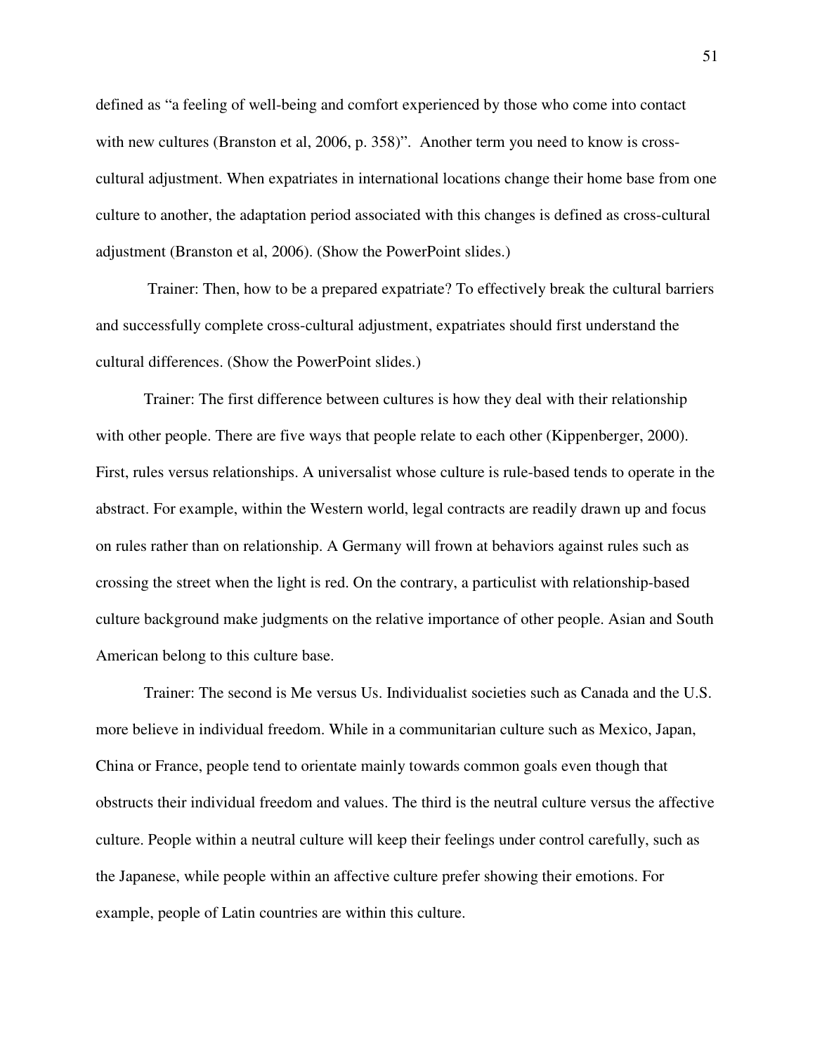defined as "a feeling of well-being and comfort experienced by those who come into contact with new cultures (Branston et al, 2006, p. 358)". Another term you need to know is cross-cultural adjustment. When expatriates in international locations change their home base from one culture to another, the adaptation period associated with this changes is defined as cross-cultural adjustment (Branston et al, 2006). (Show the PowerPoint slides.)

Trainer: Then, how to be a prepared expatriate? To effectively break the cultural barriers and successfully complete cross-cultural adjustment, expatriates should first understand the cultural differences. (Show the PowerPoint slides.)

Trainer: The first difference between cultures is how they deal with their relationship with other people. There are five ways that people relate to each other (Kippenberger, 2000). First, rules versus relationships. A universalist whose culture is rule-based tends to operate in the abstract. For example, within the Western world, legal contracts are readily drawn up and focus on rules rather than on relationship. A Germany will frown at behaviors against rules such as crossing the street when the light is red. On the contrary, a particulist with relationship-based culture background make judgments on the relative importance of other people. Asian and South American belong to this culture base.

Trainer: The second is Me versus Us. Individualist societies such as Canada and the U.S. more believe in individual freedom. While in a communitarian culture such as Mexico, Japan, China or France, people tend to orientate mainly towards common goals even though that obstructs their individual freedom and values. The third is the neutral culture versus the affective culture. People within a neutral culture will keep their feelings under control carefully, such as the Japanese, while people within an affective culture prefer showing their emotions. For example, people of Latin countries are within this culture.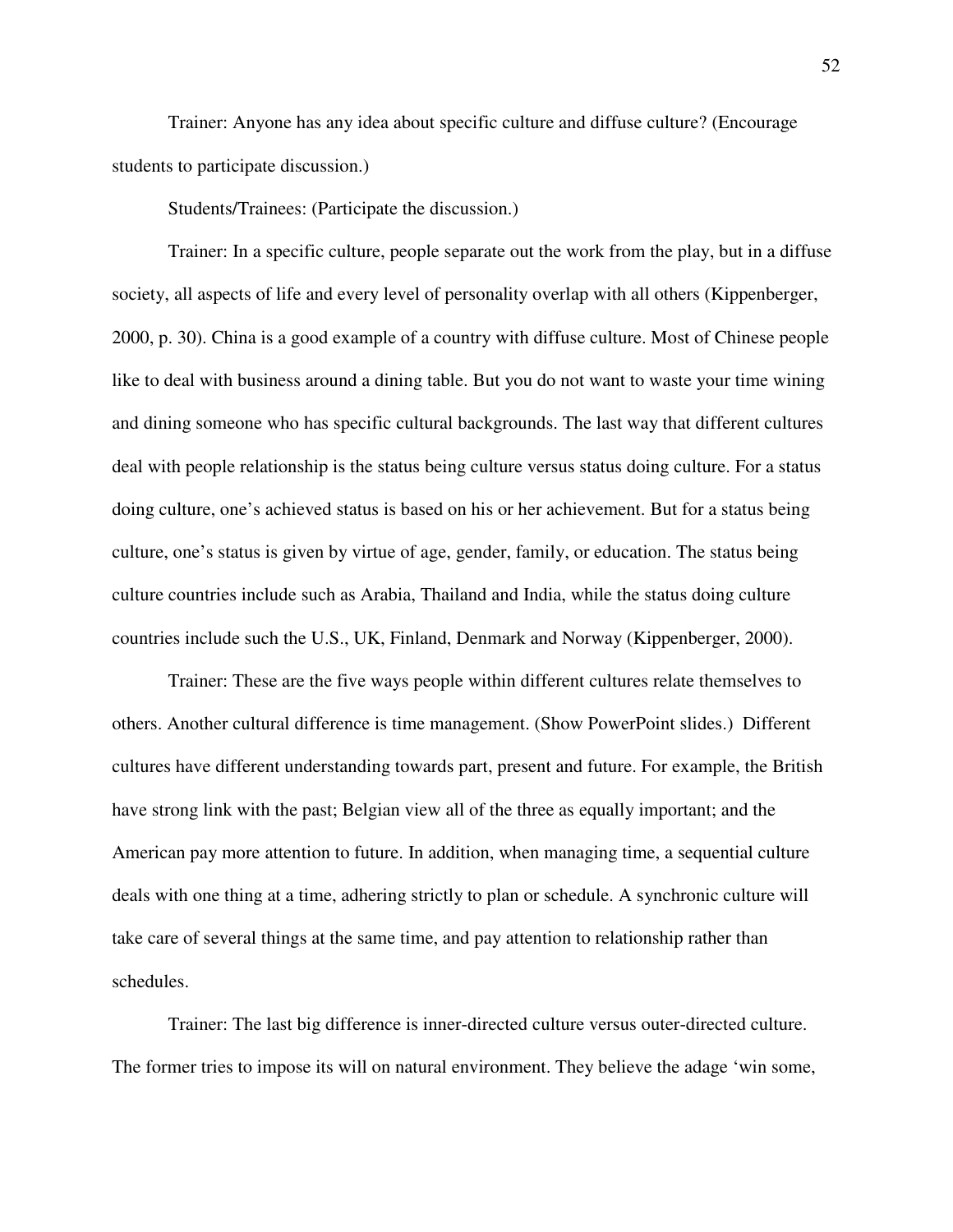Trainer: Anyone has any idea about specific culture and diffuse culture? (Encourage students to participate discussion.)

Students/Trainees: (Participate the discussion.)

Trainer: In a specific culture, people separate out the work from the play, but in a diffuse society, all aspects of life and every level of personality overlap with all others (Kippenberger, 2000, p. 30). China is a good example of a country with diffuse culture. Most of Chinese people like to deal with business around a dining table. But you do not want to waste your time wining and dining someone who has specific cultural backgrounds. The last way that different cultures deal with people relationship is the status being culture versus status doing culture. For a status doing culture, one's achieved status is based on his or her achievement. But for a status being culture, one's status is given by virtue of age, gender, family, or education. The status being culture countries include such as Arabia, Thailand and India, while the status doing culture countries include such the U.S., UK, Finland, Denmark and Norway (Kippenberger, 2000).

Trainer: These are the five ways people within different cultures relate themselves to others. Another cultural difference is time management. (Show PowerPoint slides.) Different cultures have different understanding towards part, present and future. For example, the British have strong link with the past; Belgian view all of the three as equally important; and the American pay more attention to future. In addition, when managing time, a sequential culture deals with one thing at a time, adhering strictly to plan or schedule. A synchronic culture will take care of several things at the same time, and pay attention to relationship rather than schedules.

Trainer: The last big difference is inner-directed culture versus outer-directed culture. The former tries to impose its will on natural environment. They believe the adage 'win some,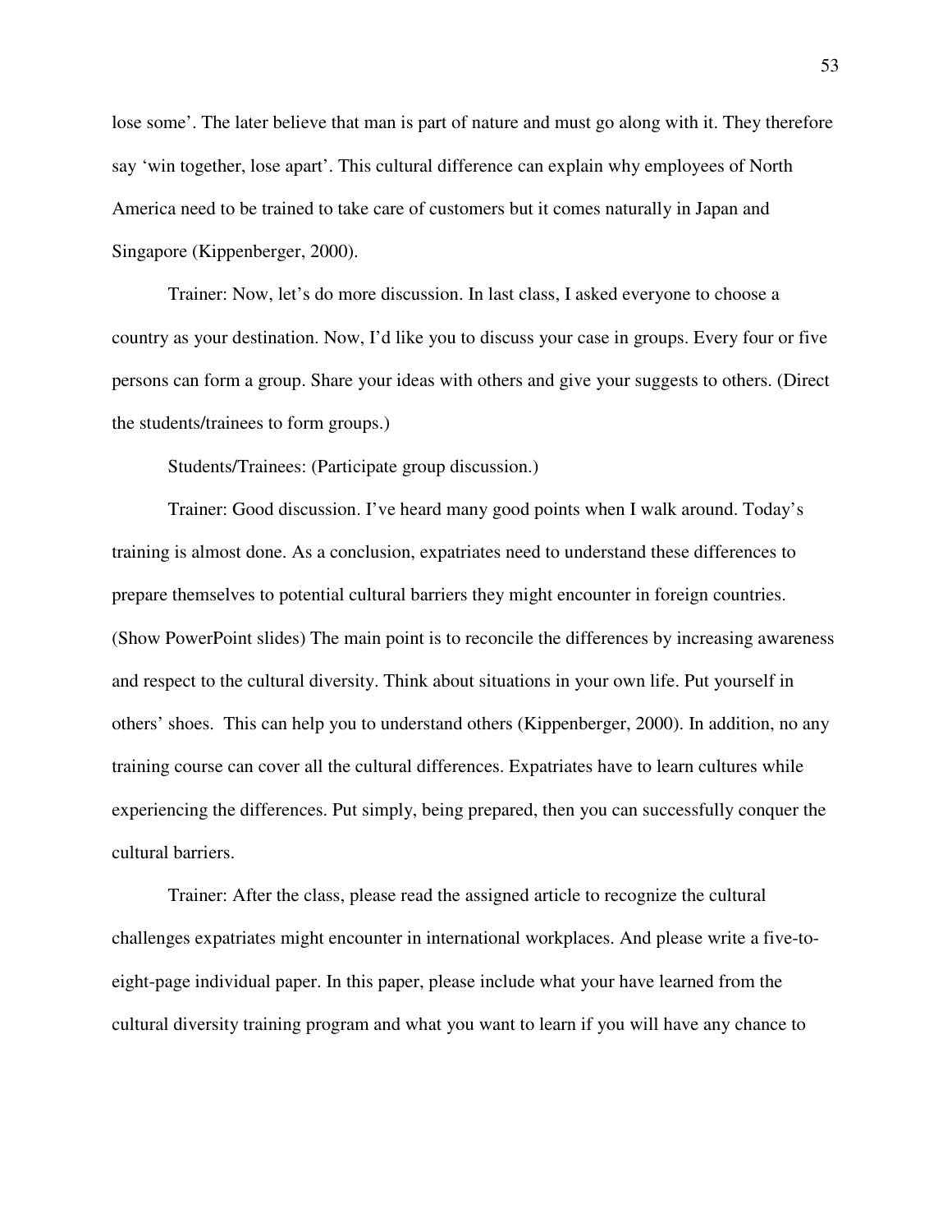lose some'. The later believe that man is part of nature and must go along with it. They therefore say 'win together, lose apart'. This cultural difference can explain why employees of North America need to be trained to take care of customers but it comes naturally in Japan and Singapore (Kippenberger, 2000).

Trainer: Now, let's do more discussion. In last class, I asked everyone to choose a country as your destination. Now, I'd like you to discuss your case in groups. Every four or five persons can form a group. Share your ideas with others and give your suggests to others. (Direct the students/trainees to form groups.)

Students/Trainees: (Participate group discussion.)

Trainer: Good discussion. I've heard many good points when I walk around. Today's training is almost done. As a conclusion, expatriates need to understand these differences to prepare themselves to potential cultural barriers they might encounter in foreign countries. (Show PowerPoint slides) The main point is to reconcile the differences by increasing awareness and respect to the cultural diversity. Think about situations in your own life. Put yourself in others' shoes. This can help you to understand others (Kippenberger, 2000). In addition, no any training course can cover all the cultural differences. Expatriates have to learn cultures while experiencing the differences. Put simply, being prepared, then you can successfully conquer the cultural barriers.

Trainer: After the class, please read the assigned article to recognize the cultural challenges expatriates might encounter in international workplaces. And please write a five-to-eight-page individual paper. In this paper, please include what your have learned from the cultural diversity training program and what you want to learn if you will have any chance to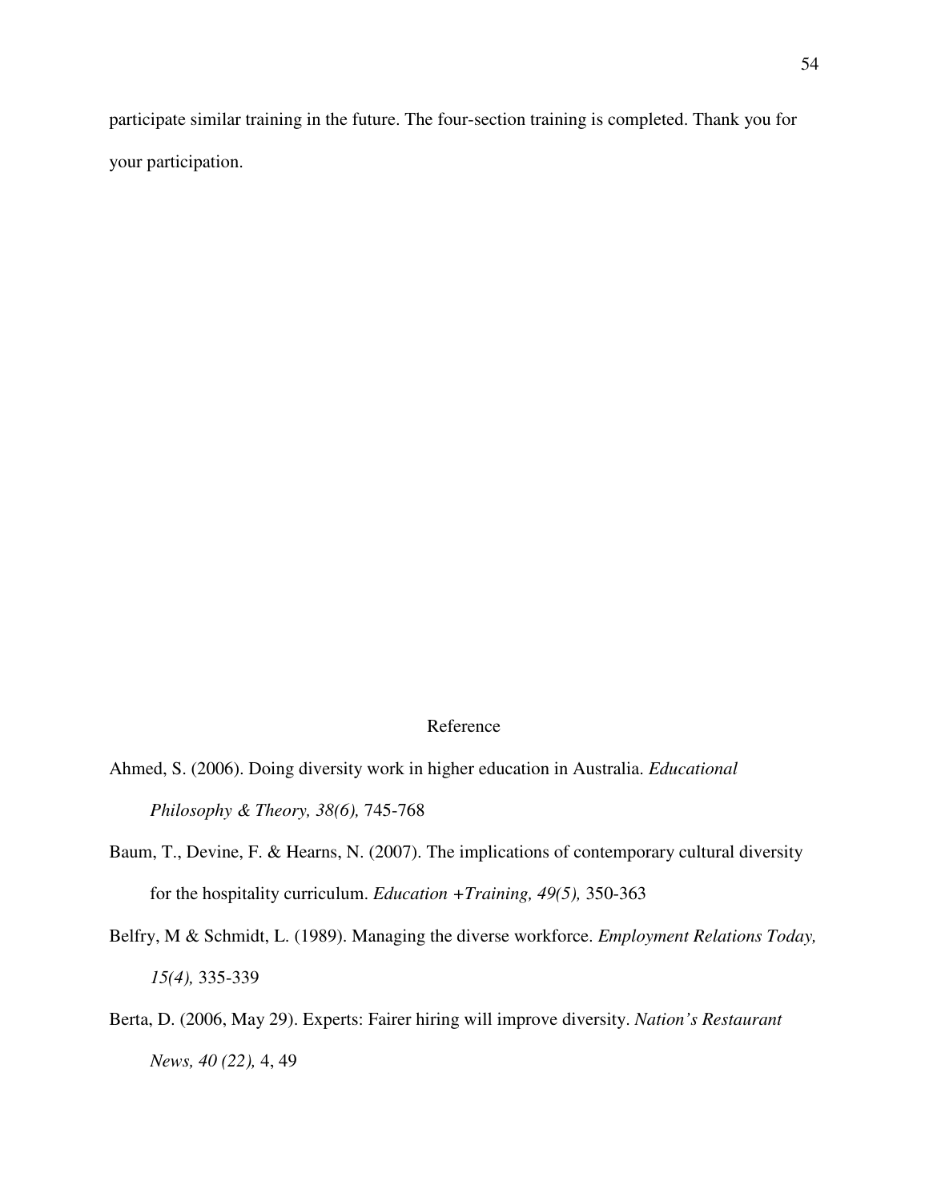participate similar training in the future. The four-section training is completed. Thank you for your participation.

## Reference

Ahmed, S. (2006). Doing diversity work in higher education in Australia. *Educational Philosophy & Theory, 38(6),* 745-768

Baum, T., Devine, F. & Hearns, N. (2007). The implications of contemporary cultural diversity for the hospitality curriculum. *Education +Training, 49(5),* 350-363

Belfry, M & Schmidt, L. (1989). Managing the diverse workforce. *Employment Relations Today, 15(4),* 335-339

Berta, D. (2006, May 29). Experts: Fairer hiring will improve diversity. *Nation's Restaurant News, 40 (22),* 4, 49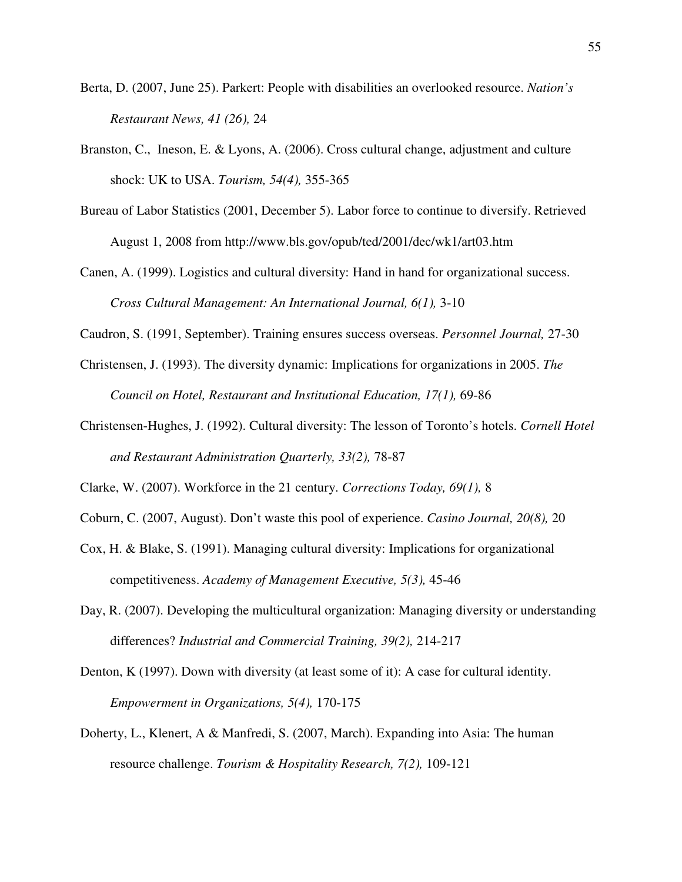Berta, D. (2007, June 25). Parkert: People with disabilities an overlooked resource. *Nation's Restaurant News, 41 (26),* 24

Branston, C., Ineson, E. & Lyons, A. (2006). Cross cultural change, adjustment and culture shock: UK to USA. *Tourism, 54(4),* 355-365

Bureau of Labor Statistics (2001, December 5). Labor force to continue to diversify. Retrieved August 1, 2008 from http://www.bls.gov/opub/ted/2001/dec/wk1/art03.htm

Canen, A. (1999). Logistics and cultural diversity: Hand in hand for organizational success. *Cross Cultural Management: An International Journal, 6(1),* 3-10

Caudron, S. (1991, September). Training ensures success overseas. *Personnel Journal,* 27-30

Christensen, J. (1993). The diversity dynamic: Implications for organizations in 2005. *The Council on Hotel, Restaurant and Institutional Education, 17(1),* 69-86

Christensen-Hughes, J. (1992). Cultural diversity: The lesson of Toronto's hotels. *Cornell Hotel and Restaurant Administration Quarterly, 33(2),* 78-87

Clarke, W. (2007). Workforce in the 21 century. *Corrections Today, 69(1),* 8

Coburn, C. (2007, August). Don't waste this pool of experience. *Casino Journal, 20(8),* 20

Cox, H. & Blake, S. (1991). Managing cultural diversity: Implications for organizational competitiveness. *Academy of Management Executive, 5(3),* 45-46

Day, R. (2007). Developing the multicultural organization: Managing diversity or understanding differences? *Industrial and Commercial Training, 39(2),* 214-217

Denton, K (1997). Down with diversity (at least some of it): A case for cultural identity. *Empowerment in Organizations, 5(4),* 170-175

Doherty, L., Klenert, A & Manfredi, S. (2007, March). Expanding into Asia: The human resource challenge. *Tourism & Hospitality Research, 7(2),* 109-121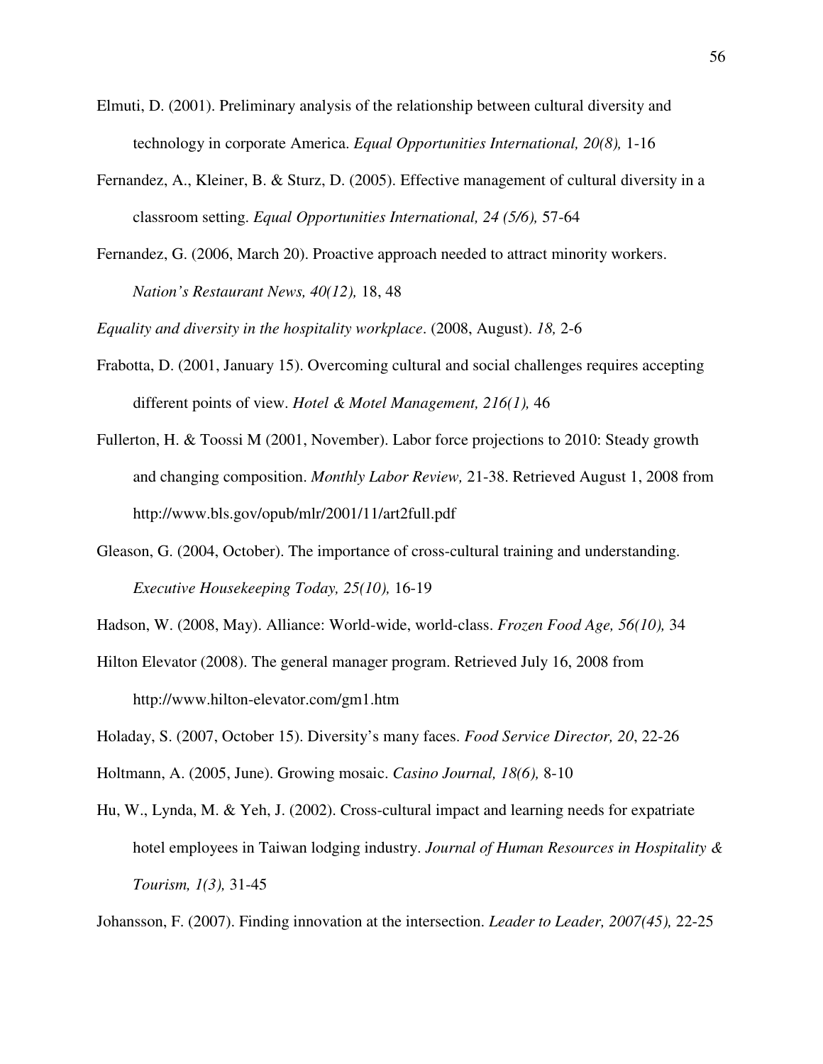Elmuti, D. (2001). Preliminary analysis of the relationship between cultural diversity and technology in corporate America. *Equal Opportunities International, 20(8),* 1-16

Fernandez, A., Kleiner, B. & Sturz, D. (2005). Effective management of cultural diversity in a classroom setting. *Equal Opportunities International, 24 (5/6),* 57-64

Fernandez, G. (2006, March 20). Proactive approach needed to attract minority workers. *Nation's Restaurant News, 40(12),* 18, 48

*Equality and diversity in the hospitality workplace*. (2008, August). *18,* 2-6

Frabotta, D. (2001, January 15). Overcoming cultural and social challenges requires accepting different points of view. *Hotel & Motel Management, 216(1),* 46

Fullerton, H. & Toossi M (2001, November). Labor force projections to 2010: Steady growth and changing composition. *Monthly Labor Review,* 21-38. Retrieved August 1, 2008 from http://www.bls.gov/opub/mlr/2001/11/art2full.pdf

Gleason, G. (2004, October). The importance of cross-cultural training and understanding. *Executive Housekeeping Today, 25(10),* 16-19

Hadson, W. (2008, May). Alliance: World-wide, world-class. *Frozen Food Age, 56(10),* 34

Hilton Elevator (2008). The general manager program. Retrieved July 16, 2008 from http://www.hilton-elevator.com/gm1.htm

Holaday, S. (2007, October 15). Diversity's many faces. *Food Service Director, 20*, 22-26

Holtmann, A. (2005, June). Growing mosaic. *Casino Journal, 18(6),* 8-10

Hu, W., Lynda, M. & Yeh, J. (2002). Cross-cultural impact and learning needs for expatriate hotel employees in Taiwan lodging industry. *Journal of Human Resources in Hospitality & Tourism, 1(3),* 31-45

Johansson, F. (2007). Finding innovation at the intersection. *Leader to Leader, 2007(45),* 22-25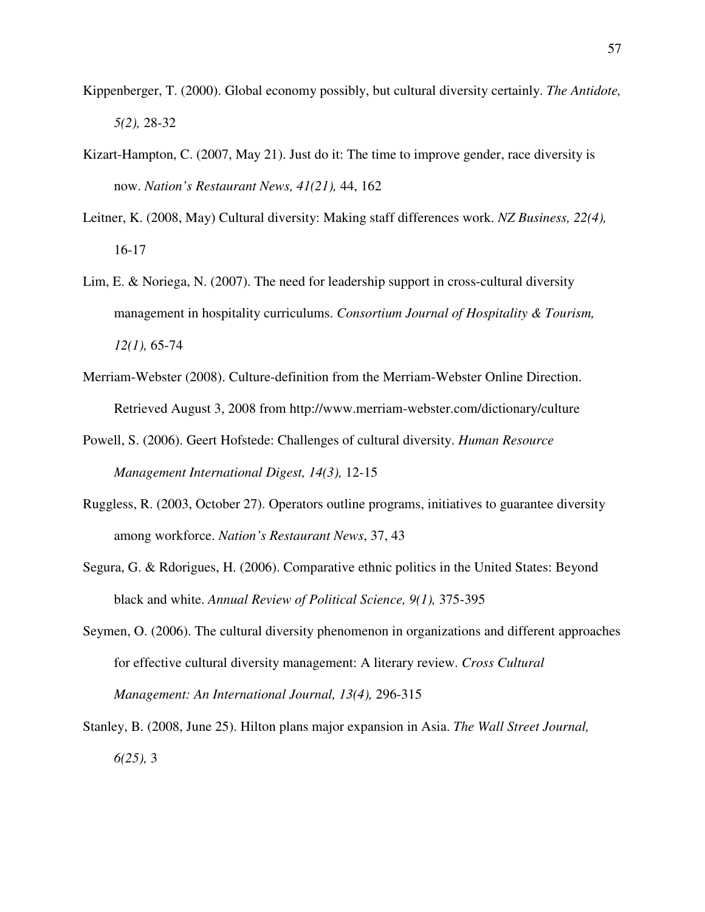Kippenberger, T. (2000). Global economy possibly, but cultural diversity certainly. *The Antidote, 5(2),* 28-32

Kizart-Hampton, C. (2007, May 21). Just do it: The time to improve gender, race diversity is now. *Nation's Restaurant News, 41(21),* 44, 162

Leitner, K. (2008, May) Cultural diversity: Making staff differences work. *NZ Business, 22(4),* 16-17

Lim, E. & Noriega, N. (2007). The need for leadership support in cross-cultural diversity management in hospitality curriculums. *Consortium Journal of Hospitality & Tourism, 12(1),* 65-74

Merriam-Webster (2008). Culture-definition from the Merriam-Webster Online Direction. Retrieved August 3, 2008 from http://www.merriam-webster.com/dictionary/culture

Powell, S. (2006). Geert Hofstede: Challenges of cultural diversity. *Human Resource Management International Digest, 14(3),* 12-15

Ruggless, R. (2003, October 27). Operators outline programs, initiatives to guarantee diversity among workforce. *Nation's Restaurant News*, 37, 43

Segura, G. & Rdorigues, H. (2006). Comparative ethnic politics in the United States: Beyond black and white. *Annual Review of Political Science, 9(1),* 375-395

Seymen, O. (2006). The cultural diversity phenomenon in organizations and different approaches for effective cultural diversity management: A literary review. *Cross Cultural Management: An International Journal, 13(4),* 296-315

Stanley, B. (2008, June 25). Hilton plans major expansion in Asia. *The Wall Street Journal, 6(25),* 3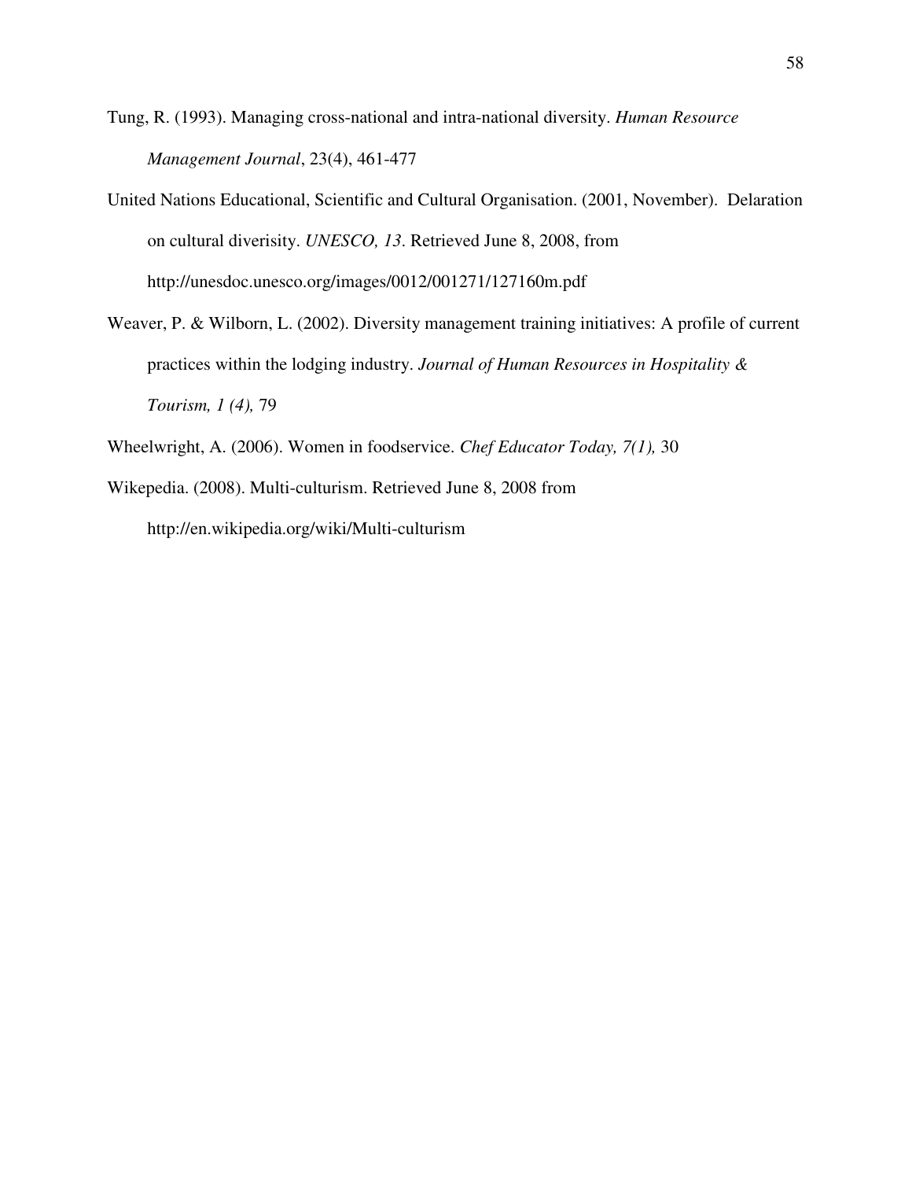Tung, R. (1993). Managing cross-national and intra-national diversity. *Human Resource Management Journal*, 23(4), 461-477

United Nations Educational, Scientific and Cultural Organisation. (2001, November). Delaration on cultural diverisity. *UNESCO, 13*. Retrieved June 8, 2008, from http://unesdoc.unesco.org/images/0012/001271/127160m.pdf

Weaver, P. & Wilborn, L. (2002). Diversity management training initiatives: A profile of current practices within the lodging industry. *Journal of Human Resources in Hospitality & Tourism, 1 (4),* 79

Wheelwright, A. (2006). Women in foodservice. *Chef Educator Today, 7(1),* 30

Wikepedia. (2008). Multi-culturism. Retrieved June 8, 2008 from http://en.wikipedia.org/wiki/Multi-culturism